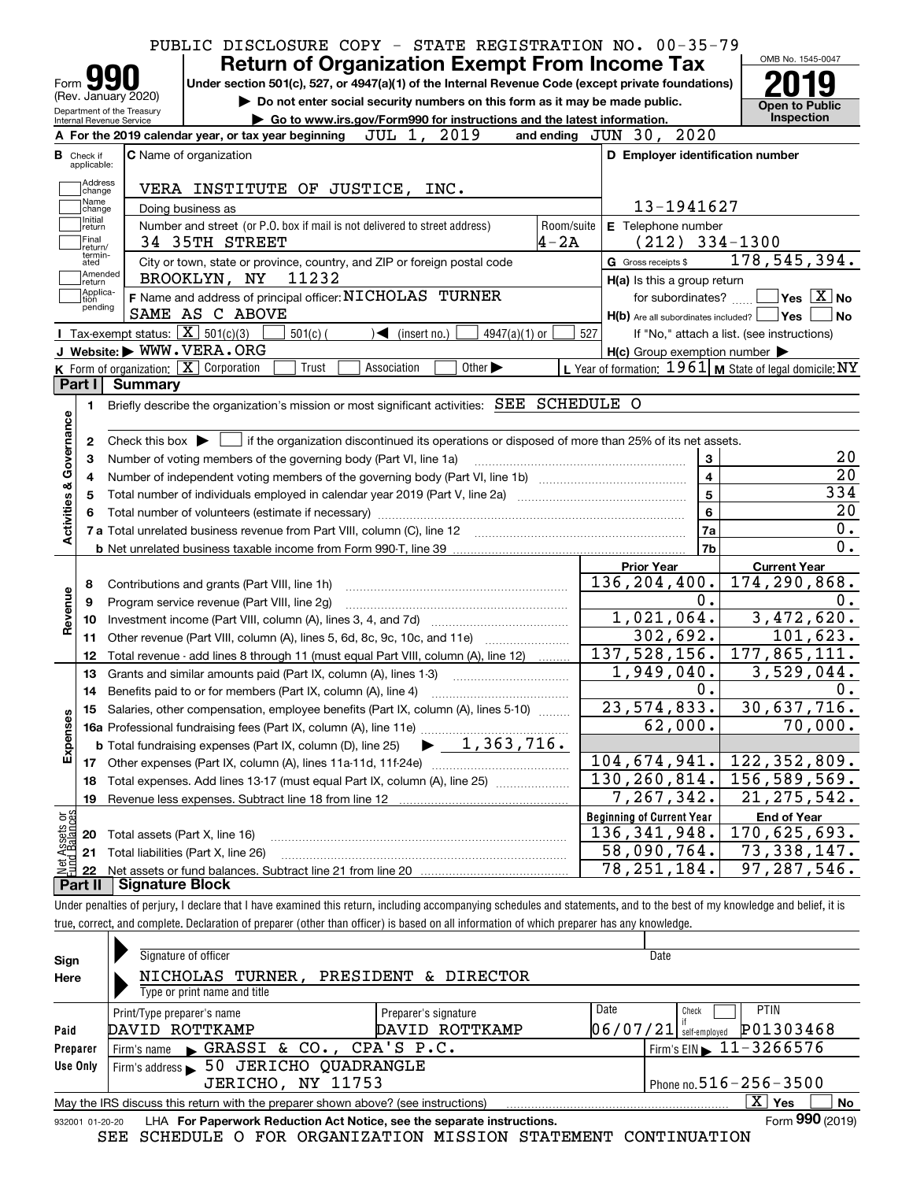PUBLIC DISCLOSURE COPY - STATE REGISTRATION NO. 00-35-79

# Form 990 Return of Organization Exempt From Income Tax

(Rev. January 2020) Department of the Treasury Internal Revenue Service

**Under section 501(c), 527, or 4947(a)(1) of the Internal Revenue Code (except private foundations)**

▶ Do not enter social security numbers on this form as it may be made public.

▶ Go to www.irs.gov/Form990 for instructions and the latest information.

OMB No. 1545-0047 **2019** Open to Public Inspection

**A** For the 2019 calendar year, or tax year beginning JUL 1, 2019 and ending JUN 30, 2020

**B** Check if applicable: Address change, Name change, Initial return, Final return/terminated, Amended return, Application pending

**C** Name of organization: VERA INSTITUTE OF JUSTICE, INC.

Doing business as

Number and street (or P.O. box if mail is not delivered to street address): 34 35TH STREET — Room/suite: 4-2A

City or town, state or province, country, and ZIP or foreign postal code: BROOKLYN, NY 11232

**D** Employer identification number: 13-1941627

**E** Telephone number: (212) 334-1300

**G** Gross receipts $ 178,545,394.

**F** Name and address of principal officer: NICHOLAS TURNER, SAME AS C ABOVE

**H(a)** Is this a group return for subordinates? Yes [ ] No [X]

**H(b)** Are all subordinates included? Yes [ ] No [ ] If "No," attach a list. (see instructions)

**H(c)** Group exemption number ▶

**I** Tax-exempt status: [X] 501(c)(3) [ ] 501(c)( ) ◀ (insert no.) [ ] 4947(a)(1) or [ ] 527

**J** Website: ▶ WWW.VERA.ORG

**K** Form of organization: [X] Corporation [ ] Trust [ ] Association [ ] Other ▶

**L** Year of formation: 1961 **M** State of legal domicile: NY

## Part I Summary

**Activities & Governance**

| | | | |
|---|---|---|---|
| 1 | Briefly describe the organization's mission or most significant activities: SEE SCHEDULE O | | |
| 2 | Check this box ▶ [ ] if the organization discontinued its operations or disposed of more than 25% of its net assets. | | |
| 3 | Number of voting members of the governing body (Part VI, line 1a) | 3 | 20 |
| 4 | Number of independent voting members of the governing body (Part VI, line 1b) | 4 | 20 |
| 5 | Total number of individuals employed in calendar year 2019 (Part V, line 2a) | 5 | 334 |
| 6 | Total number of volunteers (estimate if necessary) | 6 | 20 |
| 7a | Total unrelated business revenue from Part VIII, column (C), line 12 | 7a | 0. |
| b | Net unrelated business taxable income from Form 990-T, line 39 | 7b | 0. |

| | | | Prior Year | Current Year |
|---|---|---|---|---|
| **Revenue** | 8 | Contributions and grants (Part VIII, line 1h) | 136,204,400. | 174,290,868. |
| | 9 | Program service revenue (Part VIII, line 2g) | 0. | 0. |
| | 10 | Investment income (Part VIII, column (A), lines 3, 4, and 7d) | 1,021,064. | 3,472,620. |
| | 11 | Other revenue (Part VIII, column (A), lines 5, 6d, 8c, 9c, 10c, and 11e) | 302,692. | 101,623. |
| | 12 | Total revenue - add lines 8 through 11 (must equal Part VIII, column (A), line 12) | 137,528,156. | 177,865,111. |
| **Expenses** | 13 | Grants and similar amounts paid (Part IX, column (A), lines 1-3) | 1,949,040. | 3,529,044. |
| | 14 | Benefits paid to or for members (Part IX, column (A), line 4) | 0. | 0. |
| | 15 | Salaries, other compensation, employee benefits (Part IX, column (A), lines 5-10) | 23,574,833. | 30,637,716. |
| | 16a | Professional fundraising fees (Part IX, column (A), line 11e) | 62,000. | 70,000. |
| | b | Total fundraising expenses (Part IX, column (D), line 25) ▶ 1,363,716. | | |
| | 17 | Other expenses (Part IX, column (A), lines 11a-11d, 11f-24e) | 104,674,941. | 122,352,809. |
| | 18 | Total expenses. Add lines 13-17 (must equal Part IX, column (A), line 25) | 130,260,814. | 156,589,569. |
| | 19 | Revenue less expenses. Subtract line 18 from line 12 | 7,267,342. | 21,275,542. |
| | | | **Beginning of Current Year** | **End of Year** |
| **Net Assets or Fund Balances** | 20 | Total assets (Part X, line 16) | 136,341,948. | 170,625,693. |
| | 21 | Total liabilities (Part X, line 26) | 58,090,764. | 73,338,147. |
| | 22 | Net assets or fund balances. Subtract line 21 from line 20 | 78,251,184. | 97,287,546. |

## Part II Signature Block

Under penalties of perjury, I declare that I have examined this return, including accompanying schedules and statements, and to the best of my knowledge and belief, it is true, correct, and complete. Declaration of preparer (other than officer) is based on all information of which preparer has any knowledge.

**Sign Here**

Signature of officer — Date

NICHOLAS TURNER, PRESIDENT & DIRECTOR

Type or print name and title

**Paid Preparer Use Only**

| Print/Type preparer's name | Preparer's signature | Date | Check if self-employed | PTIN |
|---|---|---|---|---|
| DAVID ROTTKAMP | DAVID ROTTKAMP | 06/07/21 | [ ] | P01303468 |

Firm's name ▶ GRASSI & CO., CPA'S P.C. — Firm's EIN ▶ 11-3266576

Firm's address ▶ 50 JERICHO QUADRANGLE, JERICHO, NY 11753 — Phone no. 516-256-3500

May the IRS discuss this return with the preparer shown above? (see instructions) [X] Yes [ ] No

932001 01-20-20 LHA For Paperwork Reduction Act Notice, see the separate instructions. Form **990** (2019)

SEE SCHEDULE O FOR ORGANIZATION MISSION STATEMENT CONTINUATION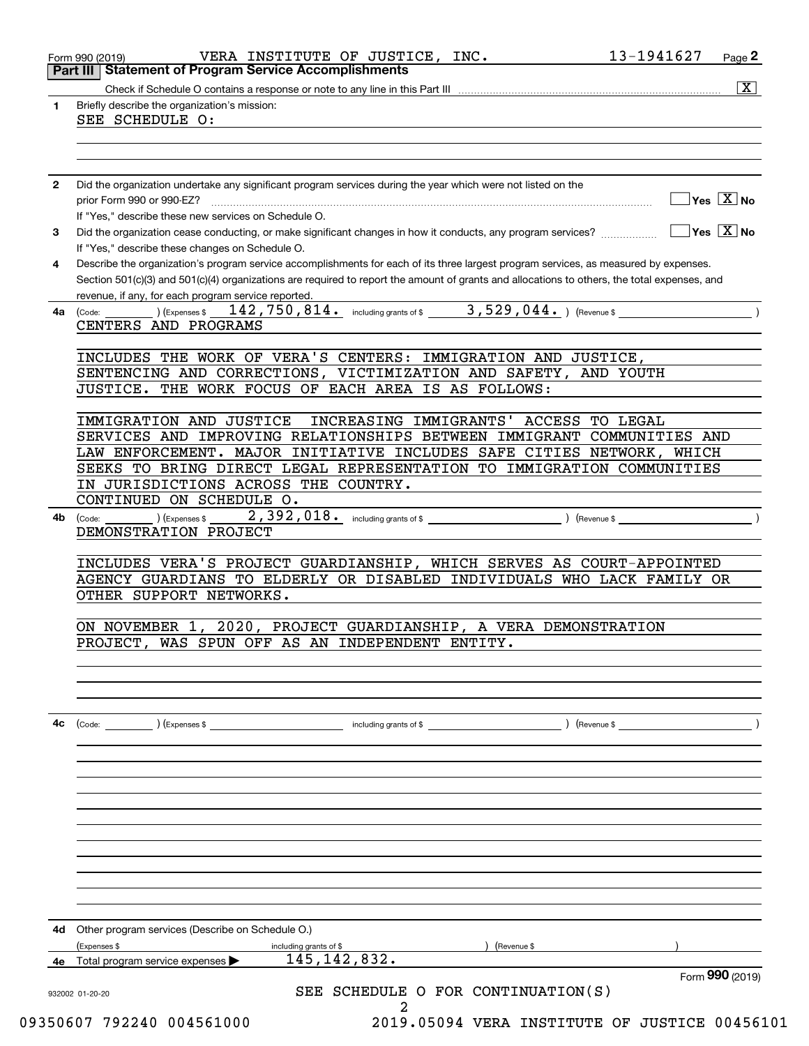Form 990 (2019) VERA INSTITUTE OF JUSTICE, INC. 13-1941627

## Part III Statement of Program Service Accomplishments

Check if Schedule O contains a response or note to any line in this Part III [X]

**1** Briefly describe the organization's mission:

SEE SCHEDULE O:

**2** Did the organization undertake any significant program services during the year which were not listed on the prior Form 990 or 990-EZ? [ ] Yes [X] No

If "Yes," describe these new services on Schedule O.

**3** Did the organization cease conducting, or make significant changes in how it conducts, any program services? [ ] Yes [X] No

If "Yes," describe these changes on Schedule O.

**4** Describe the organization's program service accomplishments for each of its three largest program services, as measured by expenses. Section 501(c)(3) and 501(c)(4) organizations are required to report the amount of grants and allocations to others, the total expenses, and revenue, if any, for each program service reported.

**4a** (Code: ) (Expenses $ 142,750,814. including grants of $ 3,529,044. ) (Revenue $ )

CENTERS AND PROGRAMS

INCLUDES THE WORK OF VERA'S CENTERS: IMMIGRATION AND JUSTICE, SENTENCING AND CORRECTIONS, VICTIMIZATION AND SAFETY, AND YOUTH JUSTICE. THE WORK FOCUS OF EACH AREA IS AS FOLLOWS:

IMMIGRATION AND JUSTICE INCREASING IMMIGRANTS' ACCESS TO LEGAL SERVICES AND IMPROVING RELATIONSHIPS BETWEEN IMMIGRANT COMMUNITIES AND LAW ENFORCEMENT. MAJOR INITIATIVE INCLUDES SAFE CITIES NETWORK, WHICH SEEKS TO BRING DIRECT LEGAL REPRESENTATION TO IMMIGRATION COMMUNITIES IN JURISDICTIONS ACROSS THE COUNTRY.

CONTINUED ON SCHEDULE O.

**4b** (Code: ) (Expenses $ 2,392,018. including grants of $ ) (Revenue $ )

DEMONSTRATION PROJECT

INCLUDES VERA'S PROJECT GUARDIANSHIP, WHICH SERVES AS COURT-APPOINTED AGENCY GUARDIANS TO ELDERLY OR DISABLED INDIVIDUALS WHO LACK FAMILY OR OTHER SUPPORT NETWORKS.

ON NOVEMBER 1, 2020, PROJECT GUARDIANSHIP, A VERA DEMONSTRATION PROJECT, WAS SPUN OFF AS AN INDEPENDENT ENTITY.

**4c** (Code: ) (Expenses $ including grants of $ ) (Revenue $ )

**4d** Other program services (Describe on Schedule O.)

(Expenses $ including grants of $ ) (Revenue $ )

**4e** Total program service expenses ▶ 145,142,832.

Form 990 (2019)

SEE SCHEDULE O FOR CONTINUATION(S)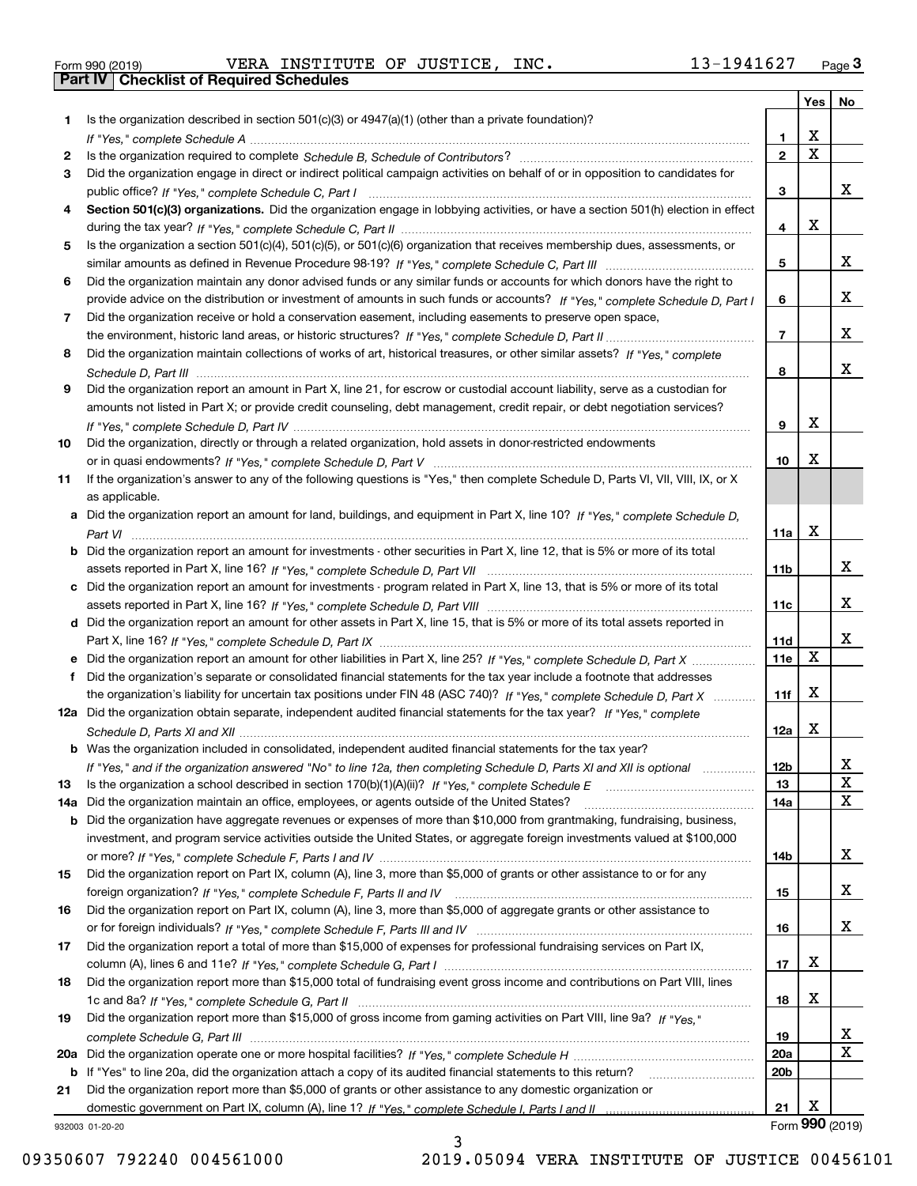Form 990 (2019) VERA INSTITUTE OF JUSTICE, INC. 13-1941627 Page 3

**Part IV Checklist of Required Schedules**

| | | | Yes | No |
|---|---|---|---|---|
| 1 | Is the organization described in section 501(c)(3) or 4947(a)(1) (other than a private foundation)? *If "Yes," complete Schedule A* | 1 | X | |
| 2 | Is the organization required to complete *Schedule B, Schedule of Contributors*? | 2 | X | |
| 3 | Did the organization engage in direct or indirect political campaign activities on behalf of or in opposition to candidates for public office? *If "Yes," complete Schedule C, Part I* | 3 | | X |
| 4 | **Section 501(c)(3) organizations.** Did the organization engage in lobbying activities, or have a section 501(h) election in effect during the tax year? *If "Yes," complete Schedule C, Part II* | 4 | X | |
| 5 | Is the organization a section 501(c)(4), 501(c)(5), or 501(c)(6) organization that receives membership dues, assessments, or similar amounts as defined in Revenue Procedure 98-19? *If "Yes," complete Schedule C, Part III* | 5 | | X |
| 6 | Did the organization maintain any donor advised funds or any similar funds or accounts for which donors have the right to provide advice on the distribution or investment of amounts in such funds or accounts? *If "Yes," complete Schedule D, Part I* | 6 | | X |
| 7 | Did the organization receive or hold a conservation easement, including easements to preserve open space, the environment, historic land areas, or historic structures? *If "Yes," complete Schedule D, Part II* | 7 | | X |
| 8 | Did the organization maintain collections of works of art, historical treasures, or other similar assets? *If "Yes," complete Schedule D, Part III* | 8 | | X |
| 9 | Did the organization report an amount in Part X, line 21, for escrow or custodial account liability, serve as a custodian for amounts not listed in Part X; or provide credit counseling, debt management, credit repair, or debt negotiation services? *If "Yes," complete Schedule D, Part IV* | 9 | X | |
| 10 | Did the organization, directly or through a related organization, hold assets in donor-restricted endowments or in quasi endowments? *If "Yes," complete Schedule D, Part V* | 10 | X | |
| 11 | If the organization's answer to any of the following questions is "Yes," then complete Schedule D, Parts VI, VII, VIII, IX, or X as applicable. | | | |
| a | Did the organization report an amount for land, buildings, and equipment in Part X, line 10? *If "Yes," complete Schedule D, Part VI* | 11a | X | |
| b | Did the organization report an amount for investments - other securities in Part X, line 12, that is 5% or more of its total assets reported in Part X, line 16? *If "Yes," complete Schedule D, Part VII* | 11b | | X |
| c | Did the organization report an amount for investments - program related in Part X, line 13, that is 5% or more of its total assets reported in Part X, line 16? *If "Yes," complete Schedule D, Part VIII* | 11c | | X |
| d | Did the organization report an amount for other assets in Part X, line 15, that is 5% or more of its total assets reported in Part X, line 16? *If "Yes," complete Schedule D, Part IX* | 11d | | X |
| e | Did the organization report an amount for other liabilities in Part X, line 25? *If "Yes," complete Schedule D, Part X* | 11e | X | |
| f | Did the organization's separate or consolidated financial statements for the tax year include a footnote that addresses the organization's liability for uncertain tax positions under FIN 48 (ASC 740)? *If "Yes," complete Schedule D, Part X* | 11f | X | |
| 12a | Did the organization obtain separate, independent audited financial statements for the tax year? *If "Yes," complete Schedule D, Parts XI and XII* | 12a | X | |
| b | Was the organization included in consolidated, independent audited financial statements for the tax year? *If "Yes," and if the organization answered "No" to line 12a, then completing Schedule D, Parts XI and XII is optional* | 12b | | X |
| 13 | Is the organization a school described in section 170(b)(1)(A)(ii)? *If "Yes," complete Schedule E* | 13 | | X |
| 14a | Did the organization maintain an office, employees, or agents outside of the United States? | 14a | | X |
| b | Did the organization have aggregate revenues or expenses of more than $10,000 from grantmaking, fundraising, business, investment, and program service activities outside the United States, or aggregate foreign investments valued at $100,000 or more? *If "Yes," complete Schedule F, Parts I and IV* | 14b | | X |
| 15 | Did the organization report on Part IX, column (A), line 3, more than $5,000 of grants or other assistance to or for any foreign organization? *If "Yes," complete Schedule F, Parts II and IV* | 15 | | X |
| 16 | Did the organization report on Part IX, column (A), line 3, more than $5,000 of aggregate grants or other assistance to or for foreign individuals? *If "Yes," complete Schedule F, Parts III and IV* | 16 | | X |
| 17 | Did the organization report a total of more than $15,000 of expenses for professional fundraising services on Part IX, column (A), lines 6 and 11e? *If "Yes," complete Schedule G, Part I* | 17 | X | |
| 18 | Did the organization report more than $15,000 total of fundraising event gross income and contributions on Part VIII, lines 1c and 8a? *If "Yes," complete Schedule G, Part II* | 18 | X | |
| 19 | Did the organization report more than $15,000 of gross income from gaming activities on Part VIII, line 9a? *If "Yes," complete Schedule G, Part III* | 19 | | X |
| 20a | Did the organization operate one or more hospital facilities? *If "Yes," complete Schedule H* | 20a | | X |
| b | If "Yes" to line 20a, did the organization attach a copy of its audited financial statements to this return? | 20b | | |
| 21 | Did the organization report more than $5,000 of grants or other assistance to any domestic organization or domestic government on Part IX, column (A), line 1? *If "Yes," complete Schedule I, Parts I and II* | 21 | X | |

932003 01-20-20 Form 990 (2019)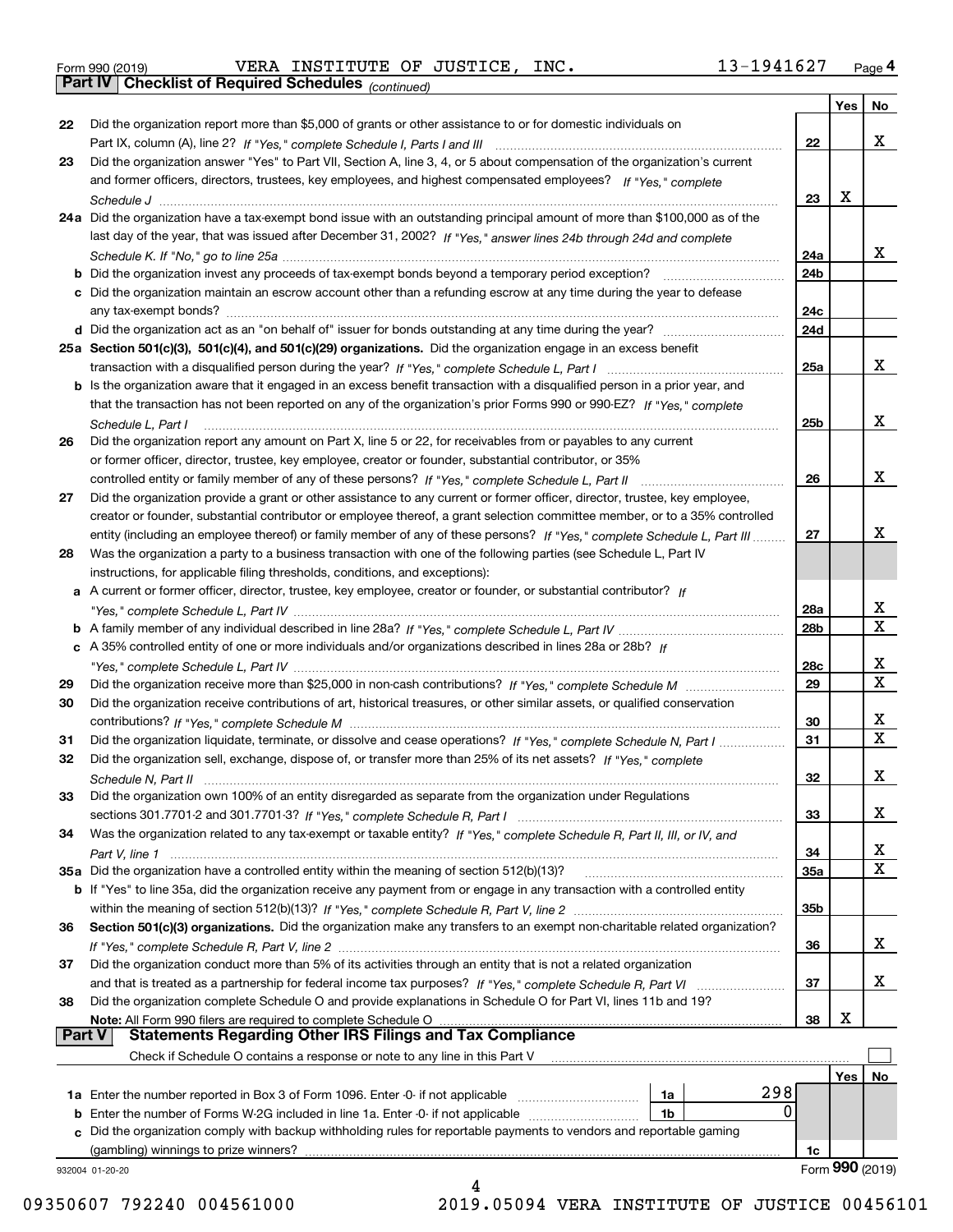Form 990 (2019) VERA INSTITUTE OF JUSTICE, INC. 13-1941627 Page 4

**Part IV Checklist of Required Schedules** *(continued)*

| | | | Yes | No |
|---|---|---|---|---|
| 22 | Did the organization report more than $5,000 of grants or other assistance to or for domestic individuals on Part IX, column (A), line 2? *If "Yes," complete Schedule I, Parts I and III* | 22 | | X |
| 23 | Did the organization answer "Yes" to Part VII, Section A, line 3, 4, or 5 about compensation of the organization's current and former officers, directors, trustees, key employees, and highest compensated employees? *If "Yes," complete Schedule J* | 23 | X | |
| 24a | Did the organization have a tax-exempt bond issue with an outstanding principal amount of more than $100,000 as of the last day of the year, that was issued after December 31, 2002? *If "Yes," answer lines 24b through 24d and complete Schedule K. If "No," go to line 25a* | 24a | | X |
| b | Did the organization invest any proceeds of tax-exempt bonds beyond a temporary period exception? | 24b | | |
| c | Did the organization maintain an escrow account other than a refunding escrow at any time during the year to defease any tax-exempt bonds? | 24c | | |
| d | Did the organization act as an "on behalf of" issuer for bonds outstanding at any time during the year? | 24d | | |
| 25a | **Section 501(c)(3), 501(c)(4), and 501(c)(29) organizations.** Did the organization engage in an excess benefit transaction with a disqualified person during the year? *If "Yes," complete Schedule L, Part I* | 25a | | X |
| b | Is the organization aware that it engaged in an excess benefit transaction with a disqualified person in a prior year, and that the transaction has not been reported on any of the organization's prior Forms 990 or 990-EZ? *If "Yes," complete Schedule L, Part I* | 25b | | X |
| 26 | Did the organization report any amount on Part X, line 5 or 22, for receivables from or payables to any current or former officer, director, trustee, key employee, creator or founder, substantial contributor, or 35% controlled entity or family member of any of these persons? *If "Yes," complete Schedule L, Part II* | 26 | | X |
| 27 | Did the organization provide a grant or other assistance to any current or former officer, director, trustee, key employee, creator or founder, substantial contributor or employee thereof, a grant selection committee member, or to a 35% controlled entity (including an employee thereof) or family member of any of these persons? *If "Yes," complete Schedule L, Part III* | 27 | | X |
| 28 | Was the organization a party to a business transaction with one of the following parties (see Schedule L, Part IV instructions, for applicable filing thresholds, conditions, and exceptions): | | | |
| a | A current or former officer, director, trustee, key employee, creator or founder, or substantial contributor? *If "Yes," complete Schedule L, Part IV* | 28a | | X |
| b | A family member of any individual described in line 28a? *If "Yes," complete Schedule L, Part IV* | 28b | | X |
| c | A 35% controlled entity of one or more individuals and/or organizations described in lines 28a or 28b? *If "Yes," complete Schedule L, Part IV* | 28c | | X |
| 29 | Did the organization receive more than $25,000 in non-cash contributions? *If "Yes," complete Schedule M* | 29 | | X |
| 30 | Did the organization receive contributions of art, historical treasures, or other similar assets, or qualified conservation contributions? *If "Yes," complete Schedule M* | 30 | | X |
| 31 | Did the organization liquidate, terminate, or dissolve and cease operations? *If "Yes," complete Schedule N, Part I* | 31 | | X |
| 32 | Did the organization sell, exchange, dispose of, or transfer more than 25% of its net assets? *If "Yes," complete Schedule N, Part II* | 32 | | X |
| 33 | Did the organization own 100% of an entity disregarded as separate from the organization under Regulations sections 301.7701-2 and 301.7701-3? *If "Yes," complete Schedule R, Part I* | 33 | | X |
| 34 | Was the organization related to any tax-exempt or taxable entity? *If "Yes," complete Schedule R, Part II, III, or IV, and Part V, line 1* | 34 | | X |
| 35a | Did the organization have a controlled entity within the meaning of section 512(b)(13)? | 35a | | X |
| b | If "Yes" to line 35a, did the organization receive any payment from or engage in any transaction with a controlled entity within the meaning of section 512(b)(13)? *If "Yes," complete Schedule R, Part V, line 2* | 35b | | |
| 36 | **Section 501(c)(3) organizations.** Did the organization make any transfers to an exempt non-charitable related organization? *If "Yes," complete Schedule R, Part V, line 2* | 36 | | X |
| 37 | Did the organization conduct more than 5% of its activities through an entity that is not a related organization and that is treated as a partnership for federal income tax purposes? *If "Yes," complete Schedule R, Part VI* | 37 | | X |
| 38 | Did the organization complete Schedule O and provide explanations in Schedule O for Part VI, lines 11b and 19? **Note:** All Form 990 filers are required to complete Schedule O | 38 | X | |

**Part V Statements Regarding Other IRS Filings and Tax Compliance**

Check if Schedule O contains a response or note to any line in this Part V ☐

| | | | | | Yes | No |
|---|---|---|---|---|---|---|
| 1a | Enter the number reported in Box 3 of Form 1096. Enter -0- if not applicable | 1a | 298 | | | |
| b | Enter the number of Forms W-2G included in line 1a. Enter -0- if not applicable | 1b | 0 | | | |
| c | Did the organization comply with backup withholding rules for reportable payments to vendors and reportable gaming (gambling) winnings to prize winners? | | | 1c | | |

932004 01-20-20 Form **990** (2019)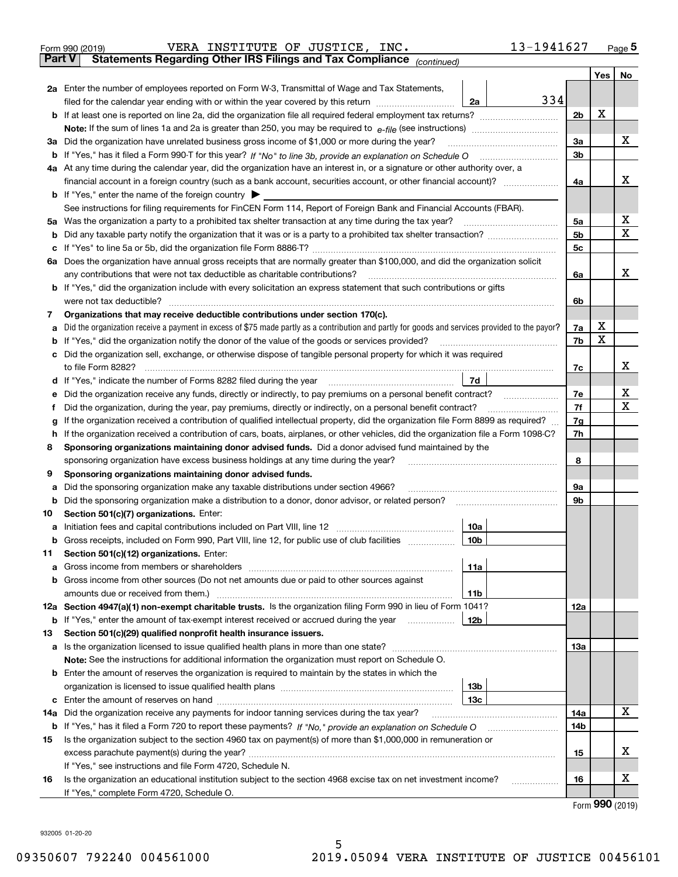Form 990 (2019) VERA INSTITUTE OF JUSTICE, INC. 13-1941627 Page **5**

**Part V Statements Regarding Other IRS Filings and Tax Compliance** *(continued)*

| | | | | | Yes | No |
|---|---|---|---|---|---|---|
| **2a** | Enter the number of employees reported on Form W-3, Transmittal of Wage and Tax Statements, filed for the calendar year ending with or within the year covered by this return | 2a | 334 | | | |
| **b** | If at least one is reported on line 2a, did the organization file all required federal employment tax returns? | | | 2b | X | |
| | **Note:** If the sum of lines 1a and 2a is greater than 250, you may be required to *e-file* (see instructions) | | | | | |
| **3a** | Did the organization have unrelated business gross income of $1,000 or more during the year? | | | 3a | | X |
| **b** | If "Yes," has it filed a Form 990-T for this year? *If "No" to line 3b, provide an explanation on Schedule O* | | | 3b | | |
| **4a** | At any time during the calendar year, did the organization have an interest in, or a signature or other authority over, a financial account in a foreign country (such as a bank account, securities account, or other financial account)? | | | 4a | | X |
| **b** | If "Yes," enter the name of the foreign country ▶ | | | | | |
| | See instructions for filing requirements for FinCEN Form 114, Report of Foreign Bank and Financial Accounts (FBAR). | | | | | |
| **5a** | Was the organization a party to a prohibited tax shelter transaction at any time during the tax year? | | | 5a | | X |
| **b** | Did any taxable party notify the organization that it was or is a party to a prohibited tax shelter transaction? | | | 5b | | X |
| **c** | If "Yes" to line 5a or 5b, did the organization file Form 8886-T? | | | 5c | | |
| **6a** | Does the organization have annual gross receipts that are normally greater than $100,000, and did the organization solicit any contributions that were not tax deductible as charitable contributions? | | | 6a | | X |
| **b** | If "Yes," did the organization include with every solicitation an express statement that such contributions or gifts were not tax deductible? | | | 6b | | |
| **7** | **Organizations that may receive deductible contributions under section 170(c).** | | | | | |
| **a** | Did the organization receive a payment in excess of $75 made partly as a contribution and partly for goods and services provided to the payor? | | | 7a | X | |
| **b** | If "Yes," did the organization notify the donor of the value of the goods or services provided? | | | 7b | X | |
| **c** | Did the organization sell, exchange, or otherwise dispose of tangible personal property for which it was required to file Form 8282? | | | 7c | | X |
| **d** | If "Yes," indicate the number of Forms 8282 filed during the year | 7d | | | | |
| **e** | Did the organization receive any funds, directly or indirectly, to pay premiums on a personal benefit contract? | | | 7e | | X |
| **f** | Did the organization, during the year, pay premiums, directly or indirectly, on a personal benefit contract? | | | 7f | | X |
| **g** | If the organization received a contribution of qualified intellectual property, did the organization file Form 8899 as required? | | | 7g | | |
| **h** | If the organization received a contribution of cars, boats, airplanes, or other vehicles, did the organization file a Form 1098-C? | | | 7h | | |
| **8** | **Sponsoring organizations maintaining donor advised funds.** Did a donor advised fund maintained by the sponsoring organization have excess business holdings at any time during the year? | | | 8 | | |
| **9** | **Sponsoring organizations maintaining donor advised funds.** | | | | | |
| **a** | Did the sponsoring organization make any taxable distributions under section 4966? | | | 9a | | |
| **b** | Did the sponsoring organization make a distribution to a donor, donor advisor, or related person? | | | 9b | | |
| **10** | **Section 501(c)(7) organizations.** Enter: | | | | | |
| **a** | Initiation fees and capital contributions included on Part VIII, line 12 | 10a | | | | |
| **b** | Gross receipts, included on Form 990, Part VIII, line 12, for public use of club facilities | 10b | | | | |
| **11** | **Section 501(c)(12) organizations.** Enter: | | | | | |
| **a** | Gross income from members or shareholders | 11a | | | | |
| **b** | Gross income from other sources (Do not net amounts due or paid to other sources against amounts due or received from them.) | 11b | | | | |
| **12a** | **Section 4947(a)(1) non-exempt charitable trusts.** Is the organization filing Form 990 in lieu of Form 1041? | | | 12a | | |
| **b** | If "Yes," enter the amount of tax-exempt interest received or accrued during the year | 12b | | | | |
| **13** | **Section 501(c)(29) qualified nonprofit health insurance issuers.** | | | | | |
| **a** | Is the organization licensed to issue qualified health plans in more than one state? | | | 13a | | |
| | **Note:** See the instructions for additional information the organization must report on Schedule O. | | | | | |
| **b** | Enter the amount of reserves the organization is required to maintain by the states in which the organization is licensed to issue qualified health plans | 13b | | | | |
| **c** | Enter the amount of reserves on hand | 13c | | | | |
| **14a** | Did the organization receive any payments for indoor tanning services during the tax year? | | | 14a | | X |
| **b** | If "Yes," has it filed a Form 720 to report these payments? *If "No," provide an explanation on Schedule O* | | | 14b | | |
| **15** | Is the organization subject to the section 4960 tax on payment(s) of more than $1,000,000 in remuneration or excess parachute payment(s) during the year? | | | 15 | | X |
| | If "Yes," see instructions and file Form 4720, Schedule N. | | | | | |
| **16** | Is the organization an educational institution subject to the section 4968 excise tax on net investment income? | | | 16 | | X |
| | If "Yes," complete Form 4720, Schedule O. | | | | | |

Form **990** (2019)

932005 01-20-20

09350607 792240 004561000 2019.05094 VERA INSTITUTE OF JUSTICE 00456101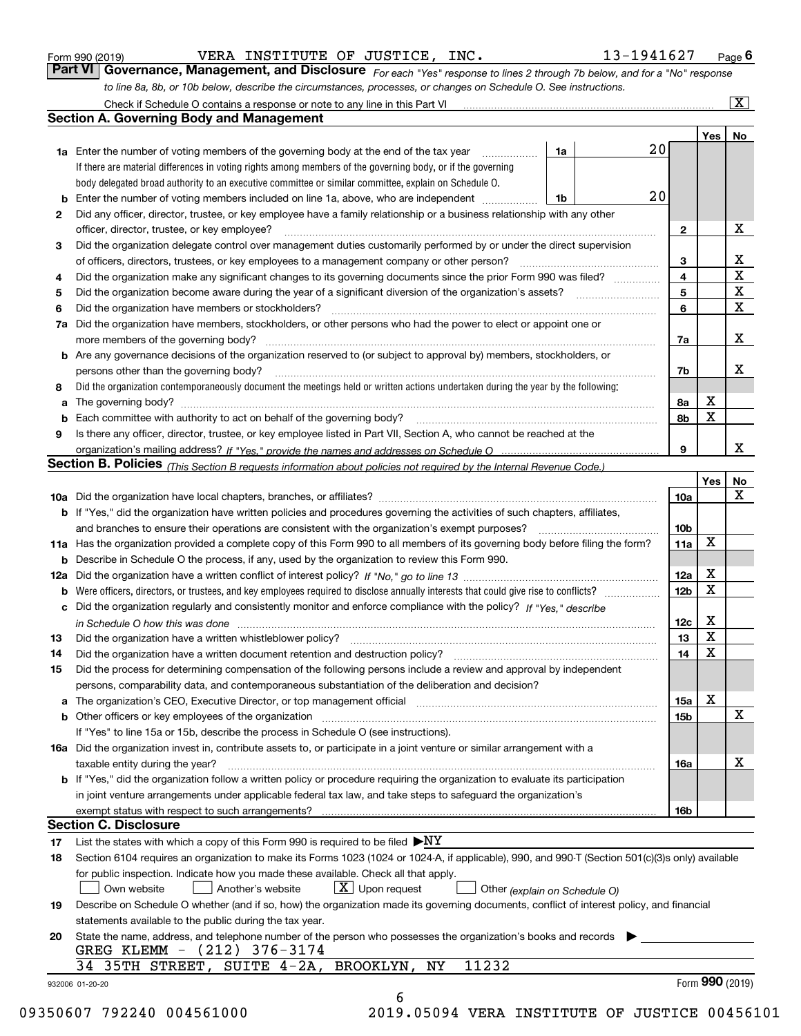Form 990 (2019) VERA INSTITUTE OF JUSTICE, INC. 13-1941627 Page 6

## Part VI Governance, Management, and Disclosure

*For each "Yes" response to lines 2 through 7b below, and for a "No" response to line 8a, 8b, or 10b below, describe the circumstances, processes, or changes on Schedule O. See instructions.*

Check if Schedule O contains a response or note to any line in this Part VI [X]

### Section A. Governing Body and Management

| | | | | Yes | No |
|---|---|---|---|---|---|
| 1a | Enter the number of voting members of the governing body at the end of the tax year. If there are material differences in voting rights among members of the governing body, or if the governing body delegated broad authority to an executive committee or similar committee, explain on Schedule O. | 1a | 20 | | |
| b | Enter the number of voting members included on line 1a, above, who are independent | 1b | 20 | | |
| 2 | Did any officer, director, trustee, or key employee have a family relationship or a business relationship with any other officer, director, trustee, or key employee? | 2 | | | X |
| 3 | Did the organization delegate control over management duties customarily performed by or under the direct supervision of officers, directors, trustees, or key employees to a management company or other person? | 3 | | | X |
| 4 | Did the organization make any significant changes to its governing documents since the prior Form 990 was filed? | 4 | | | X |
| 5 | Did the organization become aware during the year of a significant diversion of the organization's assets? | 5 | | | X |
| 6 | Did the organization have members or stockholders? | 6 | | | X |
| 7a | Did the organization have members, stockholders, or other persons who had the power to elect or appoint one or more members of the governing body? | 7a | | | X |
| b | Are any governance decisions of the organization reserved to (or subject to approval by) members, stockholders, or persons other than the governing body? | 7b | | | X |
| 8 | Did the organization contemporaneously document the meetings held or written actions undertaken during the year by the following: | | | | |
| a | The governing body? | 8a | | X | |
| b | Each committee with authority to act on behalf of the governing body? | 8b | | X | |
| 9 | Is there any officer, director, trustee, or key employee listed in Part VII, Section A, who cannot be reached at the organization's mailing address? *If "Yes," provide the names and addresses on Schedule O* | 9 | | | X |

### Section B. Policies *(This Section B requests information about policies not required by the Internal Revenue Code.)*

| | | | Yes | No |
|---|---|---|---|---|
| 10a | Did the organization have local chapters, branches, or affiliates? | 10a | | X |
| b | If "Yes," did the organization have written policies and procedures governing the activities of such chapters, affiliates, and branches to ensure their operations are consistent with the organization's exempt purposes? | 10b | | |
| 11a | Has the organization provided a complete copy of this Form 990 to all members of its governing body before filing the form? | 11a | X | |
| b | Describe in Schedule O the process, if any, used by the organization to review this Form 990. | | | |
| 12a | Did the organization have a written conflict of interest policy? *If "No," go to line 13* | 12a | X | |
| b | Were officers, directors, or trustees, and key employees required to disclose annually interests that could give rise to conflicts? | 12b | X | |
| c | Did the organization regularly and consistently monitor and enforce compliance with the policy? *If "Yes," describe in Schedule O how this was done* | 12c | X | |
| 13 | Did the organization have a written whistleblower policy? | 13 | X | |
| 14 | Did the organization have a written document retention and destruction policy? | 14 | X | |
| 15 | Did the process for determining compensation of the following persons include a review and approval by independent persons, comparability data, and contemporaneous substantiation of the deliberation and decision? | | | |
| a | The organization's CEO, Executive Director, or top management official | 15a | X | |
| b | Other officers or key employees of the organization | 15b | | X |
| | If "Yes" to line 15a or 15b, describe the process in Schedule O (see instructions). | | | |
| 16a | Did the organization invest in, contribute assets to, or participate in a joint venture or similar arrangement with a taxable entity during the year? | 16a | | X |
| b | If "Yes," did the organization follow a written policy or procedure requiring the organization to evaluate its participation in joint venture arrangements under applicable federal tax law, and take steps to safeguard the organization's exempt status with respect to such arrangements? | 16b | | |

### Section C. Disclosure

17 List the states with which a copy of this Form 990 is required to be filed ▶NY

18 Section 6104 requires an organization to make its Forms 1023 (1024 or 1024-A, if applicable), 990, and 990-T (Section 501(c)(3)s only) available for public inspection. Indicate how you made these available. Check all that apply.

[ ] Own website [ ] Another's website [X] Upon request [ ] Other *(explain on Schedule O)*

19 Describe on Schedule O whether (and if so, how) the organization made its governing documents, conflict of interest policy, and financial statements available to the public during the tax year.

20 State the name, address, and telephone number of the person who possesses the organization's books and records ▶

GREG KLEMM - (212) 376-3174
34 35TH STREET, SUITE 4-2A, BROOKLYN, NY 11232

932006 01-20-20 Form **990** (2019)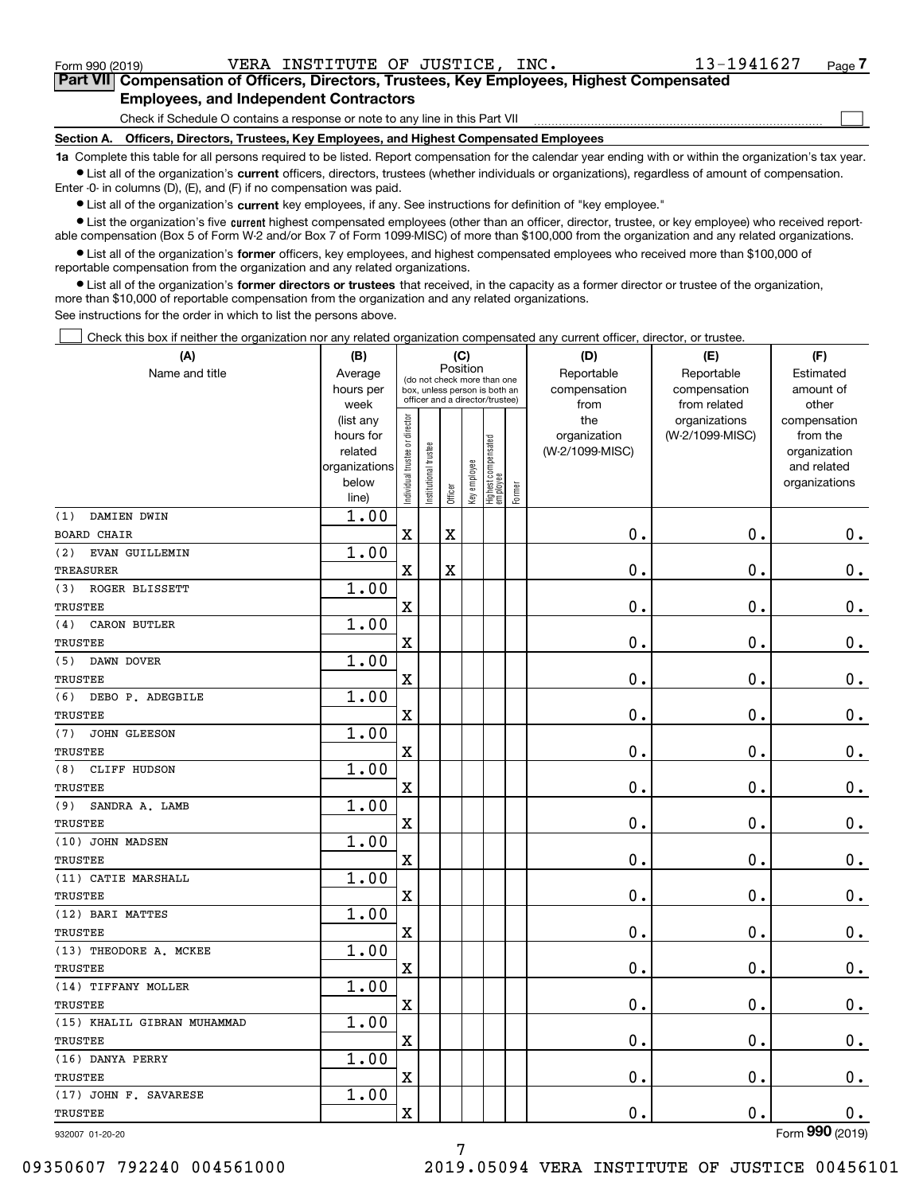Form 990 (2019) VERA INSTITUTE OF JUSTICE, INC. 13-1941627 Page **7**

**Part VII Compensation of Officers, Directors, Trustees, Key Employees, Highest Compensated Employees, and Independent Contractors**

Check if Schedule O contains a response or note to any line in this Part VII ☐

**Section A. Officers, Directors, Trustees, Key Employees, and Highest Compensated Employees**

**1a** Complete this table for all persons required to be listed. Report compensation for the calendar year ending with or within the organization's tax year.

- List all of the organization's **current** officers, directors, trustees (whether individuals or organizations), regardless of amount of compensation. Enter -0- in columns (D), (E), and (F) if no compensation was paid.
- List all of the organization's **current** key employees, if any. See instructions for definition of "key employee."
- List the organization's five **current** highest compensated employees (other than an officer, director, trustee, or key employee) who received reportable compensation (Box 5 of Form W-2 and/or Box 7 of Form 1099-MISC) of more than $100,000 from the organization and any related organizations.
- List all of the organization's **former** officers, key employees, and highest compensated employees who received more than $100,000 of reportable compensation from the organization and any related organizations.
- List all of the organization's **former directors or trustees** that received, in the capacity as a former director or trustee of the organization, more than $10,000 of reportable compensation from the organization and any related organizations.

See instructions for the order in which to list the persons above.

☐ Check this box if neither the organization nor any related organization compensated any current officer, director, or trustee.

| (A) Name and title | (B) Average hours per week (list any hours for related organizations below line) | (C) Position: Individual trustee or director | Institutional trustee | Officer | Key employee | Highest compensated employee | Former | (D) Reportable compensation from the organization (W-2/1099-MISC) | (E) Reportable compensation from related organizations (W-2/1099-MISC) | (F) Estimated amount of other compensation from the organization and related organizations |
|---|---|---|---|---|---|---|---|---|---|---|
| (1) DAMIEN DWIN<br>BOARD CHAIR | 1.00 | X | | X | | | | 0. | 0. | 0. |
| (2) EVAN GUILLEMIN<br>TREASURER | 1.00 | X | | X | | | | 0. | 0. | 0. |
| (3) ROGER BLISSETT<br>TRUSTEE | 1.00 | X | | | | | | 0. | 0. | 0. |
| (4) CARON BUTLER<br>TRUSTEE | 1.00 | X | | | | | | 0. | 0. | 0. |
| (5) DAWN DOVER<br>TRUSTEE | 1.00 | X | | | | | | 0. | 0. | 0. |
| (6) DEBO P. ADEGBILE<br>TRUSTEE | 1.00 | X | | | | | | 0. | 0. | 0. |
| (7) JOHN GLEESON<br>TRUSTEE | 1.00 | X | | | | | | 0. | 0. | 0. |
| (8) CLIFF HUDSON<br>TRUSTEE | 1.00 | X | | | | | | 0. | 0. | 0. |
| (9) SANDRA A. LAMB<br>TRUSTEE | 1.00 | X | | | | | | 0. | 0. | 0. |
| (10) JOHN MADSEN<br>TRUSTEE | 1.00 | X | | | | | | 0. | 0. | 0. |
| (11) CATIE MARSHALL<br>TRUSTEE | 1.00 | X | | | | | | 0. | 0. | 0. |
| (12) BARI MATTES<br>TRUSTEE | 1.00 | X | | | | | | 0. | 0. | 0. |
| (13) THEODORE A. MCKEE<br>TRUSTEE | 1.00 | X | | | | | | 0. | 0. | 0. |
| (14) TIFFANY MOLLER<br>TRUSTEE | 1.00 | X | | | | | | 0. | 0. | 0. |
| (15) KHALIL GIBRAN MUHAMMAD<br>TRUSTEE | 1.00 | X | | | | | | 0. | 0. | 0. |
| (16) DANYA PERRY<br>TRUSTEE | 1.00 | X | | | | | | 0. | 0. | 0. |
| (17) JOHN F. SAVARESE<br>TRUSTEE | 1.00 | X | | | | | | 0. | 0. | 0. |

932007 01-20-20 Form **990** (2019)

09350607 792240 004561000 2019.05094 VERA INSTITUTE OF JUSTICE 00456101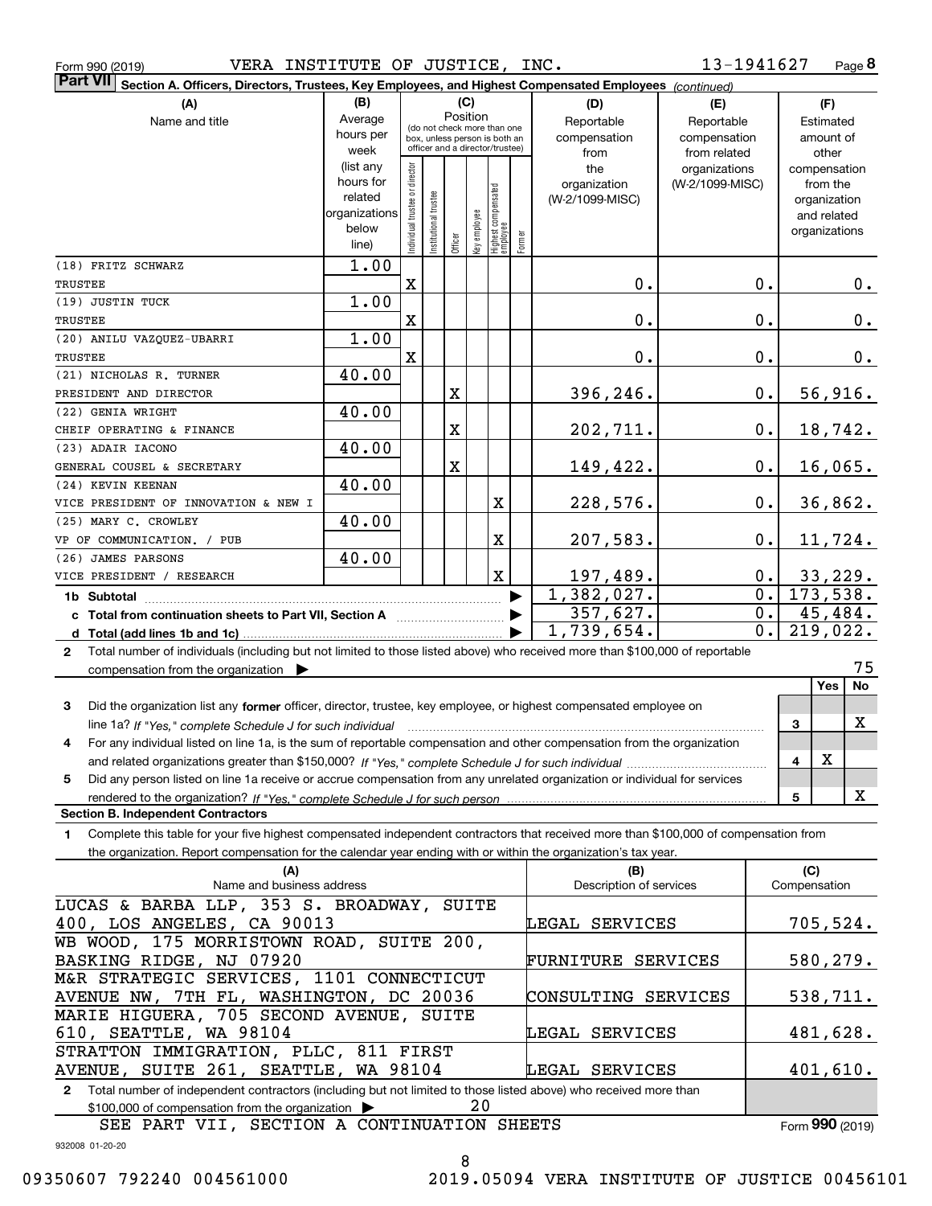Form 990 (2019) VERA INSTITUTE OF JUSTICE, INC. 13-1941627 Page 8

**Part VII Section A. Officers, Directors, Trustees, Key Employees, and Highest Compensated Employees** *(continued)*

| (A) Name and title | (B) Average hours per week (list any hours for related organizations below line) | (C) Position: Individual trustee or director | Institutional trustee | Officer | Key employee | Highest compensated employee | Former | (D) Reportable compensation from the organization (W-2/1099-MISC) | (E) Reportable compensation from related organizations (W-2/1099-MISC) | (F) Estimated amount of other compensation from the organization and related organizations |
|---|---|---|---|---|---|---|---|---|---|---|
| (18) FRITZ SCHWARZ<br>TRUSTEE | 1.00 | X | | | | | | 0. | 0. | 0. |
| (19) JUSTIN TUCK<br>TRUSTEE | 1.00 | X | | | | | | 0. | 0. | 0. |
| (20) ANILU VAZQUEZ-UBARRI<br>TRUSTEE | 1.00 | X | | | | | | 0. | 0. | 0. |
| (21) NICHOLAS R. TURNER<br>PRESIDENT AND DIRECTOR | 40.00 | | | X | | | | 396,246. | 0. | 56,916. |
| (22) GENIA WRIGHT<br>CHEIF OPERATING & FINANCE | 40.00 | | | X | | | | 202,711. | 0. | 18,742. |
| (23) ADAIR IACONO<br>GENERAL COUSEL & SECRETARY | 40.00 | | | X | | | | 149,422. | 0. | 16,065. |
| (24) KEVIN KEENAN<br>VICE PRESIDENT OF INNOVATION & NEW I | 40.00 | | | | | X | | 228,576. | 0. | 36,862. |
| (25) MARY C. CROWLEY<br>VP OF COMMUNICATION. / PUB | 40.00 | | | | | X | | 207,583. | 0. | 11,724. |
| (26) JAMES PARSONS<br>VICE PRESIDENT / RESEARCH | 40.00 | | | | | X | | 197,489. | 0. | 33,229. |
| **1b Subtotal** | | | | | | | | 1,382,027. | 0. | 173,538. |
| **c Total from continuation sheets to Part VII, Section A** | | | | | | | | 357,627. | 0. | 45,484. |
| **d Total (add lines 1b and 1c)** | | | | | | | | 1,739,654. | 0. | 219,022. |

**2** Total number of individuals (including but not limited to those listed above) who received more than $100,000 of reportable compensation from the organization ▶ 75

| | | Yes | No |
|---|---|---|---|
| **3** Did the organization list any **former** officer, director, trustee, key employee, or highest compensated employee on line 1a? *If "Yes," complete Schedule J for such individual* | 3 | | X |
| **4** For any individual listed on line 1a, is the sum of reportable compensation and other compensation from the organization and related organizations greater than $150,000? *If "Yes," complete Schedule J for such individual* | 4 | X | |
| **5** Did any person listed on line 1a receive or accrue compensation from any unrelated organization or individual for services rendered to the organization? *If "Yes," complete Schedule J for such person* | 5 | | X |

**Section B. Independent Contractors**

**1** Complete this table for your five highest compensated independent contractors that received more than $100,000 of compensation from the organization. Report compensation for the calendar year ending with or within the organization's tax year.

| (A) Name and business address | (B) Description of services | (C) Compensation |
|---|---|---|
| LUCAS & BARBA LLP, 353 S. BROADWAY, SUITE 400, LOS ANGELES, CA 90013 | LEGAL SERVICES | 705,524. |
| WB WOOD, 175 MORRISTOWN ROAD, SUITE 200, BASKING RIDGE, NJ 07920 | FURNITURE SERVICES | 580,279. |
| M&R STRATEGIC SERVICES, 1101 CONNECTICUT AVENUE NW, 7TH FL, WASHINGTON, DC 20036 | CONSULTING SERVICES | 538,711. |
| MARIE HIGUERA, 705 SECOND AVENUE, SUITE 610, SEATTLE, WA 98104 | LEGAL SERVICES | 481,628. |
| STRATTON IMMIGRATION, PLLC, 811 FIRST AVENUE, SUITE 261, SEATTLE, WA 98104 | LEGAL SERVICES | 401,610. |

**2** Total number of independent contractors (including but not limited to those listed above) who received more than $100,000 of compensation from the organization ▶ 20

SEE PART VII, SECTION A CONTINUATION SHEETS

Form **990** (2019)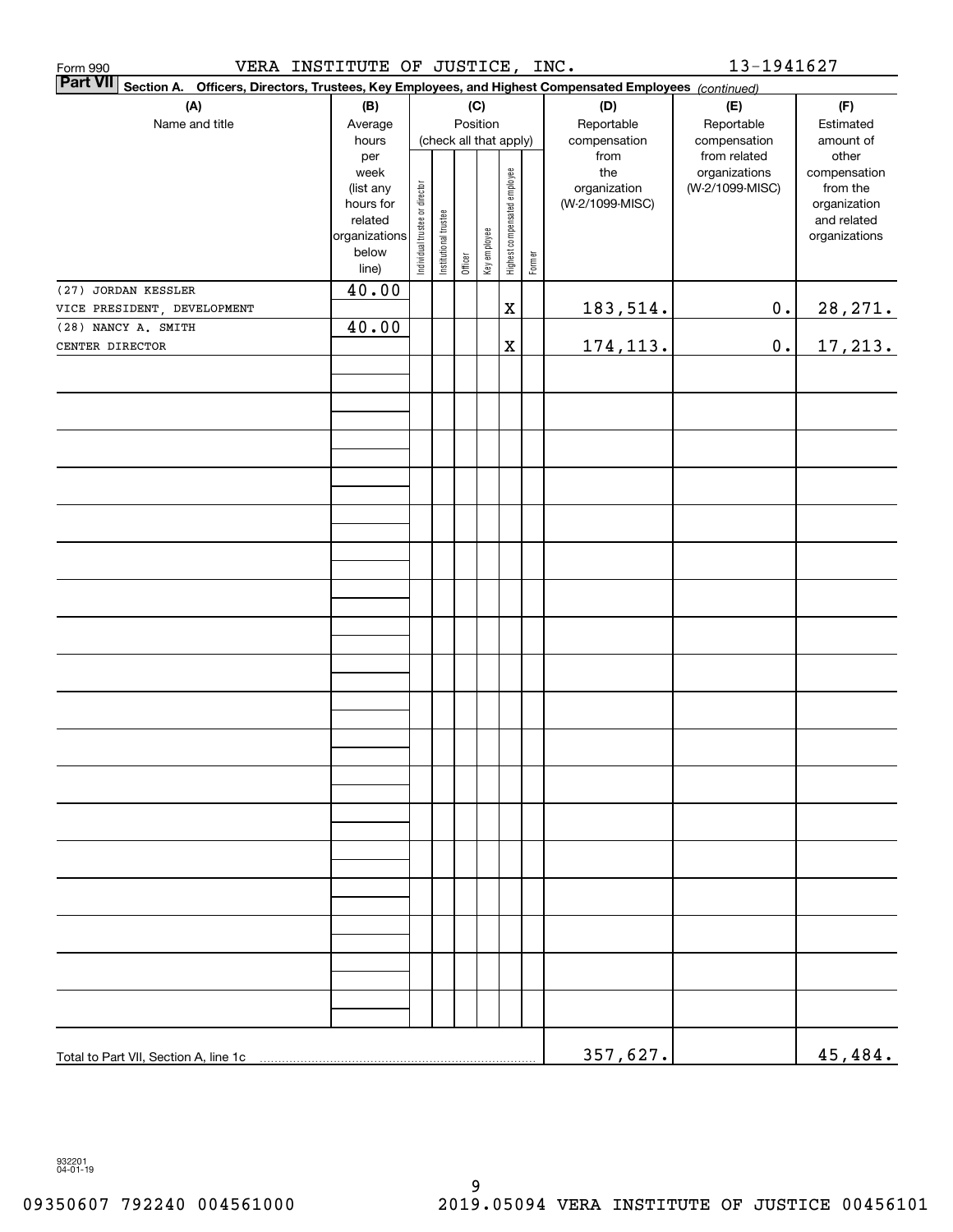Form 990 VERA INSTITUTE OF JUSTICE, INC. 13-1941627

**Part VII** Section A. Officers, Directors, Trustees, Key Employees, and Highest Compensated Employees *(continued)*

| (A) Name and title | (B) Average hours per week (list any hours for related organizations below line) | (C) Position (check all that apply): Individual trustee or director | Institutional trustee | Officer | Key employee | Highest compensated employee | Former | (D) Reportable compensation from the organization (W-2/1099-MISC) | (E) Reportable compensation from related organizations (W-2/1099-MISC) | (F) Estimated amount of other compensation from the organization and related organizations |
|---|---|---|---|---|---|---|---|---|---|---|
| (27) JORDAN KESSLER<br>VICE PRESIDENT, DEVELOPMENT | 40.00 | | | | | X | | 183,514. | 0. | 28,271. |
| (28) NANCY A. SMITH<br>CENTER DIRECTOR | 40.00 | | | | | X | | 174,113. | 0. | 17,213. |
| Total to Part VII, Section A, line 1c | | | | | | | | 357,627. | | 45,484. |

932201 04-01-19

09350607 792240 004561000 2019.05094 VERA INSTITUTE OF JUSTICE 00456101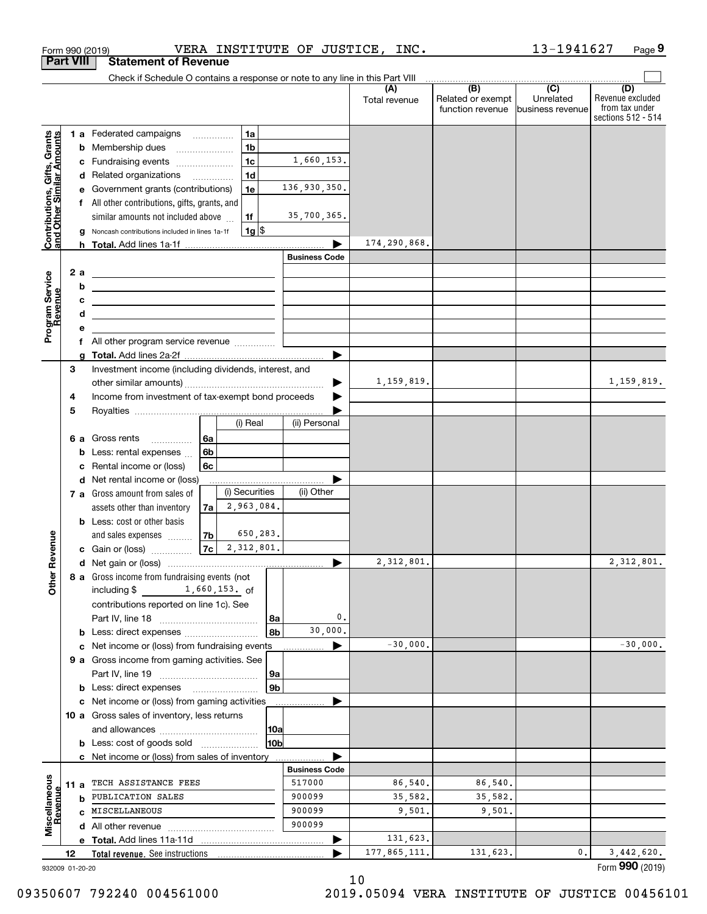Form 990 (2019) VERA INSTITUTE OF JUSTICE, INC. 13-1941627 Page 9

## Part VIII Statement of Revenue

Check if Schedule O contains a response or note to any line in this Part VIII

| | | | | (A) Total revenue | (B) Related or exempt function revenue | (C) Unrelated business revenue | (D) Revenue excluded from tax under sections 512 - 514 |
|---|---|---|---|---|---|---|---|
| **Contributions, Gifts, Grants and Other Similar Amounts** | 1 a Federated campaigns | 1a | | | | | |
| | b Membership dues | 1b | | | | | |
| | c Fundraising events | 1c | 1,660,153. | | | | |
| | d Related organizations | 1d | | | | | |
| | e Government grants (contributions) | 1e | 136,930,350. | | | | |
| | f All other contributions, gifts, grants, and similar amounts not included above | 1f | 35,700,365. | | | | |
| | g Noncash contributions included in lines 1a-1f | 1g | $ | | | | |
| | h **Total.** Add lines 1a-1f | | | 174,290,868. | | | |
| **Program Service Revenue** | | | **Business Code** | | | | |
| | 2 a | | | | | | |
| | b | | | | | | |
| | c | | | | | | |
| | d | | | | | | |
| | e | | | | | | |
| | f All other program service revenue | | | | | | |
| | g **Total.** Add lines 2a-2f | | | | | | |
| **Other Revenue** | 3 Investment income (including dividends, interest, and other similar amounts) | | | 1,159,819. | | | 1,159,819. |
| | 4 Income from investment of tax-exempt bond proceeds | | | | | | |
| | 5 Royalties | | | | | | |
| | | (i) Real | (ii) Personal | | | | |
| | 6 a Gross rents | 6a | | | | | |
| | b Less: rental expenses | 6b | | | | | |
| | c Rental income or (loss) | 6c | | | | | |
| | d Net rental income or (loss) | | | | | | |
| | | (i) Securities | (ii) Other | | | | |
| | 7 a Gross amount from sales of assets other than inventory | 7a 2,963,084. | | | | | |
| | b Less: cost or other basis and sales expenses | 7b 650,283. | | | | | |
| | c Gain or (loss) | 7c 2,312,801. | | | | | |
| | d Net gain or (loss) | | | 2,312,801. | | | 2,312,801. |
| | 8 a Gross income from fundraising events (not including $ 1,660,153. of contributions reported on line 1c). See Part IV, line 18 | 8a | 0. | | | | |
| | b Less: direct expenses | 8b | 30,000. | | | | |
| | c Net income or (loss) from fundraising events | | | -30,000. | | | -30,000. |
| | 9 a Gross income from gaming activities. See Part IV, line 19 | 9a | | | | | |
| | b Less: direct expenses | 9b | | | | | |
| | c Net income or (loss) from gaming activities | | | | | | |
| | 10 a Gross sales of inventory, less returns and allowances | 10a | | | | | |
| | b Less: cost of goods sold | 10b | | | | | |
| | c Net income or (loss) from sales of inventory | | | | | | |
| **Miscellaneous Revenue** | | | **Business Code** | | | | |
| | 11 a TECH ASSISTANCE FEES | | 517000 | 86,540. | 86,540. | | |
| | b PUBLICATION SALES | | 900099 | 35,582. | 35,582. | | |
| | c MISCELLANEOUS | | 900099 | 9,501. | 9,501. | | |
| | d All other revenue | | 900099 | | | | |
| | e **Total.** Add lines 11a-11d | | | 131,623. | | | |
| | 12 **Total revenue.** See instructions | | | 177,865,111. | 131,623. | 0. | 3,442,620. |

932009 01-20-20 Form **990** (2019)

09350607 792240 004561000 2019.05094 VERA INSTITUTE OF JUSTICE 00456101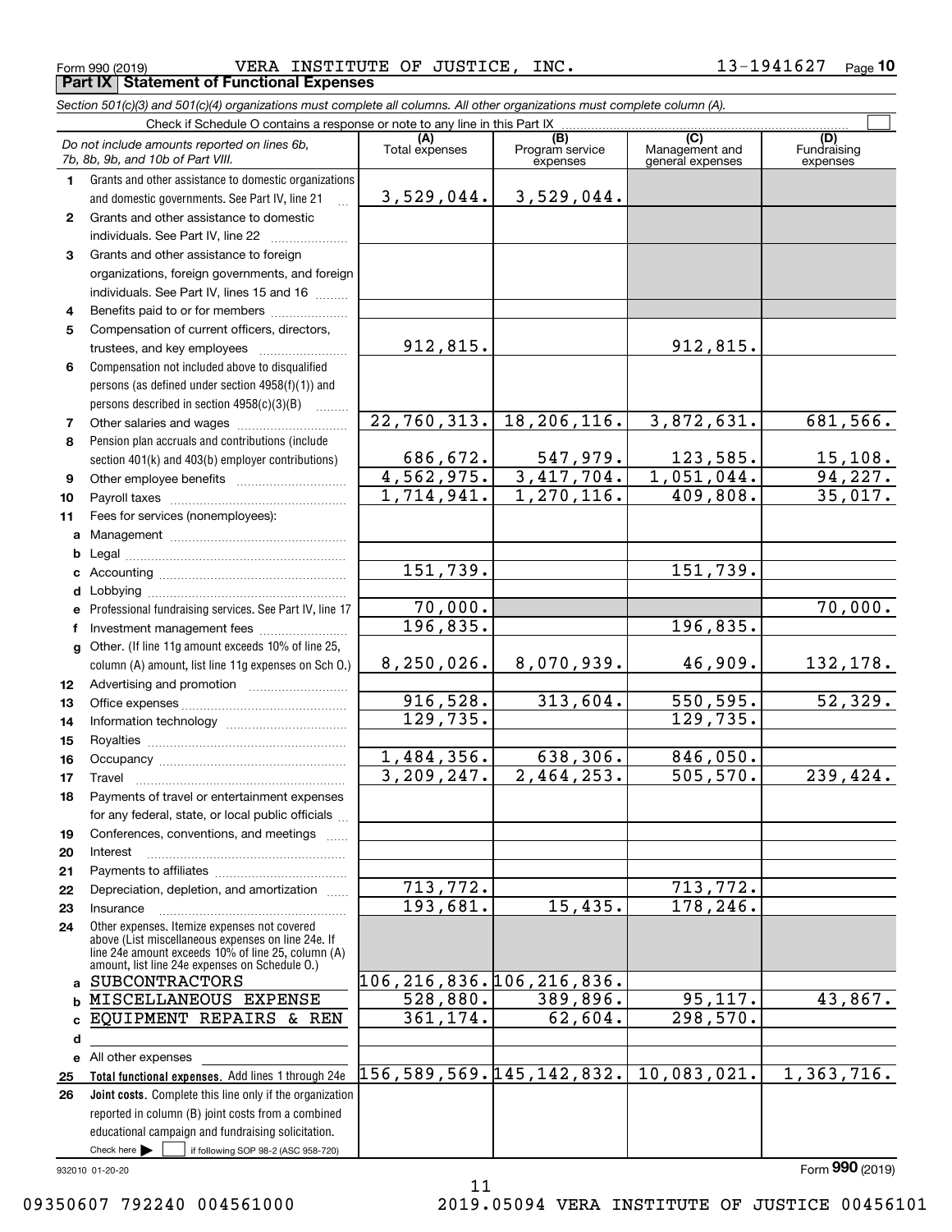Form 990 (2019) VERA INSTITUTE OF JUSTICE, INC. 13-1941627 Page 10

**Part IX Statement of Functional Expenses**

*Section 501(c)(3) and 501(c)(4) organizations must complete all columns. All other organizations must complete column (A).*

Check if Schedule O contains a response or note to any line in this Part IX

| *Do not include amounts reported on lines 6b, 7b, 8b, 9b, and 10b of Part VIII.* | (A) Total expenses | (B) Program service expenses | (C) Management and general expenses | (D) Fundraising expenses |
|---|---|---|---|---|
| **1** Grants and other assistance to domestic organizations and domestic governments. See Part IV, line 21 | 3,529,044. | 3,529,044. | | |
| **2** Grants and other assistance to domestic individuals. See Part IV, line 22 | | | | |
| **3** Grants and other assistance to foreign organizations, foreign governments, and foreign individuals. See Part IV, lines 15 and 16 | | | | |
| **4** Benefits paid to or for members | | | | |
| **5** Compensation of current officers, directors, trustees, and key employees | 912,815. | | 912,815. | |
| **6** Compensation not included above to disqualified persons (as defined under section 4958(f)(1)) and persons described in section 4958(c)(3)(B) | | | | |
| **7** Other salaries and wages | 22,760,313. | 18,206,116. | 3,872,631. | 681,566. |
| **8** Pension plan accruals and contributions (include section 401(k) and 403(b) employer contributions) | 686,672. | 547,979. | 123,585. | 15,108. |
| **9** Other employee benefits | 4,562,975. | 3,417,704. | 1,051,044. | 94,227. |
| **10** Payroll taxes | 1,714,941. | 1,270,116. | 409,808. | 35,017. |
| **11** Fees for services (nonemployees): | | | | |
| **a** Management | | | | |
| **b** Legal | | | | |
| **c** Accounting | 151,739. | | 151,739. | |
| **d** Lobbying | | | | |
| **e** Professional fundraising services. See Part IV, line 17 | 70,000. | | | 70,000. |
| **f** Investment management fees | 196,835. | | 196,835. | |
| **g** Other. (If line 11g amount exceeds 10% of line 25, column (A) amount, list line 11g expenses on Sch O.) | 8,250,026. | 8,070,939. | 46,909. | 132,178. |
| **12** Advertising and promotion | | | | |
| **13** Office expenses | 916,528. | 313,604. | 550,595. | 52,329. |
| **14** Information technology | 129,735. | | 129,735. | |
| **15** Royalties | | | | |
| **16** Occupancy | 1,484,356. | 638,306. | 846,050. | |
| **17** Travel | 3,209,247. | 2,464,253. | 505,570. | 239,424. |
| **18** Payments of travel or entertainment expenses for any federal, state, or local public officials | | | | |
| **19** Conferences, conventions, and meetings | | | | |
| **20** Interest | | | | |
| **21** Payments to affiliates | | | | |
| **22** Depreciation, depletion, and amortization | 713,772. | | 713,772. | |
| **23** Insurance | 193,681. | 15,435. | 178,246. | |
| **24** Other expenses. Itemize expenses not covered above (List miscellaneous expenses on line 24e. If line 24e amount exceeds 10% of line 25, column (A) amount, list line 24e expenses on Schedule O.) | | | | |
| **a** SUBCONTRACTORS | 106,216,836. | 106,216,836. | | |
| **b** MISCELLANEOUS EXPENSE | 528,880. | 389,896. | 95,117. | 43,867. |
| **c** EQUIPMENT REPAIRS & REN | 361,174. | 62,604. | 298,570. | |
| **d** | | | | |
| **e** All other expenses | | | | |
| **25** **Total functional expenses.** Add lines 1 through 24e | 156,589,569. | 145,142,832. | 10,083,021. | 1,363,716. |
| **26** **Joint costs.** Complete this line only if the organization reported in column (B) joint costs from a combined educational campaign and fundraising solicitation. Check here ☐ if following SOP 98-2 (ASC 958-720) | | | | |

932010 01-20-20 Form **990** (2019)

09350607 792240 004561000 2019.05094 VERA INSTITUTE OF JUSTICE 00456101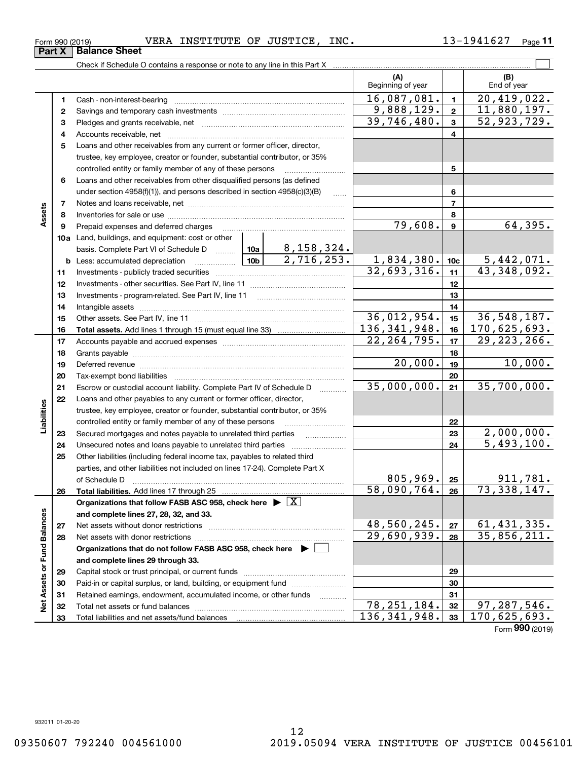Form 990 (2019) VERA INSTITUTE OF JUSTICE, INC. 13-1941627

## Part X Balance Sheet

Check if Schedule O contains a response or note to any line in this Part X

| | | | (A) Beginning of year | | (B) End of year |
|---|---|---|---|---|---|
| **Assets** | 1 | Cash - non-interest-bearing | 16,087,081. | 1 | 20,419,022. |
| | 2 | Savings and temporary cash investments | 9,888,129. | 2 | 11,880,197. |
| | 3 | Pledges and grants receivable, net | 39,746,480. | 3 | 52,923,729. |
| | 4 | Accounts receivable, net | | 4 | |
| | 5 | Loans and other receivables from any current or former officer, director, trustee, key employee, creator or founder, substantial contributor, or 35% controlled entity or family member of any of these persons | | 5 | |
| | 6 | Loans and other receivables from other disqualified persons (as defined under section 4958(f)(1)), and persons described in section 4958(c)(3)(B) | | 6 | |
| | 7 | Notes and loans receivable, net | | 7 | |
| | 8 | Inventories for sale or use | | 8 | |
| | 9 | Prepaid expenses and deferred charges | 79,608. | 9 | 64,395. |
| | 10a | Land, buildings, and equipment: cost or other basis. Complete Part VI of Schedule D ... 10a 8,158,324. | | | |
| | b | Less: accumulated depreciation ... 10b 2,716,253. | 1,834,380. | 10c | 5,442,071. |
| | 11 | Investments - publicly traded securities | 32,693,316. | 11 | 43,348,092. |
| | 12 | Investments - other securities. See Part IV, line 11 | | 12 | |
| | 13 | Investments - program-related. See Part IV, line 11 | | 13 | |
| | 14 | Intangible assets | | 14 | |
| | 15 | Other assets. See Part IV, line 11 | 36,012,954. | 15 | 36,548,187. |
| | 16 | **Total assets.** Add lines 1 through 15 (must equal line 33) | 136,341,948. | 16 | 170,625,693. |
| **Liabilities** | 17 | Accounts payable and accrued expenses | 22,264,795. | 17 | 29,223,266. |
| | 18 | Grants payable | | 18 | |
| | 19 | Deferred revenue | 20,000. | 19 | 10,000. |
| | 20 | Tax-exempt bond liabilities | | 20 | |
| | 21 | Escrow or custodial account liability. Complete Part IV of Schedule D | 35,000,000. | 21 | 35,700,000. |
| | 22 | Loans and other payables to any current or former officer, director, trustee, key employee, creator or founder, substantial contributor, or 35% controlled entity or family member of any of these persons | | 22 | |
| | 23 | Secured mortgages and notes payable to unrelated third parties | | 23 | 2,000,000. |
| | 24 | Unsecured notes and loans payable to unrelated third parties | | 24 | 5,493,100. |
| | 25 | Other liabilities (including federal income tax, payables to related third parties, and other liabilities not included on lines 17-24). Complete Part X of Schedule D | 805,969. | 25 | 911,781. |
| | 26 | **Total liabilities.** Add lines 17 through 25 | 58,090,764. | 26 | 73,338,147. |
| **Net Assets or Fund Balances** | | **Organizations that follow FASB ASC 958, check here** ▶ [X] **and complete lines 27, 28, 32, and 33.** | | | |
| | 27 | Net assets without donor restrictions | 48,560,245. | 27 | 61,431,335. |
| | 28 | Net assets with donor restrictions | 29,690,939. | 28 | 35,856,211. |
| | | **Organizations that do not follow FASB ASC 958, check here** ▶ [ ] **and complete lines 29 through 33.** | | | |
| | 29 | Capital stock or trust principal, or current funds | | 29 | |
| | 30 | Paid-in or capital surplus, or land, building, or equipment fund | | 30 | |
| | 31 | Retained earnings, endowment, accumulated income, or other funds | | 31 | |
| | 32 | Total net assets or fund balances | 78,251,184. | 32 | 97,287,546. |
| | 33 | Total liabilities and net assets/fund balances | 136,341,948. | 33 | 170,625,693. |

Form **990** (2019)

932011 01-20-20

09350607 792240 004561000 2019.05094 VERA INSTITUTE OF JUSTICE 00456101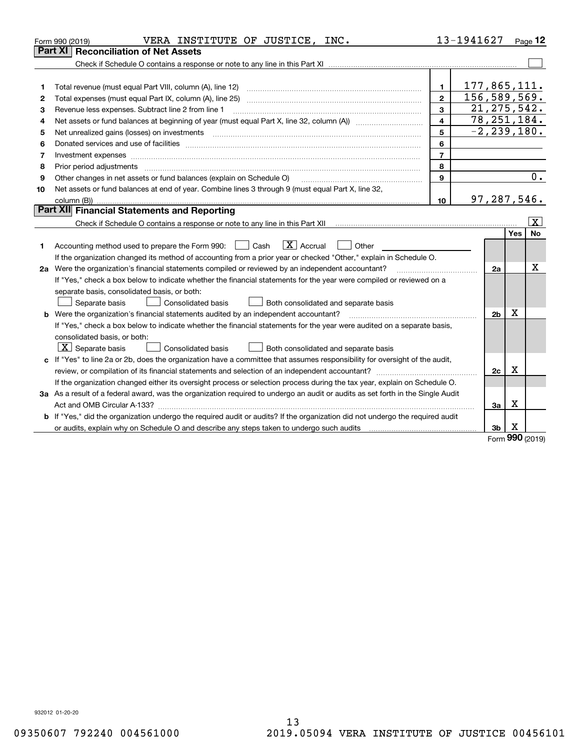Form 990 (2019) VERA INSTITUTE OF JUSTICE, INC. 13-1941627 Page **12**

## Part XI Reconciliation of Net Assets

Check if Schedule O contains a response or note to any line in this Part XI ☐

| | | | |
|---|---|---|---|
| 1 | Total revenue (must equal Part VIII, column (A), line 12) | 1 | 177,865,111. |
| 2 | Total expenses (must equal Part IX, column (A), line 25) | 2 | 156,589,569. |
| 3 | Revenue less expenses. Subtract line 2 from line 1 | 3 | 21,275,542. |
| 4 | Net assets or fund balances at beginning of year (must equal Part X, line 32, column (A)) | 4 | 78,251,184. |
| 5 | Net unrealized gains (losses) on investments | 5 | -2,239,180. |
| 6 | Donated services and use of facilities | 6 | |
| 7 | Investment expenses | 7 | |
| 8 | Prior period adjustments | 8 | |
| 9 | Other changes in net assets or fund balances (explain on Schedule O) | 9 | 0. |
| 10 | Net assets or fund balances at end of year. Combine lines 3 through 9 (must equal Part X, line 32, column (B)) | 10 | 97,287,546. |

## Part XII Financial Statements and Reporting

Check if Schedule O contains a response or note to any line in this Part XII ☒

| | | | Yes | No |
|---|---|---|---|---|
| 1 | Accounting method used to prepare the Form 990: ☐ Cash ☒ Accrual ☐ Other<br>If the organization changed its method of accounting from a prior year or checked "Other," explain in Schedule O. | | | |
| 2a | Were the organization's financial statements compiled or reviewed by an independent accountant?<br>If "Yes," check a box below to indicate whether the financial statements for the year were compiled or reviewed on a separate basis, consolidated basis, or both:<br>☐ Separate basis ☐ Consolidated basis ☐ Both consolidated and separate basis | 2a | | X |
| b | Were the organization's financial statements audited by an independent accountant?<br>If "Yes," check a box below to indicate whether the financial statements for the year were audited on a separate basis, consolidated basis, or both:<br>☒ Separate basis ☐ Consolidated basis ☐ Both consolidated and separate basis | 2b | X | |
| c | If "Yes" to line 2a or 2b, does the organization have a committee that assumes responsibility for oversight of the audit, review, or compilation of its financial statements and selection of an independent accountant?<br>If the organization changed either its oversight process or selection process during the tax year, explain on Schedule O. | 2c | X | |
| 3a | As a result of a federal award, was the organization required to undergo an audit or audits as set forth in the Single Audit Act and OMB Circular A-133? | 3a | X | |
| b | If "Yes," did the organization undergo the required audit or audits? If the organization did not undergo the required audit or audits, explain why on Schedule O and describe any steps taken to undergo such audits | 3b | X | |

Form **990** (2019)

932012 01-20-20

09350607 792240 004561000 2019.05094 VERA INSTITUTE OF JUSTICE 00456101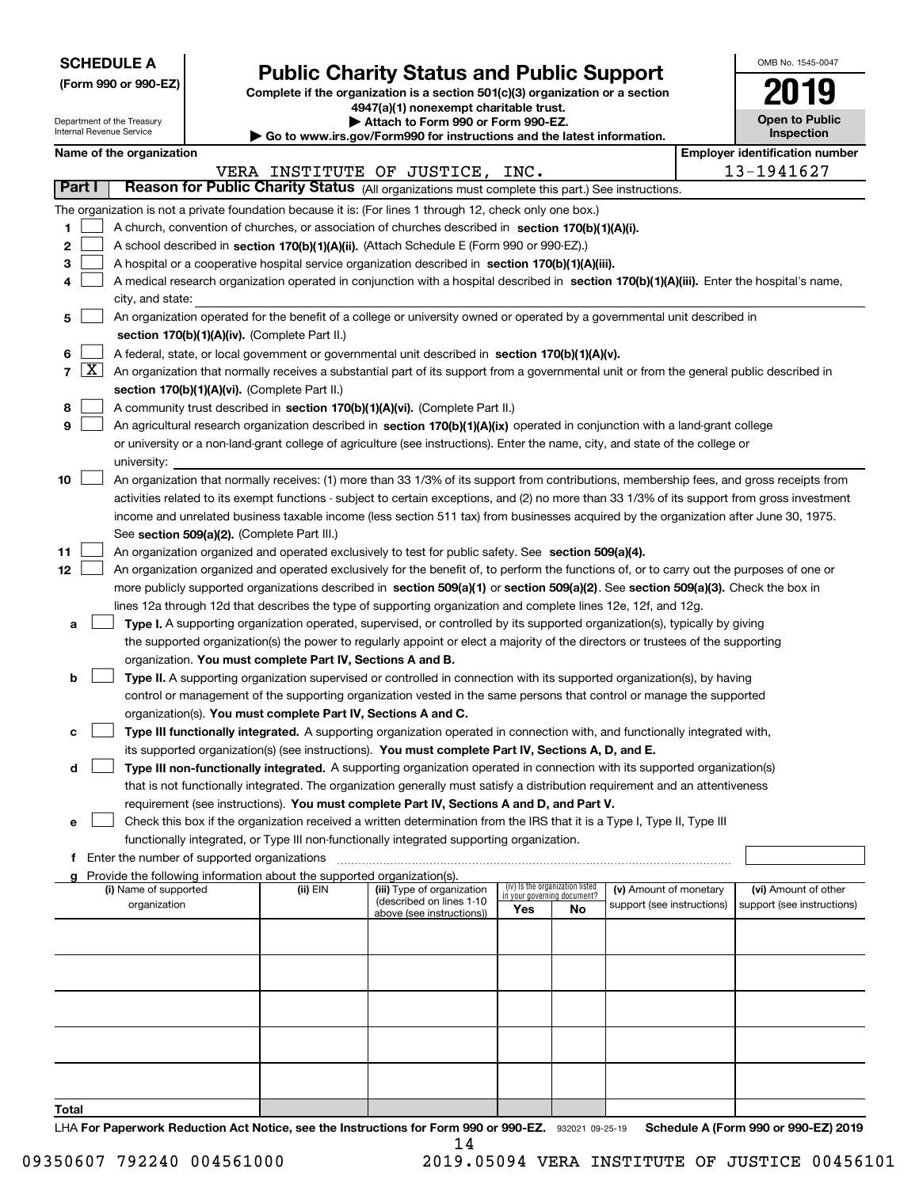**SCHEDULE A**
**(Form 990 or 990-EZ)**

Department of the Treasury
Internal Revenue Service

# Public Charity Status and Public Support

**Complete if the organization is a section 501(c)(3) organization or a section 4947(a)(1) nonexempt charitable trust.**
**▶ Attach to Form 990 or Form 990-EZ.**
**▶ Go to www.irs.gov/Form990 for instructions and the latest information.**

OMB No. 1545-0047
**2019**
**Open to Public Inspection**

**Name of the organization:** VERA INSTITUTE OF JUSTICE, INC.
**Employer identification number:** 13-1941627

## Part I — Reason for Public Charity Status (All organizations must complete this part.) See instructions.

The organization is not a private foundation because it is: (For lines 1 through 12, check only one box.)

1. ☐ A church, convention of churches, or association of churches described in **section 170(b)(1)(A)(i).**
2. ☐ A school described in **section 170(b)(1)(A)(ii).** (Attach Schedule E (Form 990 or 990-EZ).)
3. ☐ A hospital or a cooperative hospital service organization described in **section 170(b)(1)(A)(iii).**
4. ☐ A medical research organization operated in conjunction with a hospital described in **section 170(b)(1)(A)(iii).** Enter the hospital's name, city, and state:
5. ☐ An organization operated for the benefit of a college or university owned or operated by a governmental unit described in **section 170(b)(1)(A)(iv).** (Complete Part II.)
6. ☐ A federal, state, or local government or governmental unit described in **section 170(b)(1)(A)(v).**
7. ☒ An organization that normally receives a substantial part of its support from a governmental unit or from the general public described in **section 170(b)(1)(A)(vi).** (Complete Part II.)
8. ☐ A community trust described in **section 170(b)(1)(A)(vi).** (Complete Part II.)
9. ☐ An agricultural research organization described in **section 170(b)(1)(A)(ix)** operated in conjunction with a land-grant college or university or a non-land-grant college of agriculture (see instructions). Enter the name, city, and state of the college or university:
10. ☐ An organization that normally receives: (1) more than 33 1/3% of its support from contributions, membership fees, and gross receipts from activities related to its exempt functions - subject to certain exceptions, and (2) no more than 33 1/3% of its support from gross investment income and unrelated business taxable income (less section 511 tax) from businesses acquired by the organization after June 30, 1975. See **section 509(a)(2).** (Complete Part III.)
11. ☐ An organization organized and operated exclusively to test for public safety. See **section 509(a)(4).**
12. ☐ An organization organized and operated exclusively for the benefit of, to perform the functions of, or to carry out the purposes of one or more publicly supported organizations described in **section 509(a)(1)** or **section 509(a)(2)**. See **section 509(a)(3).** Check the box in lines 12a through 12d that describes the type of supporting organization and complete lines 12e, 12f, and 12g.
   - a ☐ **Type I.** A supporting organization operated, supervised, or controlled by its supported organization(s), typically by giving the supported organization(s) the power to regularly appoint or elect a majority of the directors or trustees of the supporting organization. **You must complete Part IV, Sections A and B.**
   - b ☐ **Type II.** A supporting organization supervised or controlled in connection with its supported organization(s), by having control or management of the supporting organization vested in the same persons that control or manage the supported organization(s). **You must complete Part IV, Sections A and C.**
   - c ☐ **Type III functionally integrated.** A supporting organization operated in connection with, and functionally integrated with, its supported organization(s) (see instructions). **You must complete Part IV, Sections A, D, and E.**
   - d ☐ **Type III non-functionally integrated.** A supporting organization operated in connection with its supported organization(s) that is not functionally integrated. The organization generally must satisfy a distribution requirement and an attentiveness requirement (see instructions). **You must complete Part IV, Sections A and D, and Part V.**
   - e ☐ Check this box if the organization received a written determination from the IRS that it is a Type I, Type II, Type III functionally integrated, or Type III non-functionally integrated supporting organization.
   - f Enter the number of supported organizations
   - g Provide the following information about the supported organization(s).

| (i) Name of supported organization | (ii) EIN | (iii) Type of organization (described on lines 1-10 above (see instructions)) | (iv) Is the organization listed in your governing document? Yes | No | (v) Amount of monetary support (see instructions) | (vi) Amount of other support (see instructions) |
|---|---|---|---|---|---|---|
| | | | | | | |
| | | | | | | |
| | | | | | | |
| | | | | | | |
| | | | | | | |
| **Total** | | | | | | |

LHA **For Paperwork Reduction Act Notice, see the Instructions for Form 990 or 990-EZ.** 932021 09-25-19 **Schedule A (Form 990 or 990-EZ) 2019**

09350607 792240 004561000 2019.05094 VERA INSTITUTE OF JUSTICE 00456101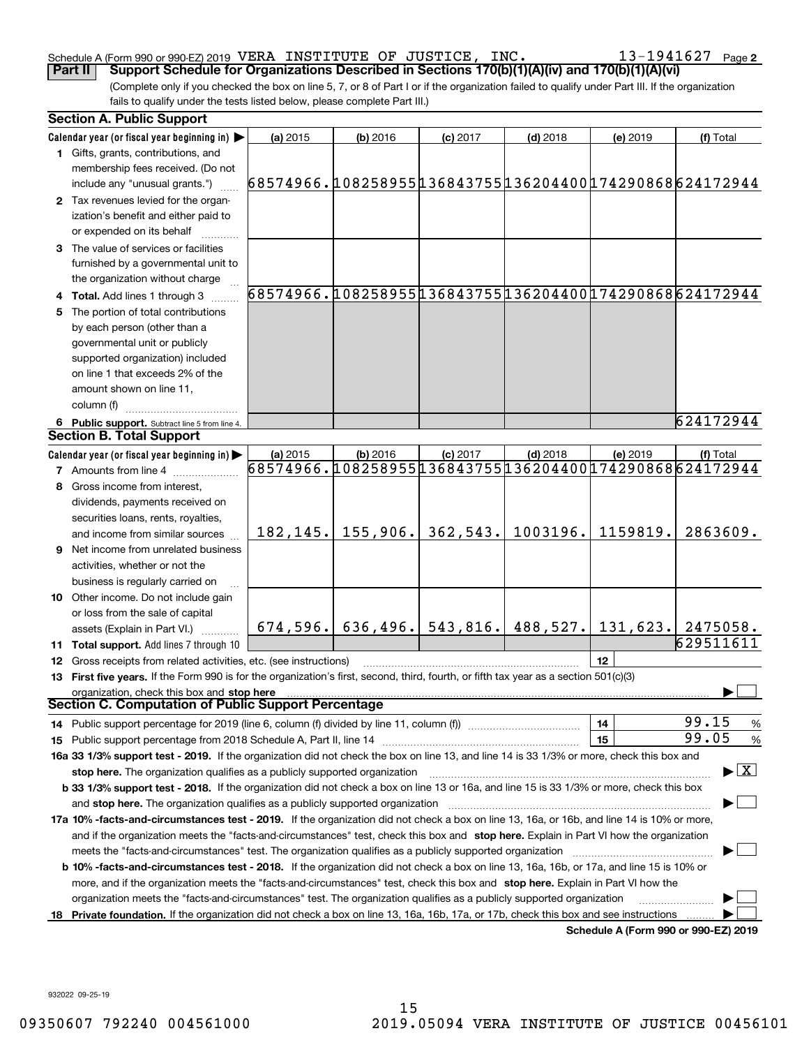Schedule A (Form 990 or 990-EZ) 2019 VERA INSTITUTE OF JUSTICE, INC. 13-1941627 Page 2

**Part II** **Support Schedule for Organizations Described in Sections 170(b)(1)(A)(iv) and 170(b)(1)(A)(vi)**

(Complete only if you checked the box on line 5, 7, or 8 of Part I or if the organization failed to qualify under Part III. If the organization fails to qualify under the tests listed below, please complete Part III.)

### Section A. Public Support

| Calendar year (or fiscal year beginning in) ▶ | (a) 2015 | (b) 2016 | (c) 2017 | (d) 2018 | (e) 2019 | (f) Total |
|---|---|---|---|---|---|---|
| **1** Gifts, grants, contributions, and membership fees received. (Do not include any "unusual grants.") | 68574966. | 108258955 | 136843755 | 136204400 | 174290868 | 624172944 |
| **2** Tax revenues levied for the organization's benefit and either paid to or expended on its behalf | | | | | | |
| **3** The value of services or facilities furnished by a governmental unit to the organization without charge | | | | | | |
| **4 Total.** Add lines 1 through 3 | 68574966. | 108258955 | 136843755 | 136204400 | 174290868 | 624172944 |
| **5** The portion of total contributions by each person (other than a governmental unit or publicly supported organization) included on line 1 that exceeds 2% of the amount shown on line 11, column (f) | | | | | | |
| **6 Public support.** Subtract line 5 from line 4. | | | | | | 624172944 |

### Section B. Total Support

| Calendar year (or fiscal year beginning in) ▶ | (a) 2015 | (b) 2016 | (c) 2017 | (d) 2018 | (e) 2019 | (f) Total |
|---|---|---|---|---|---|---|
| **7** Amounts from line 4 | 68574966. | 108258955 | 136843755 | 136204400 | 174290868 | 624172944 |
| **8** Gross income from interest, dividends, payments received on securities loans, rents, royalties, and income from similar sources | 182,145. | 155,906. | 362,543. | 1003196. | 1159819. | 2863609. |
| **9** Net income from unrelated business activities, whether or not the business is regularly carried on | | | | | | |
| **10** Other income. Do not include gain or loss from the sale of capital assets (Explain in Part VI.) | 674,596. | 636,496. | 543,816. | 488,527. | 131,623. | 2475058. |
| **11 Total support.** Add lines 7 through 10 | | | | | | 629511611 |

**12** Gross receipts from related activities, etc. (see instructions) | **12** |

**13 First five years.** If the Form 990 is for the organization's first, second, third, fourth, or fifth tax year as a section 501(c)(3) organization, check this box and **stop here** ▶ ☐

### Section C. Computation of Public Support Percentage

**14** Public support percentage for 2019 (line 6, column (f) divided by line 11, column (f)) | **14** | 99.15 %

**15** Public support percentage from 2018 Schedule A, Part II, line 14 | **15** | 99.05 %

**16a 33 1/3% support test - 2019.** If the organization did not check the box on line 13, and line 14 is 33 1/3% or more, check this box and **stop here.** The organization qualifies as a publicly supported organization ▶ ☒

**b 33 1/3% support test - 2018.** If the organization did not check a box on line 13 or 16a, and line 15 is 33 1/3% or more, check this box and **stop here.** The organization qualifies as a publicly supported organization ▶ ☐

**17a 10% -facts-and-circumstances test - 2019.** If the organization did not check a box on line 13, 16a, or 16b, and line 14 is 10% or more, and if the organization meets the "facts-and-circumstances" test, check this box and **stop here.** Explain in Part VI how the organization meets the "facts-and-circumstances" test. The organization qualifies as a publicly supported organization ▶ ☐

**b 10% -facts-and-circumstances test - 2018.** If the organization did not check a box on line 13, 16a, 16b, or 17a, and line 15 is 10% or more, and if the organization meets the "facts-and-circumstances" test, check this box and **stop here.** Explain in Part VI how the organization meets the "facts-and-circumstances" test. The organization qualifies as a publicly supported organization ▶ ☐

**18 Private foundation.** If the organization did not check a box on line 13, 16a, 16b, 17a, or 17b, check this box and see instructions ▶ ☐

**Schedule A (Form 990 or 990-EZ) 2019**

932022 09-25-19

09350607 792240 004561000 2019.05094 VERA INSTITUTE OF JUSTICE 00456101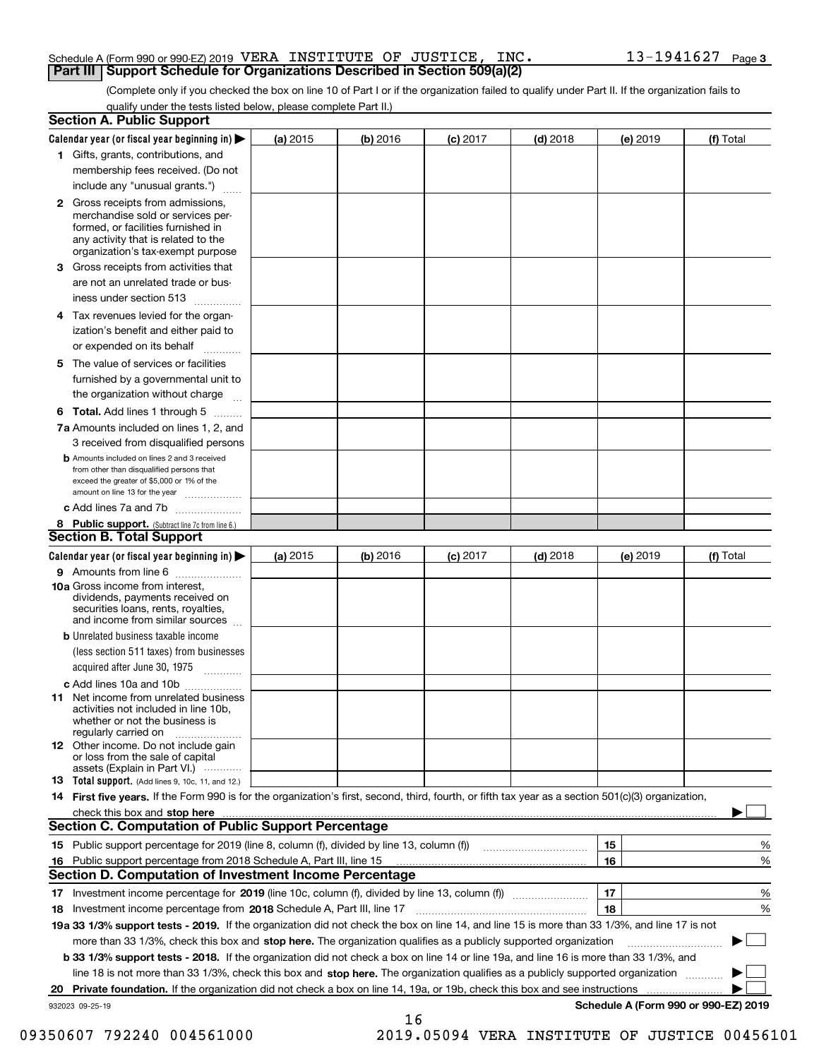Schedule A (Form 990 or 990-EZ) 2019 VERA INSTITUTE OF JUSTICE, INC. 13-1941627 Page 3

## Part III Support Schedule for Organizations Described in Section 509(a)(2)

(Complete only if you checked the box on line 10 of Part I or if the organization failed to qualify under Part II. If the organization fails to qualify under the tests listed below, please complete Part II.)

### Section A. Public Support

| Calendar year (or fiscal year beginning in) ▶ | (a) 2015 | (b) 2016 | (c) 2017 | (d) 2018 | (e) 2019 | (f) Total |
|---|---|---|---|---|---|---|
| 1 Gifts, grants, contributions, and membership fees received. (Do not include any "unusual grants.") | | | | | | |
| 2 Gross receipts from admissions, merchandise sold or services performed, or facilities furnished in any activity that is related to the organization's tax-exempt purpose | | | | | | |
| 3 Gross receipts from activities that are not an unrelated trade or business under section 513 | | | | | | |
| 4 Tax revenues levied for the organization's benefit and either paid to or expended on its behalf | | | | | | |
| 5 The value of services or facilities furnished by a governmental unit to the organization without charge | | | | | | |
| 6 **Total.** Add lines 1 through 5 | | | | | | |
| 7a Amounts included on lines 1, 2, and 3 received from disqualified persons | | | | | | |
| b Amounts included on lines 2 and 3 received from other than disqualified persons that exceed the greater of $5,000 or 1% of the amount on line 13 for the year | | | | | | |
| c Add lines 7a and 7b | | | | | | |
| 8 **Public support.** (Subtract line 7c from line 6.) | | | | | | |

### Section B. Total Support

| Calendar year (or fiscal year beginning in) ▶ | (a) 2015 | (b) 2016 | (c) 2017 | (d) 2018 | (e) 2019 | (f) Total |
|---|---|---|---|---|---|---|
| 9 Amounts from line 6 | | | | | | |
| 10a Gross income from interest, dividends, payments received on securities loans, rents, royalties, and income from similar sources | | | | | | |
| b Unrelated business taxable income (less section 511 taxes) from businesses acquired after June 30, 1975 | | | | | | |
| c Add lines 10a and 10b | | | | | | |
| 11 Net income from unrelated business activities not included in line 10b, whether or not the business is regularly carried on | | | | | | |
| 12 Other income. Do not include gain or loss from the sale of capital assets (Explain in Part VI.) | | | | | | |
| 13 **Total support.** (Add lines 9, 10c, 11, and 12.) | | | | | | |

**14 First five years.** If the Form 990 is for the organization's first, second, third, fourth, or fifth tax year as a section 501(c)(3) organization, check this box and **stop here** ▶ ☐

### Section C. Computation of Public Support Percentage

| | | | |
|---|---|---|---|
| 15 | Public support percentage for 2019 (line 8, column (f), divided by line 13, column (f)) | 15 | % |
| 16 | Public support percentage from 2018 Schedule A, Part III, line 15 | 16 | % |

### Section D. Computation of Investment Income Percentage

| | | | |
|---|---|---|---|
| 17 | Investment income percentage for **2019** (line 10c, column (f), divided by line 13, column (f)) | 17 | % |
| 18 | Investment income percentage from **2018** Schedule A, Part III, line 17 | 18 | % |

**19a 33 1/3% support tests - 2019.** If the organization did not check the box on line 14, and line 15 is more than 33 1/3%, and line 17 is not more than 33 1/3%, check this box and **stop here.** The organization qualifies as a publicly supported organization ▶ ☐

**b 33 1/3% support tests - 2018.** If the organization did not check a box on line 14 or line 19a, and line 16 is more than 33 1/3%, and line 18 is not more than 33 1/3%, check this box and **stop here.** The organization qualifies as a publicly supported organization ▶ ☐

**20 Private foundation.** If the organization did not check a box on line 14, 19a, or 19b, check this box and see instructions ▶ ☐

932023 09-25-19 **Schedule A (Form 990 or 990-EZ) 2019**

09350607 792240 004561000 2019.05094 VERA INSTITUTE OF JUSTICE 00456101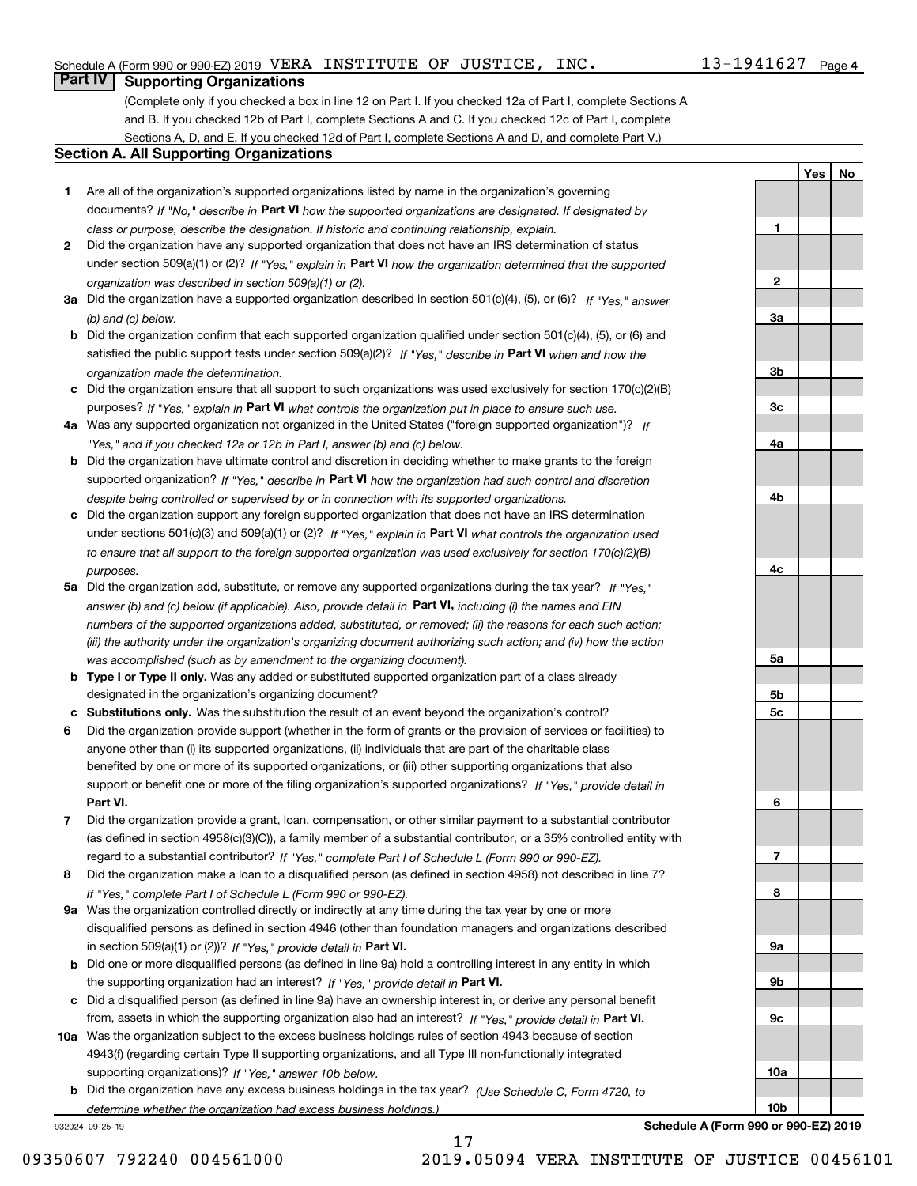Schedule A (Form 990 or 990-EZ) 2019 VERA INSTITUTE OF JUSTICE, INC. 13-1941627 Page 4

## Part IV Supporting Organizations

(Complete only if you checked a box in line 12 on Part I. If you checked 12a of Part I, complete Sections A and B. If you checked 12b of Part I, complete Sections A and C. If you checked 12c of Part I, complete Sections A, D, and E. If you checked 12d of Part I, complete Sections A and D, and complete Part V.)

### Section A. All Supporting Organizations

| | | | Yes | No |
|---|---|---|---|---|
| **1** | Are all of the organization's supported organizations listed by name in the organization's governing documents? *If "No," describe in* **Part VI** *how the supported organizations are designated. If designated by class or purpose, describe the designation. If historic and continuing relationship, explain.* | 1 | | |
| **2** | Did the organization have any supported organization that does not have an IRS determination of status under section 509(a)(1) or (2)? *If "Yes," explain in* **Part VI** *how the organization determined that the supported organization was described in section 509(a)(1) or (2).* | 2 | | |
| **3a** | Did the organization have a supported organization described in section 501(c)(4), (5), or (6)? *If "Yes," answer (b) and (c) below.* | 3a | | |
| **b** | Did the organization confirm that each supported organization qualified under section 501(c)(4), (5), or (6) and satisfied the public support tests under section 509(a)(2)? *If "Yes," describe in* **Part VI** *when and how the organization made the determination.* | 3b | | |
| **c** | Did the organization ensure that all support to such organizations was used exclusively for section 170(c)(2)(B) purposes? *If "Yes," explain in* **Part VI** *what controls the organization put in place to ensure such use.* | 3c | | |
| **4a** | Was any supported organization not organized in the United States ("foreign supported organization")? *If "Yes," and if you checked 12a or 12b in Part I, answer (b) and (c) below.* | 4a | | |
| **b** | Did the organization have ultimate control and discretion in deciding whether to make grants to the foreign supported organization? *If "Yes," describe in* **Part VI** *how the organization had such control and discretion despite being controlled or supervised by or in connection with its supported organizations.* | 4b | | |
| **c** | Did the organization support any foreign supported organization that does not have an IRS determination under sections 501(c)(3) and 509(a)(1) or (2)? *If "Yes," explain in* **Part VI** *what controls the organization used to ensure that all support to the foreign supported organization was used exclusively for section 170(c)(2)(B) purposes.* | 4c | | |
| **5a** | Did the organization add, substitute, or remove any supported organizations during the tax year? *If "Yes," answer (b) and (c) below (if applicable). Also, provide detail in* **Part VI,** *including (i) the names and EIN numbers of the supported organizations added, substituted, or removed; (ii) the reasons for each such action; (iii) the authority under the organization's organizing document authorizing such action; and (iv) how the action was accomplished (such as by amendment to the organizing document).* | 5a | | |
| **b** | **Type I or Type II only.** Was any added or substituted supported organization part of a class already designated in the organization's organizing document? | 5b | | |
| **c** | **Substitutions only.** Was the substitution the result of an event beyond the organization's control? | 5c | | |
| **6** | Did the organization provide support (whether in the form of grants or the provision of services or facilities) to anyone other than (i) its supported organizations, (ii) individuals that are part of the charitable class benefited by one or more of its supported organizations, or (iii) other supporting organizations that also support or benefit one or more of the filing organization's supported organizations? *If "Yes," provide detail in* **Part VI.** | 6 | | |
| **7** | Did the organization provide a grant, loan, compensation, or other similar payment to a substantial contributor (as defined in section 4958(c)(3)(C)), a family member of a substantial contributor, or a 35% controlled entity with regard to a substantial contributor? *If "Yes," complete Part I of Schedule L (Form 990 or 990-EZ).* | 7 | | |
| **8** | Did the organization make a loan to a disqualified person (as defined in section 4958) not described in line 7? *If "Yes," complete Part I of Schedule L (Form 990 or 990-EZ).* | 8 | | |
| **9a** | Was the organization controlled directly or indirectly at any time during the tax year by one or more disqualified persons as defined in section 4946 (other than foundation managers and organizations described in section 509(a)(1) or (2))? *If "Yes," provide detail in* **Part VI.** | 9a | | |
| **b** | Did one or more disqualified persons (as defined in line 9a) hold a controlling interest in any entity in which the supporting organization had an interest? *If "Yes," provide detail in* **Part VI.** | 9b | | |
| **c** | Did a disqualified person (as defined in line 9a) have an ownership interest in, or derive any personal benefit from, assets in which the supporting organization also had an interest? *If "Yes," provide detail in* **Part VI.** | 9c | | |
| **10a** | Was the organization subject to the excess business holdings rules of section 4943 because of section 4943(f) (regarding certain Type II supporting organizations, and all Type III non-functionally integrated supporting organizations)? *If "Yes," answer 10b below.* | 10a | | |
| **b** | Did the organization have any excess business holdings in the tax year? *(Use Schedule C, Form 4720, to determine whether the organization had excess business holdings.)* | 10b | | |

932024 09-25-19 **Schedule A (Form 990 or 990-EZ) 2019**

09350607 792240 004561000 2019.05094 VERA INSTITUTE OF JUSTICE 00456101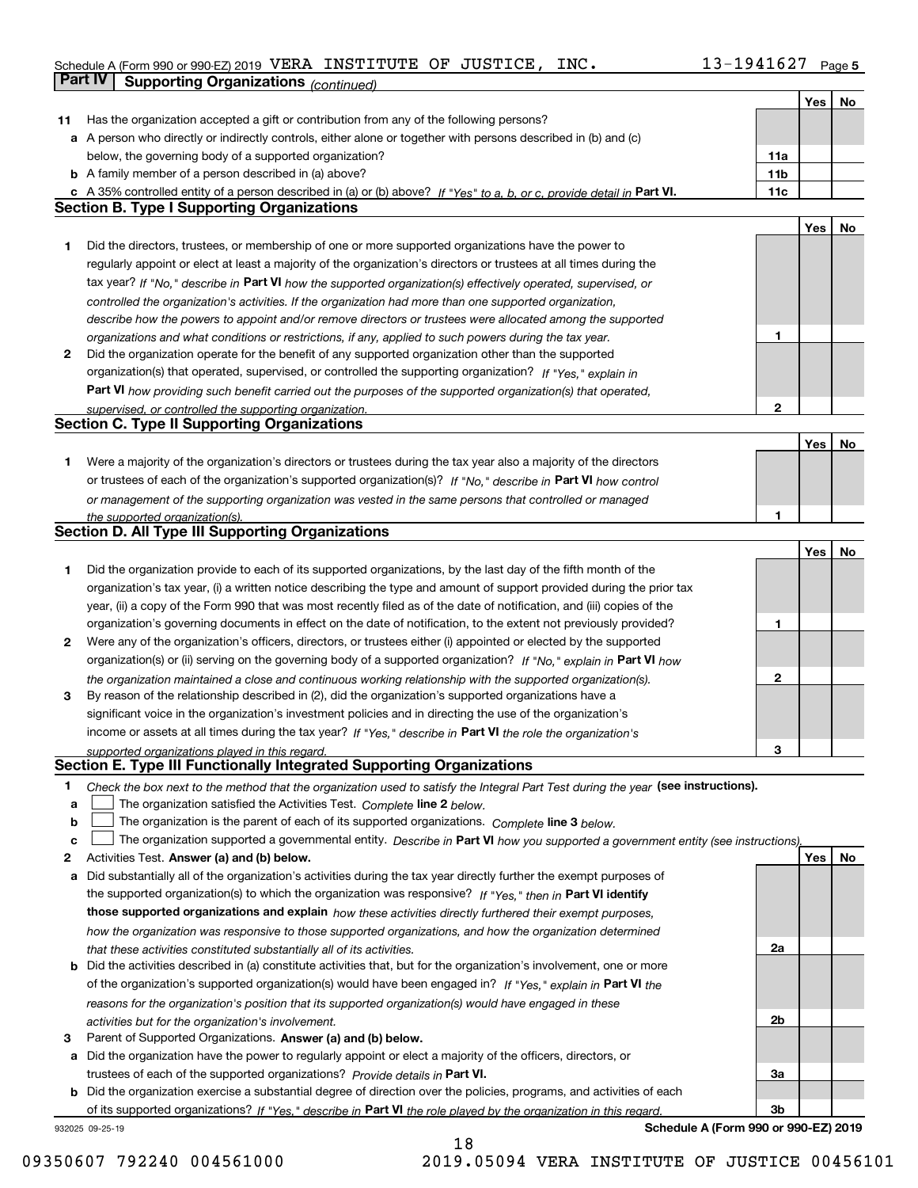Schedule A (Form 990 or 990-EZ) 2019 VERA INSTITUTE OF JUSTICE, INC. 13-1941627 Page 5

## Part IV Supporting Organizations *(continued)*

| | | | Yes | No |
|---|---|---|---|---|
| **11** | Has the organization accepted a gift or contribution from any of the following persons? | | | |
| **a** | A person who directly or indirectly controls, either alone or together with persons described in (b) and (c) below, the governing body of a supported organization? | 11a | | |
| **b** | A family member of a person described in (a) above? | 11b | | |
| **c** | A 35% controlled entity of a person described in (a) or (b) above? *If "Yes" to a, b, or c, provide detail in* **Part VI.** | 11c | | |

### Section B. Type I Supporting Organizations

| | | | Yes | No |
|---|---|---|---|---|
| **1** | Did the directors, trustees, or membership of one or more supported organizations have the power to regularly appoint or elect at least a majority of the organization's directors or trustees at all times during the tax year? *If "No," describe in* **Part VI** *how the supported organization(s) effectively operated, supervised, or controlled the organization's activities. If the organization had more than one supported organization, describe how the powers to appoint and/or remove directors or trustees were allocated among the supported organizations and what conditions or restrictions, if any, applied to such powers during the tax year.* | 1 | | |
| **2** | Did the organization operate for the benefit of any supported organization other than the supported organization(s) that operated, supervised, or controlled the supporting organization? *If "Yes," explain in* **Part VI** *how providing such benefit carried out the purposes of the supported organization(s) that operated, supervised, or controlled the supporting organization.* | 2 | | |

### Section C. Type II Supporting Organizations

| | | | Yes | No |
|---|---|---|---|---|
| **1** | Were a majority of the organization's directors or trustees during the tax year also a majority of the directors or trustees of each of the organization's supported organization(s)? *If "No," describe in* **Part VI** *how control or management of the supporting organization was vested in the same persons that controlled or managed the supported organization(s).* | 1 | | |

### Section D. All Type III Supporting Organizations

| | | | Yes | No |
|---|---|---|---|---|
| **1** | Did the organization provide to each of its supported organizations, by the last day of the fifth month of the organization's tax year, (i) a written notice describing the type and amount of support provided during the prior tax year, (ii) a copy of the Form 990 that was most recently filed as of the date of notification, and (iii) copies of the organization's governing documents in effect on the date of notification, to the extent not previously provided? | 1 | | |
| **2** | Were any of the organization's officers, directors, or trustees either (i) appointed or elected by the supported organization(s) or (ii) serving on the governing body of a supported organization? *If "No," explain in* **Part VI** *how the organization maintained a close and continuous working relationship with the supported organization(s).* | 2 | | |
| **3** | By reason of the relationship described in (2), did the organization's supported organizations have a significant voice in the organization's investment policies and in directing the use of the organization's income or assets at all times during the tax year? *If "Yes," describe in* **Part VI** *the role the organization's supported organizations played in this regard.* | 3 | | |

### Section E. Type III Functionally Integrated Supporting Organizations

**1** *Check the box next to the method that the organization used to satisfy the Integral Part Test during the year* **(see instructions).**

**a** ☐ The organization satisfied the Activities Test. *Complete* **line 2** *below.*

**b** ☐ The organization is the parent of each of its supported organizations. *Complete* **line 3** *below.*

**c** ☐ The organization supported a governmental entity. *Describe in* **Part VI** *how you supported a government entity (see instructions).*

| | | | Yes | No |
|---|---|---|---|---|
| **2** | Activities Test. **Answer (a) and (b) below.** | | | |
| **a** | Did substantially all of the organization's activities during the tax year directly further the exempt purposes of the supported organization(s) to which the organization was responsive? *If "Yes," then in* **Part VI identify those supported organizations and explain** *how these activities directly furthered their exempt purposes, how the organization was responsive to those supported organizations, and how the organization determined that these activities constituted substantially all of its activities.* | 2a | | |
| **b** | Did the activities described in (a) constitute activities that, but for the organization's involvement, one or more of the organization's supported organization(s) would have been engaged in? *If "Yes," explain in* **Part VI** *the reasons for the organization's position that its supported organization(s) would have engaged in these activities but for the organization's involvement.* | 2b | | |
| **3** | Parent of Supported Organizations. **Answer (a) and (b) below.** | | | |
| **a** | Did the organization have the power to regularly appoint or elect a majority of the officers, directors, or trustees of each of the supported organizations? *Provide details in* **Part VI.** | 3a | | |
| **b** | Did the organization exercise a substantial degree of direction over the policies, programs, and activities of each of its supported organizations? *If "Yes," describe in* **Part VI** *the role played by the organization in this regard.* | 3b | | |

932025 09-25-19 **Schedule A (Form 990 or 990-EZ) 2019**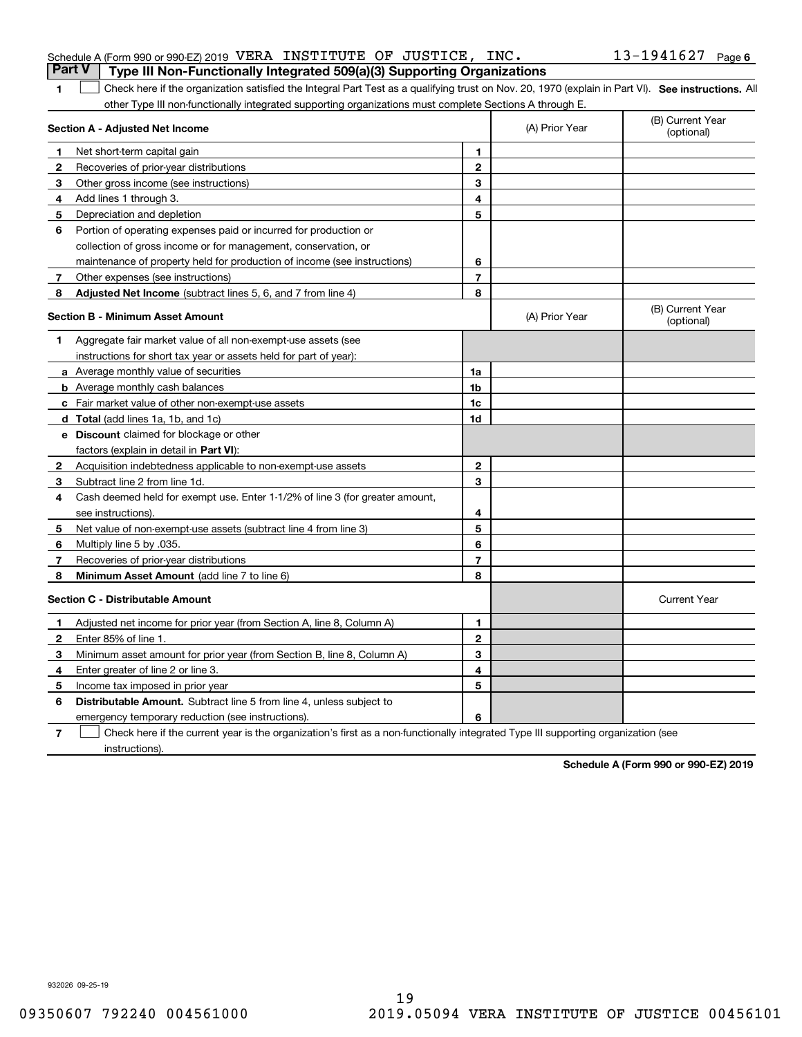Schedule A (Form 990 or 990-EZ) 2019 VERA INSTITUTE OF JUSTICE, INC. 13-1941627 Page 6

## Part V Type III Non-Functionally Integrated 509(a)(3) Supporting Organizations

1 ☐ Check here if the organization satisfied the Integral Part Test as a qualifying trust on Nov. 20, 1970 (explain in Part VI). **See instructions.** All other Type III non-functionally integrated supporting organizations must complete Sections A through E.

| **Section A - Adjusted Net Income** | | | (A) Prior Year | (B) Current Year (optional) |
|---|---|---|---|---|
| 1 | Net short-term capital gain | 1 | | |
| 2 | Recoveries of prior-year distributions | 2 | | |
| 3 | Other gross income (see instructions) | 3 | | |
| 4 | Add lines 1 through 3. | 4 | | |
| 5 | Depreciation and depletion | 5 | | |
| 6 | Portion of operating expenses paid or incurred for production or collection of gross income or for management, conservation, or maintenance of property held for production of income (see instructions) | 6 | | |
| 7 | Other expenses (see instructions) | 7 | | |
| 8 | **Adjusted Net Income** (subtract lines 5, 6, and 7 from line 4) | 8 | | |

| **Section B - Minimum Asset Amount** | | | (A) Prior Year | (B) Current Year (optional) |
|---|---|---|---|---|
| 1 | Aggregate fair market value of all non-exempt-use assets (see instructions for short tax year or assets held for part of year): | | | |
| a | Average monthly value of securities | 1a | | |
| b | Average monthly cash balances | 1b | | |
| c | Fair market value of other non-exempt-use assets | 1c | | |
| d | **Total** (add lines 1a, 1b, and 1c) | 1d | | |
| e | **Discount** claimed for blockage or other factors (explain in detail in **Part VI**): | | | |
| 2 | Acquisition indebtedness applicable to non-exempt-use assets | 2 | | |
| 3 | Subtract line 2 from line 1d. | 3 | | |
| 4 | Cash deemed held for exempt use. Enter 1-1/2% of line 3 (for greater amount, see instructions). | 4 | | |
| 5 | Net value of non-exempt-use assets (subtract line 4 from line 3) | 5 | | |
| 6 | Multiply line 5 by .035. | 6 | | |
| 7 | Recoveries of prior-year distributions | 7 | | |
| 8 | **Minimum Asset Amount** (add line 7 to line 6) | 8 | | |

| **Section C - Distributable Amount** | | | | Current Year |
|---|---|---|---|---|
| 1 | Adjusted net income for prior year (from Section A, line 8, Column A) | 1 | | |
| 2 | Enter 85% of line 1. | 2 | | |
| 3 | Minimum asset amount for prior year (from Section B, line 8, Column A) | 3 | | |
| 4 | Enter greater of line 2 or line 3. | 4 | | |
| 5 | Income tax imposed in prior year | 5 | | |
| 6 | **Distributable Amount.** Subtract line 5 from line 4, unless subject to emergency temporary reduction (see instructions). | 6 | | |

7 ☐ Check here if the current year is the organization's first as a non-functionally integrated Type III supporting organization (see instructions).

**Schedule A (Form 990 or 990-EZ) 2019**

932026 09-25-19

09350607 792240 004561000 2019.05094 VERA INSTITUTE OF JUSTICE 00456101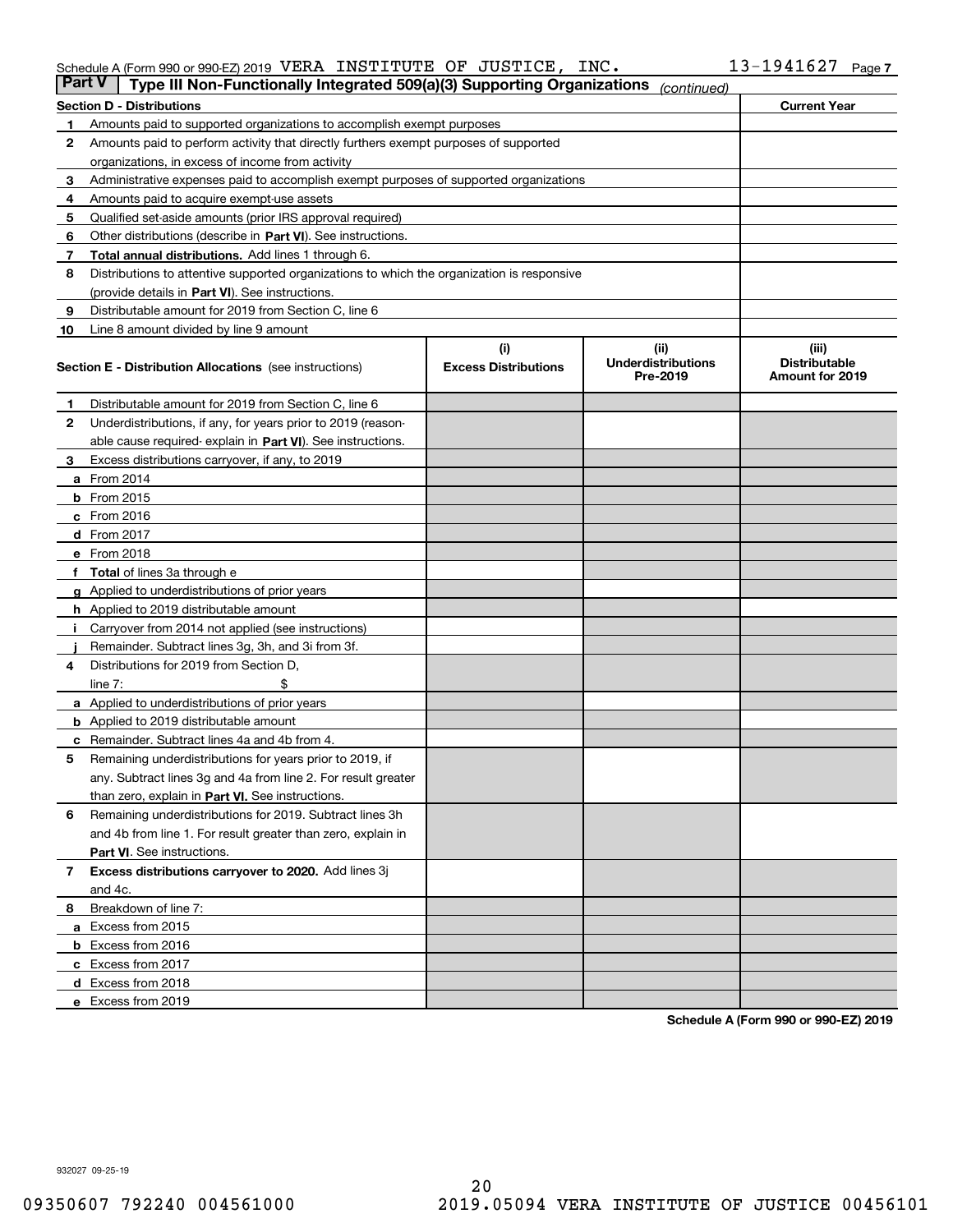Schedule A (Form 990 or 990-EZ) 2019 VERA INSTITUTE OF JUSTICE, INC. 13-1941627 Page 7

## Part V Type III Non-Functionally Integrated 509(a)(3) Supporting Organizations *(continued)*

| Section D - Distributions | | Current Year |
|---|---|---|
| 1 | Amounts paid to supported organizations to accomplish exempt purposes | |
| 2 | Amounts paid to perform activity that directly furthers exempt purposes of supported organizations, in excess of income from activity | |
| 3 | Administrative expenses paid to accomplish exempt purposes of supported organizations | |
| 4 | Amounts paid to acquire exempt-use assets | |
| 5 | Qualified set-aside amounts (prior IRS approval required) | |
| 6 | Other distributions (describe in **Part VI**). See instructions. | |
| 7 | **Total annual distributions.** Add lines 1 through 6. | |
| 8 | Distributions to attentive supported organizations to which the organization is responsive (provide details in **Part VI**). See instructions. | |
| 9 | Distributable amount for 2019 from Section C, line 6 | |
| 10 | Line 8 amount divided by line 9 amount | |

| Section E - Distribution Allocations (see instructions) | (i) Excess Distributions | (ii) Underdistributions Pre-2019 | (iii) Distributable Amount for 2019 |
|---|---|---|---|
| 1 Distributable amount for 2019 from Section C, line 6 | | | |
| 2 Underdistributions, if any, for years prior to 2019 (reasonable cause required- explain in **Part VI**). See instructions. | | | |
| 3 Excess distributions carryover, if any, to 2019 | | | |
| a From 2014 | | | |
| b From 2015 | | | |
| c From 2016 | | | |
| d From 2017 | | | |
| e From 2018 | | | |
| f **Total** of lines 3a through e | | | |
| g Applied to underdistributions of prior years | | | |
| h Applied to 2019 distributable amount | | | |
| i Carryover from 2014 not applied (see instructions) | | | |
| j Remainder. Subtract lines 3g, 3h, and 3i from 3f. | | | |
| 4 Distributions for 2019 from Section D, line 7: $ | | | |
| a Applied to underdistributions of prior years | | | |
| b Applied to 2019 distributable amount | | | |
| c Remainder. Subtract lines 4a and 4b from 4. | | | |
| 5 Remaining underdistributions for years prior to 2019, if any. Subtract lines 3g and 4a from line 2. For result greater than zero, explain in **Part VI.** See instructions. | | | |
| 6 Remaining underdistributions for 2019. Subtract lines 3h and 4b from line 1. For result greater than zero, explain in **Part VI**. See instructions. | | | |
| 7 **Excess distributions carryover to 2020.** Add lines 3j and 4c. | | | |
| 8 Breakdown of line 7: | | | |
| a Excess from 2015 | | | |
| b Excess from 2016 | | | |
| c Excess from 2017 | | | |
| d Excess from 2018 | | | |
| e Excess from 2019 | | | |

**Schedule A (Form 990 or 990-EZ) 2019**

932027 09-25-19

09350607 792240 004561000 2019.05094 VERA INSTITUTE OF JUSTICE 00456101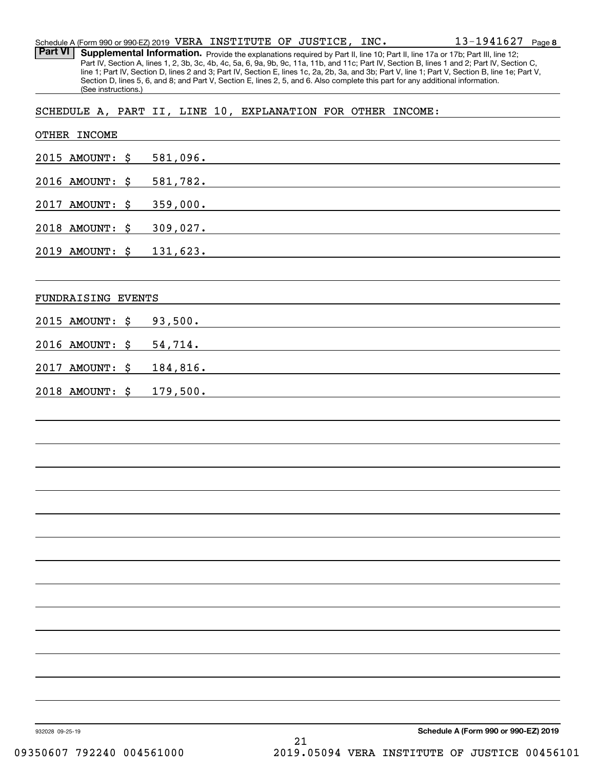Schedule A (Form 990 or 990-EZ) 2019 VERA INSTITUTE OF JUSTICE, INC. 13-1941627 Page 8

**Part VI** **Supplemental Information.** Provide the explanations required by Part II, line 10; Part II, line 17a or 17b; Part III, line 12; Part IV, Section A, lines 1, 2, 3b, 3c, 4b, 4c, 5a, 6, 9a, 9b, 9c, 11a, 11b, and 11c; Part IV, Section B, lines 1 and 2; Part IV, Section C, line 1; Part IV, Section D, lines 2 and 3; Part IV, Section E, lines 1c, 2a, 2b, 3a, and 3b; Part V, line 1; Part V, Section B, line 1e; Part V, Section D, lines 5, 6, and 8; and Part V, Section E, lines 2, 5, and 6. Also complete this part for any additional information. (See instructions.)

SCHEDULE A, PART II, LINE 10, EXPLANATION FOR OTHER INCOME:

OTHER INCOME

2015 AMOUNT: $ 581,096.

2016 AMOUNT: $ 581,782.

2017 AMOUNT: $ 359,000.

2018 AMOUNT: $ 309,027.

2019 AMOUNT: $ 131,623.

FUNDRAISING EVENTS

2015 AMOUNT: $ 93,500.

2016 AMOUNT: $ 54,714.

2017 AMOUNT: $ 184,816.

2018 AMOUNT: $ 179,500.

932028 09-25-19 **Schedule A (Form 990 or 990-EZ) 2019**

09350607 792240 004561000 2019.05094 VERA INSTITUTE OF JUSTICE 00456101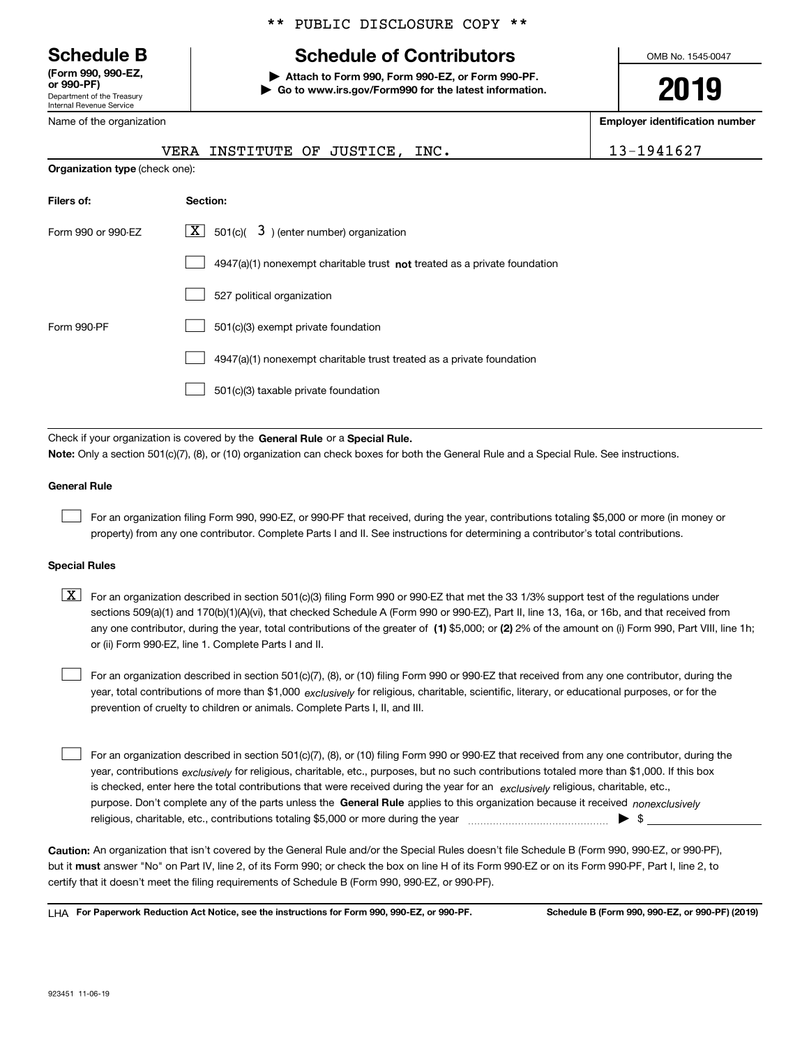** PUBLIC DISCLOSURE COPY **

# Schedule B

**(Form 990, 990-EZ, or 990-PF)**
Department of the Treasury
Internal Revenue Service

## Schedule of Contributors

**▶ Attach to Form 990, Form 990-EZ, or Form 990-PF.**
**▶ Go to www.irs.gov/Form990 for the latest information.**

OMB No. 1545-0047

**2019**

| Name of the organization | Employer identification number |
|---|---|
| VERA INSTITUTE OF JUSTICE, INC. | 13-1941627 |

**Organization type** (check one):

| Filers of: | Section: |
|---|---|
| Form 990 or 990-EZ | [X] 501(c)( 3 ) (enter number) organization |
| | [ ] 4947(a)(1) nonexempt charitable trust **not** treated as a private foundation |
| | [ ] 527 political organization |
| Form 990-PF | [ ] 501(c)(3) exempt private foundation |
| | [ ] 4947(a)(1) nonexempt charitable trust treated as a private foundation |
| | [ ] 501(c)(3) taxable private foundation |

Check if your organization is covered by the **General Rule** or a **Special Rule.**

**Note:** Only a section 501(c)(7), (8), or (10) organization can check boxes for both the General Rule and a Special Rule. See instructions.

**General Rule**

[ ] For an organization filing Form 990, 990-EZ, or 990-PF that received, during the year, contributions totaling $5,000 or more (in money or property) from any one contributor. Complete Parts I and II. See instructions for determining a contributor's total contributions.

**Special Rules**

[X] For an organization described in section 501(c)(3) filing Form 990 or 990-EZ that met the 33 1/3% support test of the regulations under sections 509(a)(1) and 170(b)(1)(A)(vi), that checked Schedule A (Form 990 or 990-EZ), Part II, line 13, 16a, or 16b, and that received from any one contributor, during the year, total contributions of the greater of **(1)** $5,000; or **(2)** 2% of the amount on (i) Form 990, Part VIII, line 1h; or (ii) Form 990-EZ, line 1. Complete Parts I and II.

[ ] For an organization described in section 501(c)(7), (8), or (10) filing Form 990 or 990-EZ that received from any one contributor, during the year, total contributions of more than $1,000 *exclusively* for religious, charitable, scientific, literary, or educational purposes, or for the prevention of cruelty to children or animals. Complete Parts I, II, and III.

[ ] For an organization described in section 501(c)(7), (8), or (10) filing Form 990 or 990-EZ that received from any one contributor, during the year, contributions *exclusively* for religious, charitable, etc., purposes, but no such contributions totaled more than $1,000. If this box is checked, enter here the total contributions that were received during the year for an *exclusively* religious, charitable, etc., purpose. Don't complete any of the parts unless the **General Rule** applies to this organization because it received *nonexclusively* religious, charitable, etc., contributions totaling $5,000 or more during the year ▶ $

**Caution:** An organization that isn't covered by the General Rule and/or the Special Rules doesn't file Schedule B (Form 990, 990-EZ, or 990-PF), but it **must** answer "No" on Part IV, line 2, of its Form 990; or check the box on line H of its Form 990-EZ or on its Form 990-PF, Part I, line 2, to certify that it doesn't meet the filing requirements of Schedule B (Form 990, 990-EZ, or 990-PF).

LHA **For Paperwork Reduction Act Notice, see the instructions for Form 990, 990-EZ, or 990-PF.** **Schedule B (Form 990, 990-EZ, or 990-PF) (2019)**

923451 11-06-19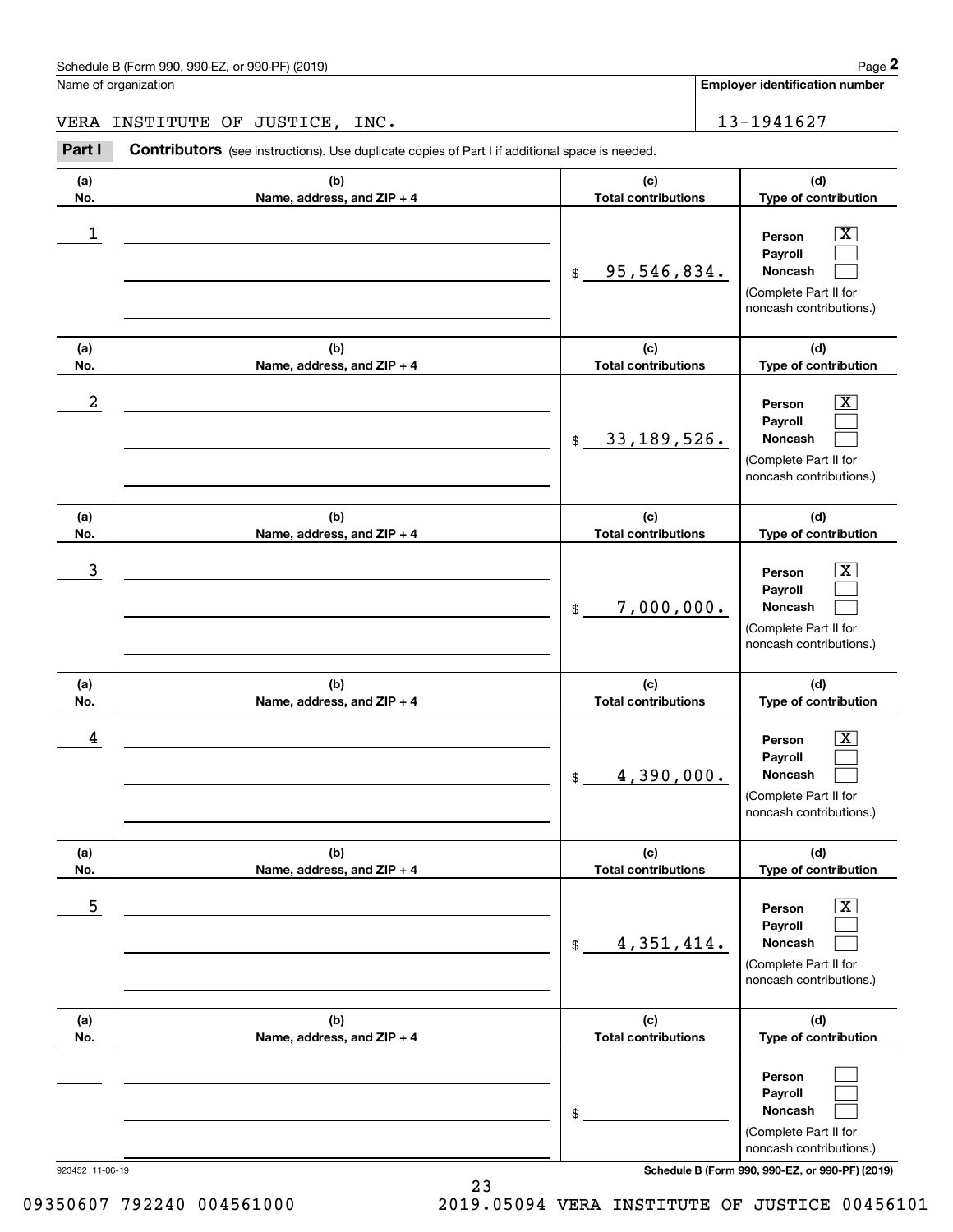Schedule B (Form 990, 990-EZ, or 990-PF) (2019)

Name of organization: VERA INSTITUTE OF JUSTICE, INC.

**Employer identification number:** 13-1941627

**Part I** **Contributors** (see instructions). Use duplicate copies of Part I if additional space is needed.

| (a) No. | (b) Name, address, and ZIP + 4 | (c) Total contributions | (d) Type of contribution |
|---|---|---|---|
| 1 | | $ 95,546,834. | Person [X] Payroll [ ] Noncash [ ] (Complete Part II for noncash contributions.) |
| 2 | | $ 33,189,526. | Person [X] Payroll [ ] Noncash [ ] (Complete Part II for noncash contributions.) |
| 3 | | $ 7,000,000. | Person [X] Payroll [ ] Noncash [ ] (Complete Part II for noncash contributions.) |
| 4 | | $ 4,390,000. | Person [X] Payroll [ ] Noncash [ ] (Complete Part II for noncash contributions.) |
| 5 | | $ 4,351,414. | Person [X] Payroll [ ] Noncash [ ] (Complete Part II for noncash contributions.) |
| | | $ | Person [ ] Payroll [ ] Noncash [ ] (Complete Part II for noncash contributions.) |

923452 11-06-19

**Schedule B (Form 990, 990-EZ, or 990-PF) (2019)**

09350607 792240 004561000 2019.05094 VERA INSTITUTE OF JUSTICE 00456101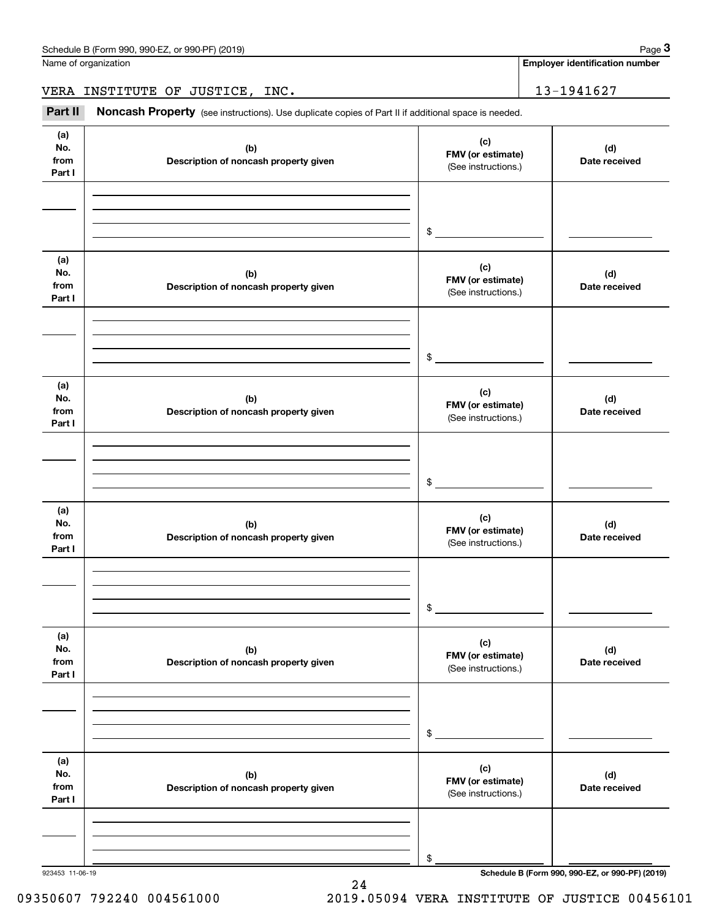Name of organization

VERA INSTITUTE OF JUSTICE, INC.

**Employer identification number**

13-1941627

**Part II** **Noncash Property** (see instructions). Use duplicate copies of Part II if additional space is needed.

| (a) No. from Part I | (b) Description of noncash property given | (c) FMV (or estimate) (See instructions.) | (d) Date received |
|---|---|---|---|
| | | $ | |

| (a) No. from Part I | (b) Description of noncash property given | (c) FMV (or estimate) (See instructions.) | (d) Date received |
|---|---|---|---|
| | | $ | |

| (a) No. from Part I | (b) Description of noncash property given | (c) FMV (or estimate) (See instructions.) | (d) Date received |
|---|---|---|---|
| | | $ | |

| (a) No. from Part I | (b) Description of noncash property given | (c) FMV (or estimate) (See instructions.) | (d) Date received |
|---|---|---|---|
| | | $ | |

| (a) No. from Part I | (b) Description of noncash property given | (c) FMV (or estimate) (See instructions.) | (d) Date received |
|---|---|---|---|
| | | $ | |

| (a) No. from Part I | (b) Description of noncash property given | (c) FMV (or estimate) (See instructions.) | (d) Date received |
|---|---|---|---|
| | | $ | |

923453 11-06-19

**Schedule B (Form 990, 990-EZ, or 990-PF) (2019)**

09350607 792240 004561000 2019.05094 VERA INSTITUTE OF JUSTICE 00456101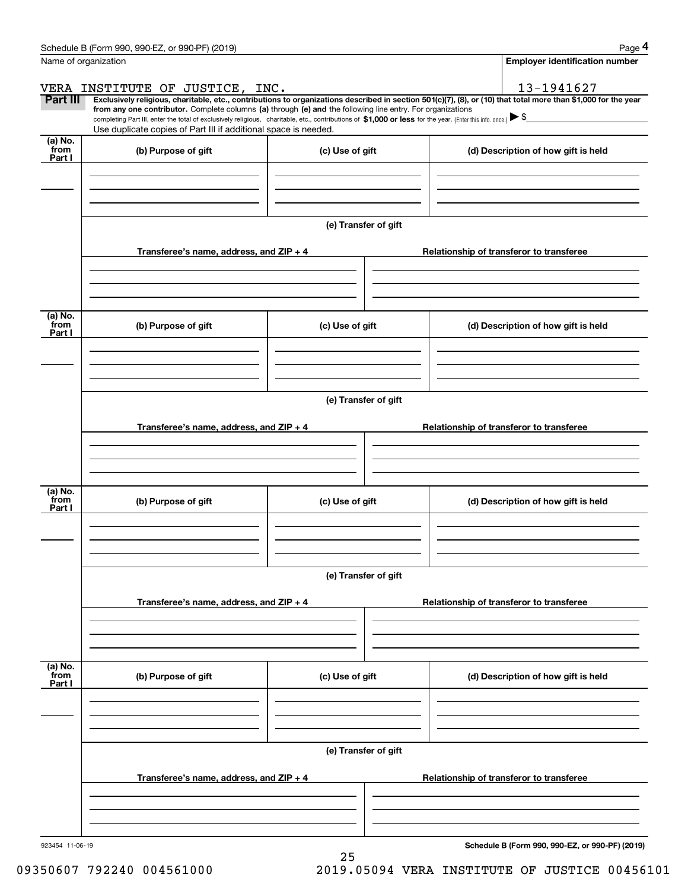Name of organization

**Employer identification number**

VERA INSTITUTE OF JUSTICE, INC.

13-1941627

**Part III** **Exclusively religious, charitable, etc., contributions to organizations described in section 501(c)(7), (8), or (10) that total more than $1,000 for the year from any one contributor.** Complete columns **(a)** through **(e) and** the following line entry. For organizations completing Part III, enter the total of exclusively religious, charitable, etc., contributions of **$1,000 or less** for the year. (Enter this info. once.) ▶ $

Use duplicate copies of Part III if additional space is needed.

| (a) No. from Part I | (b) Purpose of gift | (c) Use of gift | (d) Description of how gift is held |
|---|---|---|---|
| | | | |

**(e) Transfer of gift**

| Transferee's name, address, and ZIP + 4 | Relationship of transferor to transferee |
|---|---|
| | |

| (a) No. from Part I | (b) Purpose of gift | (c) Use of gift | (d) Description of how gift is held |
|---|---|---|---|
| | | | |

**(e) Transfer of gift**

| Transferee's name, address, and ZIP + 4 | Relationship of transferor to transferee |
|---|---|
| | |

| (a) No. from Part I | (b) Purpose of gift | (c) Use of gift | (d) Description of how gift is held |
|---|---|---|---|
| | | | |

**(e) Transfer of gift**

| Transferee's name, address, and ZIP + 4 | Relationship of transferor to transferee |
|---|---|
| | |

| (a) No. from Part I | (b) Purpose of gift | (c) Use of gift | (d) Description of how gift is held |
|---|---|---|---|
| | | | |

**(e) Transfer of gift**

| Transferee's name, address, and ZIP + 4 | Relationship of transferor to transferee |
|---|---|
| | |

923454 11-06-19

**Schedule B (Form 990, 990-EZ, or 990-PF) (2019)**

09350607 792240 004561000     2019.05094 VERA INSTITUTE OF JUSTICE 00456101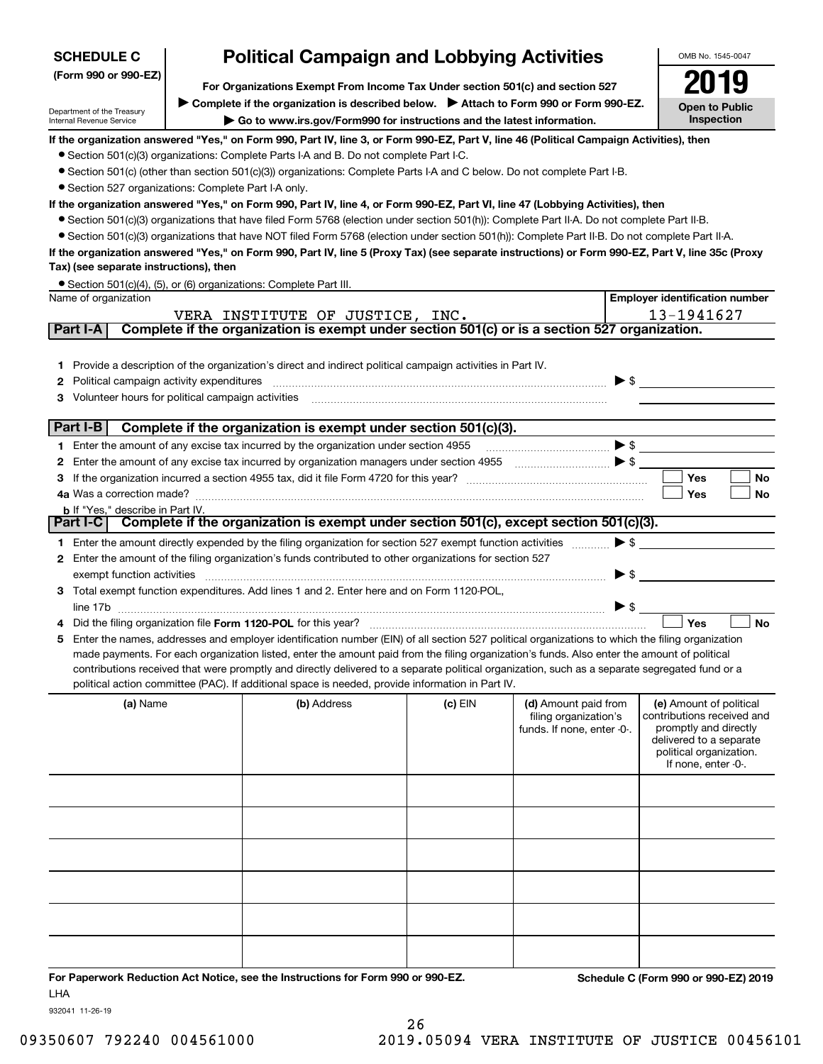**SCHEDULE C**
**(Form 990 or 990-EZ)**

Department of the Treasury
Internal Revenue Service

# Political Campaign and Lobbying Activities

**For Organizations Exempt From Income Tax Under section 501(c) and section 527**

▶ **Complete if the organization is described below.** ▶ **Attach to Form 990 or Form 990-EZ.**

▶ **Go to www.irs.gov/Form990 for instructions and the latest information.**

OMB No. 1545-0047

**2019**

**Open to Public Inspection**

**If the organization answered "Yes," on Form 990, Part IV, line 3, or Form 990-EZ, Part V, line 46 (Political Campaign Activities), then**

- Section 501(c)(3) organizations: Complete Parts I-A and B. Do not complete Part I-C.
- Section 501(c) (other than section 501(c)(3)) organizations: Complete Parts I-A and C below. Do not complete Part I-B.
- Section 527 organizations: Complete Part I-A only.

**If the organization answered "Yes," on Form 990, Part IV, line 4, or Form 990-EZ, Part VI, line 47 (Lobbying Activities), then**

- Section 501(c)(3) organizations that have filed Form 5768 (election under section 501(h)): Complete Part II-A. Do not complete Part II-B.
- Section 501(c)(3) organizations that have NOT filed Form 5768 (election under section 501(h)): Complete Part II-B. Do not complete Part II-A.

**If the organization answered "Yes," on Form 990, Part IV, line 5 (Proxy Tax) (see separate instructions) or Form 990-EZ, Part V, line 35c (Proxy Tax) (see separate instructions), then**

- Section 501(c)(4), (5), or (6) organizations: Complete Part III.

| Name of organization | Employer identification number |
|---|---|
| VERA INSTITUTE OF JUSTICE, INC. | 13-1941627 |

## Part I-A Complete if the organization is exempt under section 501(c) or is a section 527 organization.

1. Provide a description of the organization's direct and indirect political campaign activities in Part IV.
2. Political campaign activity expenditures ▶ $
3. Volunteer hours for political campaign activities

## Part I-B Complete if the organization is exempt under section 501(c)(3).

1. Enter the amount of any excise tax incurred by the organization under section 4955 ▶ $
2. Enter the amount of any excise tax incurred by organization managers under section 4955 ▶ $
3. If the organization incurred a section 4955 tax, did it file Form 4720 for this year? ☐ Yes ☐ No

4a Was a correction made? ☐ Yes ☐ No

b If "Yes," describe in Part IV.

## Part I-C Complete if the organization is exempt under section 501(c), except section 501(c)(3).

1. Enter the amount directly expended by the filing organization for section 527 exempt function activities ▶ $
2. Enter the amount of the filing organization's funds contributed to other organizations for section 527 exempt function activities ▶ $
3. Total exempt function expenditures. Add lines 1 and 2. Enter here and on Form 1120-POL, line 17b ▶ $
4. Did the filing organization file **Form 1120-POL** for this year? ☐ Yes ☐ No
5. Enter the names, addresses and employer identification number (EIN) of all section 527 political organizations to which the filing organization made payments. For each organization listed, enter the amount paid from the filing organization's funds. Also enter the amount of political contributions received that were promptly and directly delivered to a separate political organization, such as a separate segregated fund or a political action committee (PAC). If additional space is needed, provide information in Part IV.

| (a) Name | (b) Address | (c) EIN | (d) Amount paid from filing organization's funds. If none, enter -0-. | (e) Amount of political contributions received and promptly and directly delivered to a separate political organization. If none, enter -0-. |
|---|---|---|---|---|
| | | | | |
| | | | | |
| | | | | |
| | | | | |
| | | | | |
| | | | | |

**For Paperwork Reduction Act Notice, see the Instructions for Form 990 or 990-EZ.** **Schedule C (Form 990 or 990-EZ) 2019**

LHA

932041 11-26-19

09350607 792240 004561000 2019.05094 VERA INSTITUTE OF JUSTICE 00456101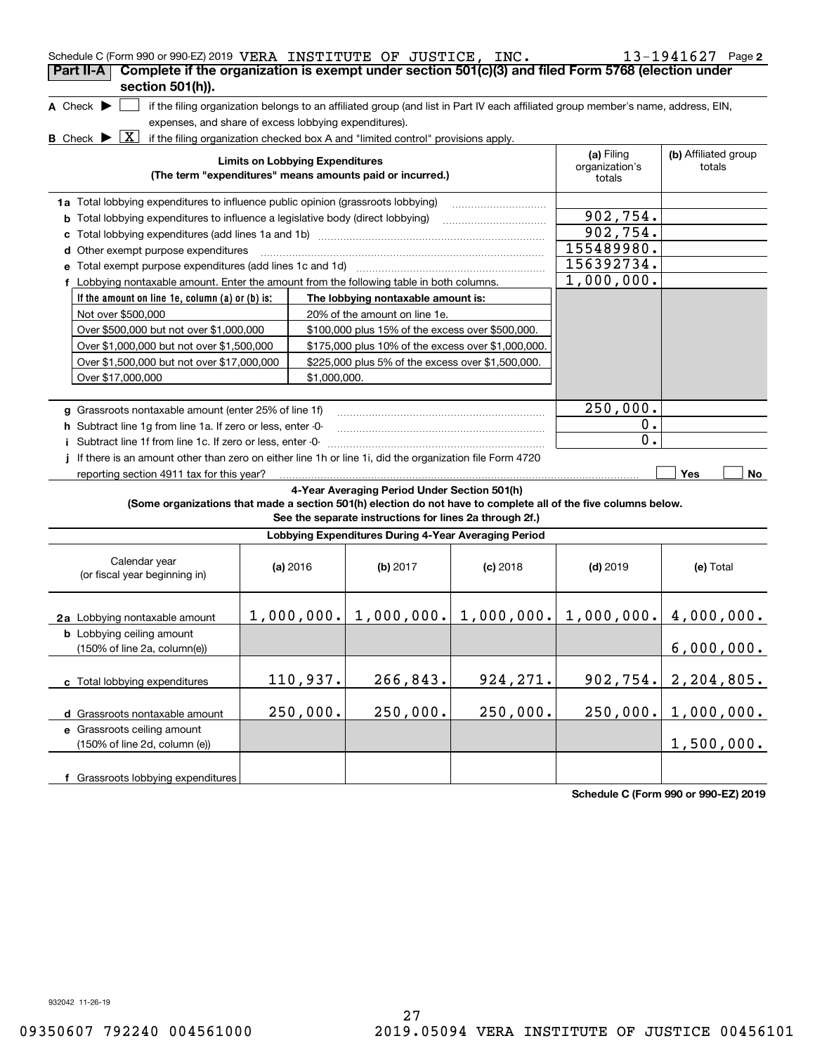Schedule C (Form 990 or 990-EZ) 2019 VERA INSTITUTE OF JUSTICE, INC. 13-1941627 Page 2

**Part II-A** **Complete if the organization is exempt under section 501(c)(3) and filed Form 5768 (election under section 501(h)).**

A Check ▶ [ ] if the filing organization belongs to an affiliated group (and list in Part IV each affiliated group member's name, address, EIN, expenses, and share of excess lobbying expenditures).

B Check ▶ [X] if the filing organization checked box A and "limited control" provisions apply.

| Limits on Lobbying Expenditures (The term "expenditures" means amounts paid or incurred.) | (a) Filing organization's totals | (b) Affiliated group totals |
|---|---|---|
| 1a Total lobbying expenditures to influence public opinion (grassroots lobbying) | | |
| b Total lobbying expenditures to influence a legislative body (direct lobbying) | 902,754. | |
| c Total lobbying expenditures (add lines 1a and 1b) | 902,754. | |
| d Other exempt purpose expenditures | 155489980. | |
| e Total exempt purpose expenditures (add lines 1c and 1d) | 156392734. | |
| f Lobbying nontaxable amount. Enter the amount from the following table in both columns. | 1,000,000. | |

| If the amount on line 1e, column (a) or (b) is: | The lobbying nontaxable amount is: |
|---|---|
| Not over $500,000 | 20% of the amount on line 1e. |
| Over $500,000 but not over $1,000,000 | $100,000 plus 15% of the excess over $500,000. |
| Over $1,000,000 but not over $1,500,000 | $175,000 plus 10% of the excess over $1,000,000. |
| Over $1,500,000 but not over $17,000,000 | $225,000 plus 5% of the excess over $1,500,000. |
| Over $17,000,000 | $1,000,000. |

| | (a) Filing organization's totals | (b) Affiliated group totals |
|---|---|---|
| g Grassroots nontaxable amount (enter 25% of line 1f) | 250,000. | |
| h Subtract line 1g from line 1a. If zero or less, enter -0- | 0. | |
| i Subtract line 1f from line 1c. If zero or less, enter -0- | 0. | |
| j If there is an amount other than zero on either line 1h or line 1i, did the organization file Form 4720 reporting section 4911 tax for this year? | [ ] Yes | [ ] No |

**4-Year Averaging Period Under Section 501(h)**

**(Some organizations that made a section 501(h) election do not have to complete all of the five columns below. See the separate instructions for lines 2a through 2f.)**

**Lobbying Expenditures During 4-Year Averaging Period**

| Calendar year (or fiscal year beginning in) | (a) 2016 | (b) 2017 | (c) 2018 | (d) 2019 | (e) Total |
|---|---|---|---|---|---|
| 2a Lobbying nontaxable amount | 1,000,000. | 1,000,000. | 1,000,000. | 1,000,000. | 4,000,000. |
| b Lobbying ceiling amount (150% of line 2a, column(e)) | | | | | 6,000,000. |
| c Total lobbying expenditures | 110,937. | 266,843. | 924,271. | 902,754. | 2,204,805. |
| d Grassroots nontaxable amount | 250,000. | 250,000. | 250,000. | 250,000. | 1,000,000. |
| e Grassroots ceiling amount (150% of line 2d, column (e)) | | | | | 1,500,000. |
| f Grassroots lobbying expenditures | | | | | |

**Schedule C (Form 990 or 990-EZ) 2019**

932042 11-26-19

09350607 792240 004561000 2019.05094 VERA INSTITUTE OF JUSTICE 00456101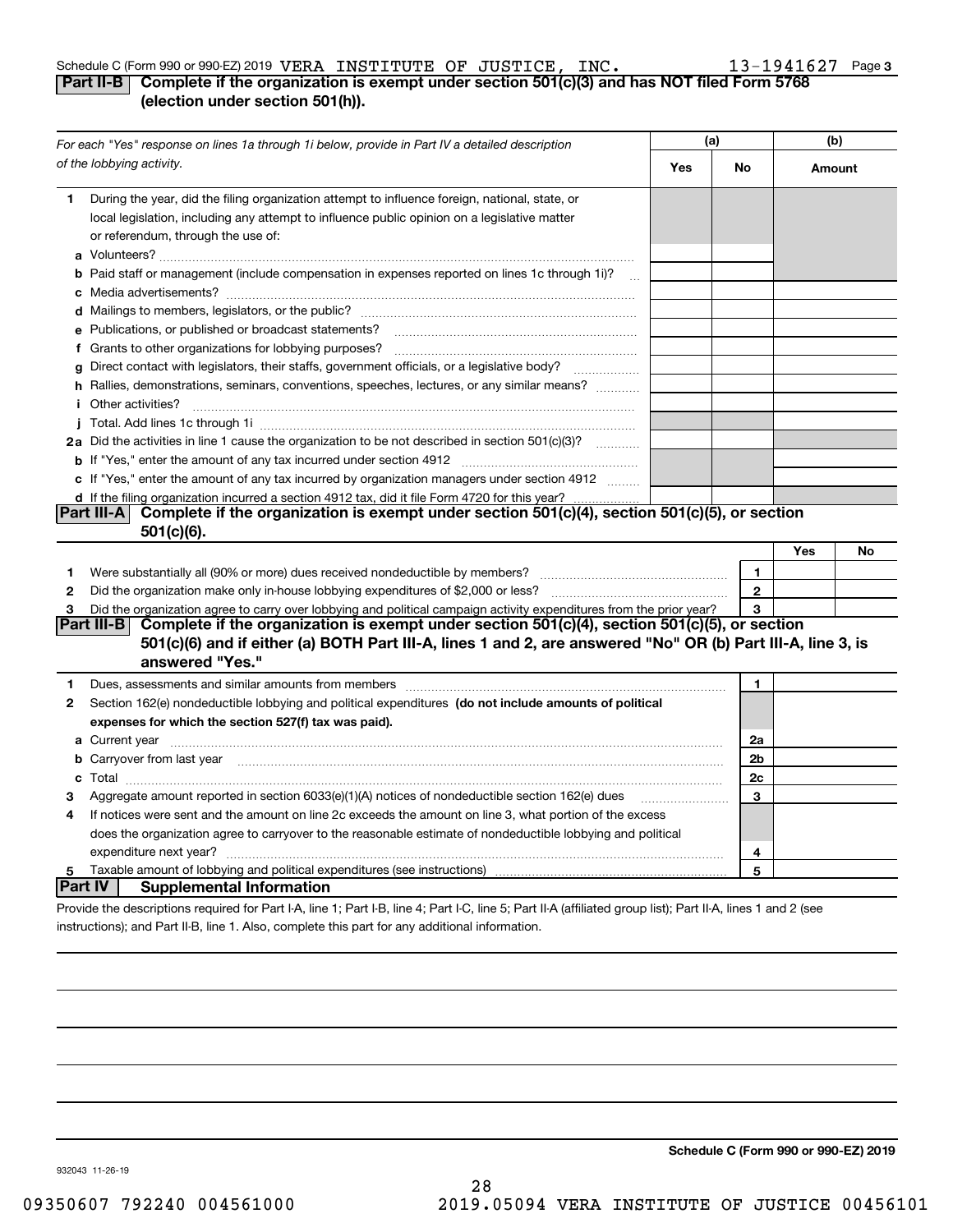Schedule C (Form 990 or 990-EZ) 2019 VERA INSTITUTE OF JUSTICE, INC. 13-1941627 Page 3

## Part II-B Complete if the organization is exempt under section 501(c)(3) and has NOT filed Form 5768 (election under section 501(h)).

| *For each "Yes" response on lines 1a through 1i below, provide in Part IV a detailed description of the lobbying activity.* | (a) Yes | (a) No | (b) Amount |
|---|---|---|---|
| **1** During the year, did the filing organization attempt to influence foreign, national, state, or local legislation, including any attempt to influence public opinion on a legislative matter or referendum, through the use of: | | | |
| **a** Volunteers? | | | |
| **b** Paid staff or management (include compensation in expenses reported on lines 1c through 1i)? | | | |
| **c** Media advertisements? | | | |
| **d** Mailings to members, legislators, or the public? | | | |
| **e** Publications, or published or broadcast statements? | | | |
| **f** Grants to other organizations for lobbying purposes? | | | |
| **g** Direct contact with legislators, their staffs, government officials, or a legislative body? | | | |
| **h** Rallies, demonstrations, seminars, conventions, speeches, lectures, or any similar means? | | | |
| **i** Other activities? | | | |
| **j** Total. Add lines 1c through 1i | | | |
| **2a** Did the activities in line 1 cause the organization to be not described in section 501(c)(3)? | | | |
| **b** If "Yes," enter the amount of any tax incurred under section 4912 | | | |
| **c** If "Yes," enter the amount of any tax incurred by organization managers under section 4912 | | | |
| **d** If the filing organization incurred a section 4912 tax, did it file Form 4720 for this year? | | | |

## Part III-A Complete if the organization is exempt under section 501(c)(4), section 501(c)(5), or section 501(c)(6).

| | | | Yes | No |
|---|---|---|---|---|
| **1** | Were substantially all (90% or more) dues received nondeductible by members? | 1 | | |
| **2** | Did the organization make only in-house lobbying expenditures of $2,000 or less? | 2 | | |
| **3** | Did the organization agree to carry over lobbying and political campaign activity expenditures from the prior year? | 3 | | |

## Part III-B Complete if the organization is exempt under section 501(c)(4), section 501(c)(5), or section 501(c)(6) and if either (a) BOTH Part III-A, lines 1 and 2, are answered "No" OR (b) Part III-A, line 3, is answered "Yes."

| | | | |
|---|---|---|---|
| **1** | Dues, assessments and similar amounts from members | 1 | |
| **2** | Section 162(e) nondeductible lobbying and political expenditures **(do not include amounts of political expenses for which the section 527(f) tax was paid).** | | |
| **a** | Current year | 2a | |
| **b** | Carryover from last year | 2b | |
| **c** | Total | 2c | |
| **3** | Aggregate amount reported in section 6033(e)(1)(A) notices of nondeductible section 162(e) dues | 3 | |
| **4** | If notices were sent and the amount on line 2c exceeds the amount on line 3, what portion of the excess does the organization agree to carryover to the reasonable estimate of nondeductible lobbying and political expenditure next year? | 4 | |
| **5** | Taxable amount of lobbying and political expenditures (see instructions) | 5 | |

## Part IV Supplemental Information

Provide the descriptions required for Part I-A, line 1; Part I-B, line 4; Part I-C, line 5; Part II-A (affiliated group list); Part II-A, lines 1 and 2 (see instructions); and Part II-B, line 1. Also, complete this part for any additional information.

**Schedule C (Form 990 or 990-EZ) 2019**

932043 11-26-19

09350607 792240 004561000 2019.05094 VERA INSTITUTE OF JUSTICE 00456101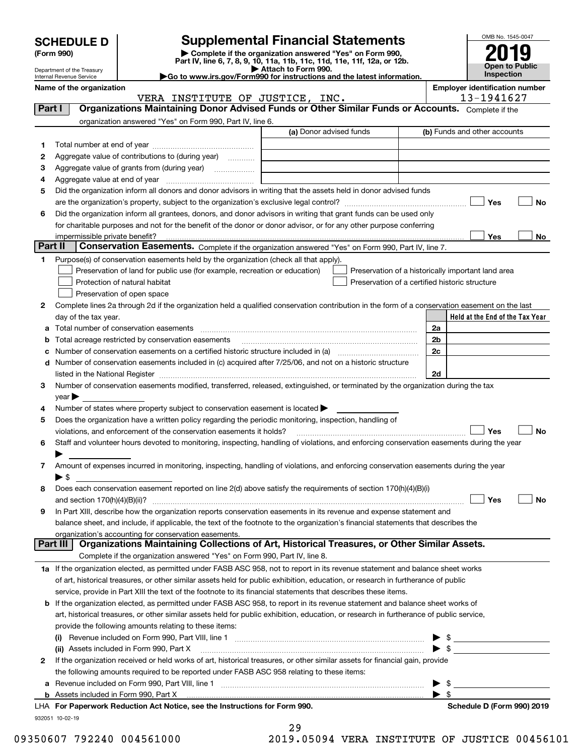# SCHEDULE D (Form 990)

Department of the Treasury
Internal Revenue Service

## Supplemental Financial Statements

▶ Complete if the organization answered "Yes" on Form 990, Part IV, line 6, 7, 8, 9, 10, 11a, 11b, 11c, 11d, 11e, 11f, 12a, or 12b.
▶ Attach to Form 990.
▶ Go to www.irs.gov/Form990 for instructions and the latest information.

OMB No. 1545-0047
**2019**
**Open to Public Inspection**

**Name of the organization:** VERA INSTITUTE OF JUSTICE, INC.
**Employer identification number:** 13-1941627

## Part I — Organizations Maintaining Donor Advised Funds or Other Similar Funds or Accounts.
Complete if the organization answered "Yes" on Form 990, Part IV, line 6.

| | | (a) Donor advised funds | (b) Funds and other accounts |
|---|---|---|---|
| 1 | Total number at end of year | | |
| 2 | Aggregate value of contributions to (during year) | | |
| 3 | Aggregate value of grants from (during year) | | |
| 4 | Aggregate value at end of year | | |

5 Did the organization inform all donors and donor advisors in writing that the assets held in donor advised funds are the organization's property, subject to the organization's exclusive legal control? ☐ Yes ☐ No

6 Did the organization inform all grantees, donors, and donor advisors in writing that grant funds can be used only for charitable purposes and not for the benefit of the donor or donor advisor, or for any other purpose conferring impermissible private benefit? ☐ Yes ☐ No

## Part II — Conservation Easements.
Complete if the organization answered "Yes" on Form 990, Part IV, line 7.

1 Purpose(s) of conservation easements held by the organization (check all that apply).

- ☐ Preservation of land for public use (for example, recreation or education)
- ☐ Protection of natural habitat
- ☐ Preservation of open space
- ☐ Preservation of a historically important land area
- ☐ Preservation of a certified historic structure

2 Complete lines 2a through 2d if the organization held a qualified conservation contribution in the form of a conservation easement on the last day of the tax year.

| | | | Held at the End of the Tax Year |
|---|---|---|---|
| a | Total number of conservation easements | 2a | |
| b | Total acreage restricted by conservation easements | 2b | |
| c | Number of conservation easements on a certified historic structure included in (a) | 2c | |
| d | Number of conservation easements included in (c) acquired after 7/25/06, and not on a historic structure listed in the National Register | 2d | |

3 Number of conservation easements modified, transferred, released, extinguished, or terminated by the organization during the tax year ▶

4 Number of states where property subject to conservation easement is located ▶

5 Does the organization have a written policy regarding the periodic monitoring, inspection, handling of violations, and enforcement of the conservation easements it holds? ☐ Yes ☐ No

6 Staff and volunteer hours devoted to monitoring, inspecting, handling of violations, and enforcing conservation easements during the year ▶

7 Amount of expenses incurred in monitoring, inspecting, handling of violations, and enforcing conservation easements during the year ▶ $

8 Does each conservation easement reported on line 2(d) above satisfy the requirements of section 170(h)(4)(B)(i) and section 170(h)(4)(B)(ii)? ☐ Yes ☐ No

9 In Part XIII, describe how the organization reports conservation easements in its revenue and expense statement and balance sheet, and include, if applicable, the text of the footnote to the organization's financial statements that describes the organization's accounting for conservation easements.

## Part III — Organizations Maintaining Collections of Art, Historical Treasures, or Other Similar Assets.
Complete if the organization answered "Yes" on Form 990, Part IV, line 8.

1a If the organization elected, as permitted under FASB ASC 958, not to report in its revenue statement and balance sheet works of art, historical treasures, or other similar assets held for public exhibition, education, or research in furtherance of public service, provide in Part XIII the text of the footnote to its financial statements that describes these items.

b If the organization elected, as permitted under FASB ASC 958, to report in its revenue statement and balance sheet works of art, historical treasures, or other similar assets held for public exhibition, education, or research in furtherance of public service, provide the following amounts relating to these items:

(i) Revenue included on Form 990, Part VIII, line 1 ▶ $

(ii) Assets included in Form 990, Part X ▶ $

2 If the organization received or held works of art, historical treasures, or other similar assets for financial gain, provide the following amounts required to be reported under FASB ASC 958 relating to these items:

a Revenue included on Form 990, Part VIII, line 1 ▶ $

b Assets included in Form 990, Part X ▶ $

LHA For Paperwork Reduction Act Notice, see the Instructions for Form 990.

Schedule D (Form 990) 2019

932051 10-02-19

09350607 792240 004561000 2019.05094 VERA INSTITUTE OF JUSTICE 00456101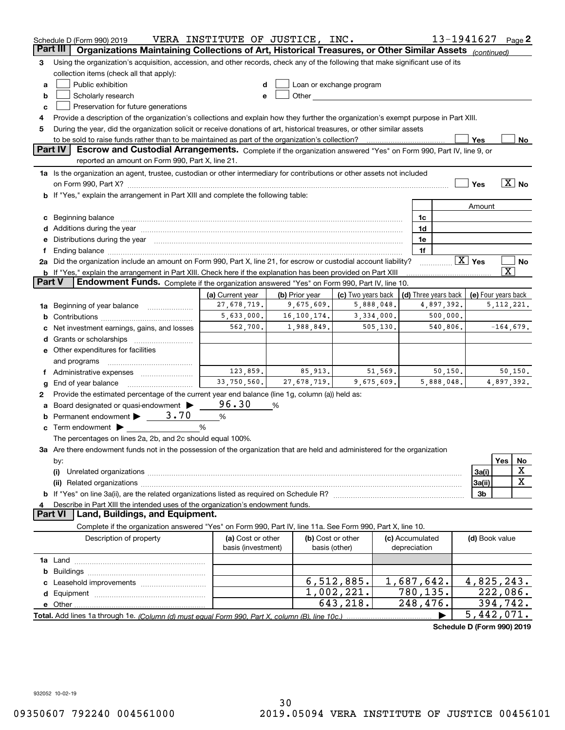Schedule D (Form 990) 2019 VERA INSTITUTE OF JUSTICE, INC. 13-1941627 Page 2

## Part III Organizations Maintaining Collections of Art, Historical Treasures, or Other Similar Assets *(continued)*

**3** Using the organization's acquisition, accession, and other records, check any of the following that make significant use of its collection items (check all that apply):

- **a** ☐ Public exhibition
- **b** ☐ Scholarly research
- **c** ☐ Preservation for future generations
- **d** ☐ Loan or exchange program
- **e** ☐ Other

**4** Provide a description of the organization's collections and explain how they further the organization's exempt purpose in Part XIII.

**5** During the year, did the organization solicit or receive donations of art, historical treasures, or other similar assets to be sold to raise funds rather than to be maintained as part of the organization's collection? ☐ Yes ☐ No

## Part IV Escrow and Custodial Arrangements.

Complete if the organization answered "Yes" on Form 990, Part IV, line 9, or reported an amount on Form 990, Part X, line 21.

**1a** Is the organization an agent, trustee, custodian or other intermediary for contributions or other assets not included on Form 990, Part X? ☐ Yes ☒ No

**b** If "Yes," explain the arrangement in Part XIII and complete the following table:

| | | Amount |
|---|---|---|
| **c** Beginning balance | 1c | |
| **d** Additions during the year | 1d | |
| **e** Distributions during the year | 1e | |
| **f** Ending balance | 1f | |

**2a** Did the organization include an amount on Form 990, Part X, line 21, for escrow or custodial account liability? ☒ Yes ☐ No

**b** If "Yes," explain the arrangement in Part XIII. Check here if the explanation has been provided on Part XIII ☒

## Part V Endowment Funds.

Complete if the organization answered "Yes" on Form 990, Part IV, line 10.

| | (a) Current year | (b) Prior year | (c) Two years back | (d) Three years back | (e) Four years back |
|---|---|---|---|---|---|
| **1a** Beginning of year balance | 27,678,719. | 9,675,609. | 5,888,048. | 4,897,392. | 5,112,221. |
| **b** Contributions | 5,633,000. | 16,100,174. | 3,334,000. | 500,000. | |
| **c** Net investment earnings, gains, and losses | 562,700. | 1,988,849. | 505,130. | 540,806. | -164,679. |
| **d** Grants or scholarships | | | | | |
| **e** Other expenditures for facilities and programs | | | | | |
| **f** Administrative expenses | 123,859. | 85,913. | 51,569. | 50,150. | 50,150. |
| **g** End of year balance | 33,750,560. | 27,678,719. | 9,675,609. | 5,888,048. | 4,897,392. |

**2** Provide the estimated percentage of the current year end balance (line 1g, column (a)) held as:

- **a** Board designated or quasi-endowment ▶ 96.30 %
- **b** Permanent endowment ▶ 3.70 %
- **c** Term endowment ▶ %

The percentages on lines 2a, 2b, and 2c should equal 100%.

**3a** Are there endowment funds not in the possession of the organization that are held and administered for the organization by:

| | | Yes | No |
|---|---|---|---|
| **(i)** Unrelated organizations | 3a(i) | | X |
| **(ii)** Related organizations | 3a(ii) | | X |
| **b** If "Yes" on line 3a(ii), are the related organizations listed as required on Schedule R? | 3b | | |

**4** Describe in Part XIII the intended uses of the organization's endowment funds.

## Part VI Land, Buildings, and Equipment.

Complete if the organization answered "Yes" on Form 990, Part IV, line 11a. See Form 990, Part X, line 10.

| Description of property | (a) Cost or other basis (investment) | (b) Cost or other basis (other) | (c) Accumulated depreciation | (d) Book value |
|---|---|---|---|---|
| **1a** Land | | | | |
| **b** Buildings | | | | |
| **c** Leasehold improvements | | 6,512,885. | 1,687,642. | 4,825,243. |
| **d** Equipment | | 1,002,221. | 780,135. | 222,086. |
| **e** Other | | 643,218. | 248,476. | 394,742. |
| **Total.** Add lines 1a through 1e. *(Column (d) must equal Form 990, Part X, column (B), line 10c.)* | | | ▶ | 5,442,071. |

Schedule D (Form 990) 2019

932052 10-02-19

09350607 792240 004561000 2019.05094 VERA INSTITUTE OF JUSTICE 00456101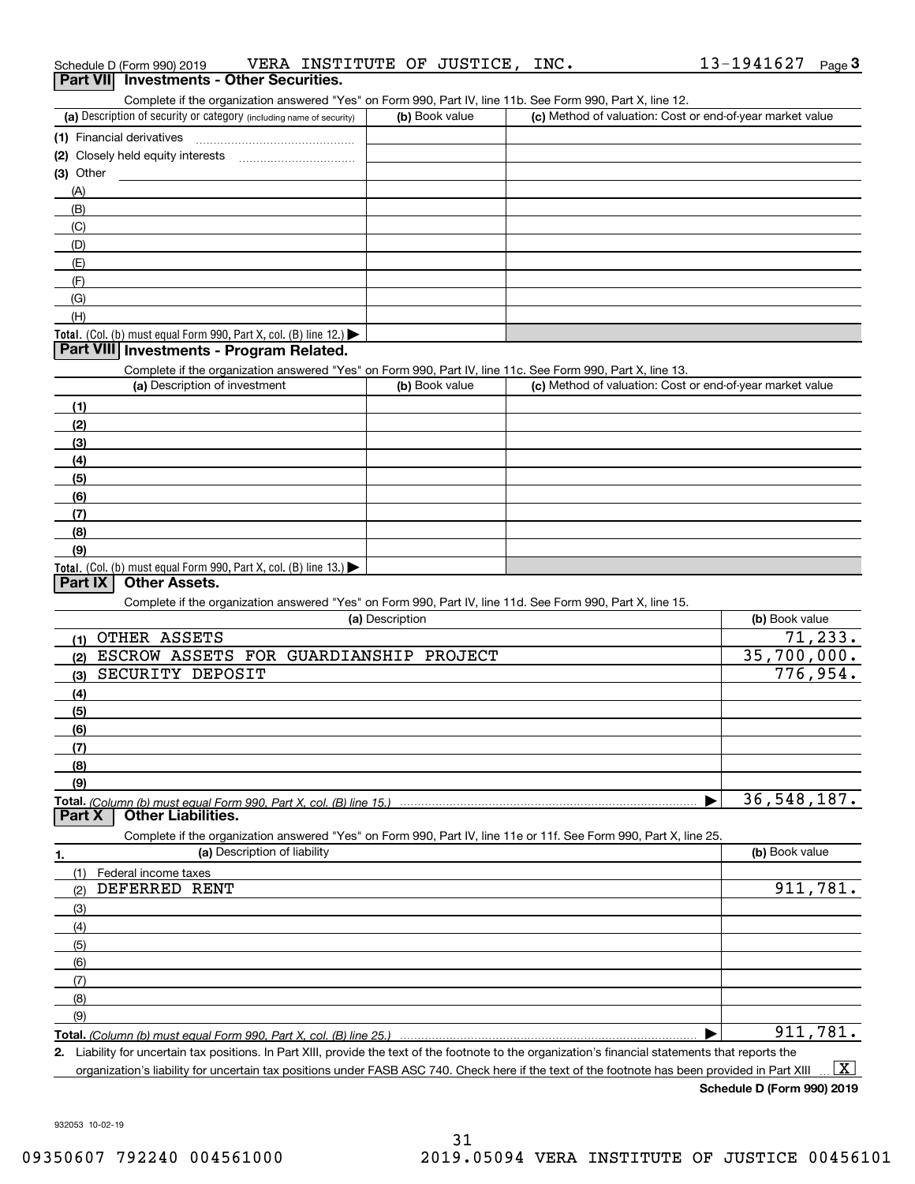Schedule D (Form 990) 2019 VERA INSTITUTE OF JUSTICE, INC. 13-1941627 Page **3**

## Part VII Investments - Other Securities.

Complete if the organization answered "Yes" on Form 990, Part IV, line 11b. See Form 990, Part X, line 12.

| (a) Description of security or category (including name of security) | (b) Book value | (c) Method of valuation: Cost or end-of-year market value |
|---|---|---|
| (1) Financial derivatives | | |
| (2) Closely held equity interests | | |
| (3) Other | | |
| (A) | | |
| (B) | | |
| (C) | | |
| (D) | | |
| (E) | | |
| (F) | | |
| (G) | | |
| (H) | | |
| **Total.** (Col. (b) must equal Form 990, Part X, col. (B) line 12.) | | |

## Part VIII Investments - Program Related.

Complete if the organization answered "Yes" on Form 990, Part IV, line 11c. See Form 990, Part X, line 13.

| (a) Description of investment | (b) Book value | (c) Method of valuation: Cost or end-of-year market value |
|---|---|---|
| (1) | | |
| (2) | | |
| (3) | | |
| (4) | | |
| (5) | | |
| (6) | | |
| (7) | | |
| (8) | | |
| (9) | | |
| **Total.** (Col. (b) must equal Form 990, Part X, col. (B) line 13.) | | |

## Part IX Other Assets.

Complete if the organization answered "Yes" on Form 990, Part IV, line 11d. See Form 990, Part X, line 15.

| (a) Description | (b) Book value |
|---|---|
| (1) OTHER ASSETS | 71,233. |
| (2) ESCROW ASSETS FOR GUARDIANSHIP PROJECT | 35,700,000. |
| (3) SECURITY DEPOSIT | 776,954. |
| (4) | |
| (5) | |
| (6) | |
| (7) | |
| (8) | |
| (9) | |
| **Total.** *(Column (b) must equal Form 990, Part X, col. (B) line 15.)* | 36,548,187. |

## Part X Other Liabilities.

Complete if the organization answered "Yes" on Form 990, Part IV, line 11e or 11f. See Form 990, Part X, line 25.

| 1. (a) Description of liability | (b) Book value |
|---|---|
| (1) Federal income taxes | |
| (2) DEFERRED RENT | 911,781. |
| (3) | |
| (4) | |
| (5) | |
| (6) | |
| (7) | |
| (8) | |
| (9) | |
| **Total.** *(Column (b) must equal Form 990, Part X, col. (B) line 25.)* | 911,781. |

**2.** Liability for uncertain tax positions. In Part XIII, provide the text of the footnote to the organization's financial statements that reports the organization's liability for uncertain tax positions under FASB ASC 740. Check here if the text of the footnote has been provided in Part XIII [X]

**Schedule D (Form 990) 2019**

932053 10-02-19

09350607 792240 004561000 2019.05094 VERA INSTITUTE OF JUSTICE 00456101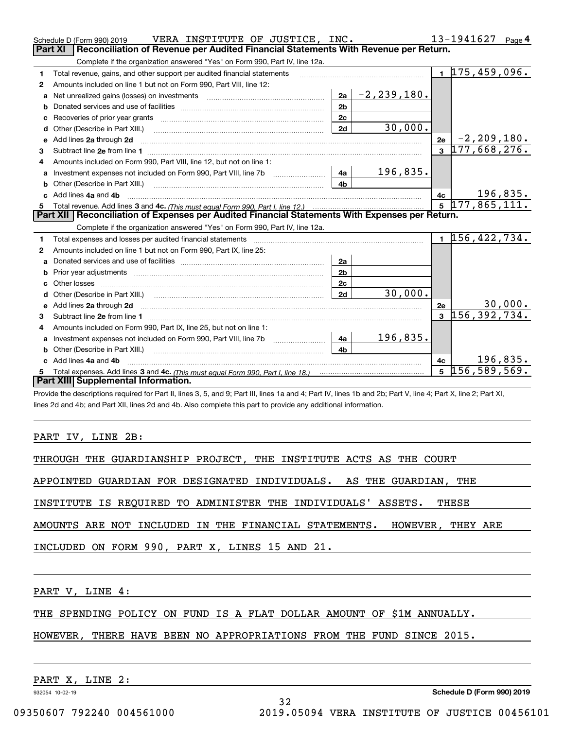Schedule D (Form 990) 2019 VERA INSTITUTE OF JUSTICE, INC. 13-1941627 Page 4

## Part XI Reconciliation of Revenue per Audited Financial Statements With Revenue per Return.

Complete if the organization answered "Yes" on Form 990, Part IV, line 12a.

| | | | | | |
|---|---|---|---|---|---|
| 1 | Total revenue, gains, and other support per audited financial statements | | | 1 | 175,459,096. |
| 2 | Amounts included on line 1 but not on Form 990, Part VIII, line 12: | | | | |
| a | Net unrealized gains (losses) on investments | 2a | -2,239,180. | | |
| b | Donated services and use of facilities | 2b | | | |
| c | Recoveries of prior year grants | 2c | | | |
| d | Other (Describe in Part XIII.) | 2d | 30,000. | | |
| e | Add lines 2a through 2d | | | 2e | -2,209,180. |
| 3 | Subtract line 2e from line 1 | | | 3 | 177,668,276. |
| 4 | Amounts included on Form 990, Part VIII, line 12, but not on line 1: | | | | |
| a | Investment expenses not included on Form 990, Part VIII, line 7b | 4a | 196,835. | | |
| b | Other (Describe in Part XIII.) | 4b | | | |
| c | Add lines 4a and 4b | | | 4c | 196,835. |
| 5 | Total revenue. Add lines 3 and 4c. *(This must equal Form 990, Part I, line 12.)* | | | 5 | 177,865,111. |

## Part XII Reconciliation of Expenses per Audited Financial Statements With Expenses per Return.

Complete if the organization answered "Yes" on Form 990, Part IV, line 12a.

| | | | | | |
|---|---|---|---|---|---|
| 1 | Total expenses and losses per audited financial statements | | | 1 | 156,422,734. |
| 2 | Amounts included on line 1 but not on Form 990, Part IX, line 25: | | | | |
| a | Donated services and use of facilities | 2a | | | |
| b | Prior year adjustments | 2b | | | |
| c | Other losses | 2c | | | |
| d | Other (Describe in Part XIII.) | 2d | 30,000. | | |
| e | Add lines 2a through 2d | | | 2e | 30,000. |
| 3 | Subtract line 2e from line 1 | | | 3 | 156,392,734. |
| 4 | Amounts included on Form 990, Part IX, line 25, but not on line 1: | | | | |
| a | Investment expenses not included on Form 990, Part VIII, line 7b | 4a | 196,835. | | |
| b | Other (Describe in Part XIII.) | 4b | | | |
| c | Add lines 4a and 4b | | | 4c | 196,835. |
| 5 | Total expenses. Add lines 3 and 4c. *(This must equal Form 990, Part I, line 18.)* | | | 5 | 156,589,569. |

## Part XIII Supplemental Information.

Provide the descriptions required for Part II, lines 3, 5, and 9; Part III, lines 1a and 4; Part IV, lines 1b and 2b; Part V, line 4; Part X, line 2; Part XI, lines 2d and 4b; and Part XII, lines 2d and 4b. Also complete this part to provide any additional information.

PART IV, LINE 2B:

THROUGH THE GUARDIANSHIP PROJECT, THE INSTITUTE ACTS AS THE COURT APPOINTED GUARDIAN FOR DESIGNATED INDIVIDUALS. AS THE GUARDIAN, THE INSTITUTE IS REQUIRED TO ADMINISTER THE INDIVIDUALS' ASSETS. THESE AMOUNTS ARE NOT INCLUDED IN THE FINANCIAL STATEMENTS. HOWEVER, THEY ARE INCLUDED ON FORM 990, PART X, LINES 15 AND 21.

PART V, LINE 4:

THE SPENDING POLICY ON FUND IS A FLAT DOLLAR AMOUNT OF $1M ANNUALLY. HOWEVER, THERE HAVE BEEN NO APPROPRIATIONS FROM THE FUND SINCE 2015.

PART X, LINE 2:

932054 10-02-19 Schedule D (Form 990) 2019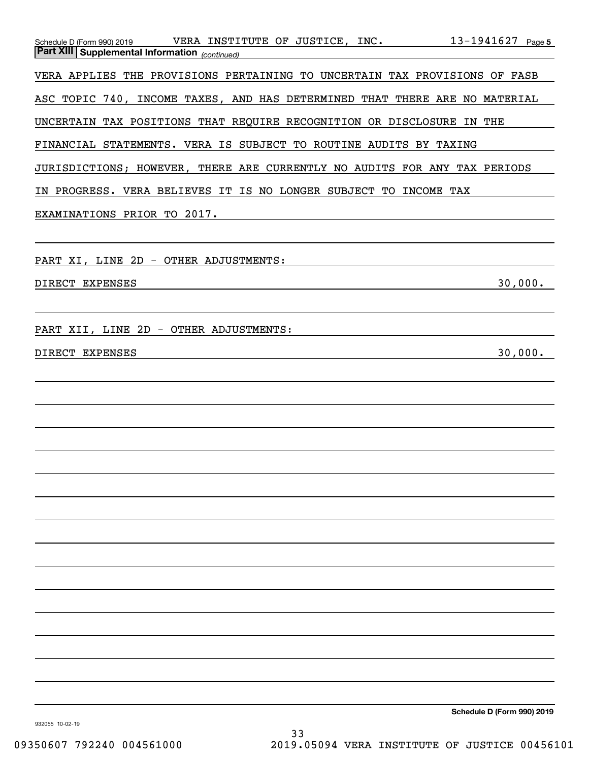## Part XIII Supplemental Information *(continued)*

VERA APPLIES THE PROVISIONS PERTAINING TO UNCERTAIN TAX PROVISIONS OF FASB ASC TOPIC 740, INCOME TAXES, AND HAS DETERMINED THAT THERE ARE NO MATERIAL UNCERTAIN TAX POSITIONS THAT REQUIRE RECOGNITION OR DISCLOSURE IN THE FINANCIAL STATEMENTS. VERA IS SUBJECT TO ROUTINE AUDITS BY TAXING JURISDICTIONS; HOWEVER, THERE ARE CURRENTLY NO AUDITS FOR ANY TAX PERIODS IN PROGRESS. VERA BELIEVES IT IS NO LONGER SUBJECT TO INCOME TAX EXAMINATIONS PRIOR TO 2017.

PART XI, LINE 2D - OTHER ADJUSTMENTS:

| | |
|---|---|
| DIRECT EXPENSES | 30,000. |

PART XII, LINE 2D - OTHER ADJUSTMENTS:

| | |
|---|---|
| DIRECT EXPENSES | 30,000. |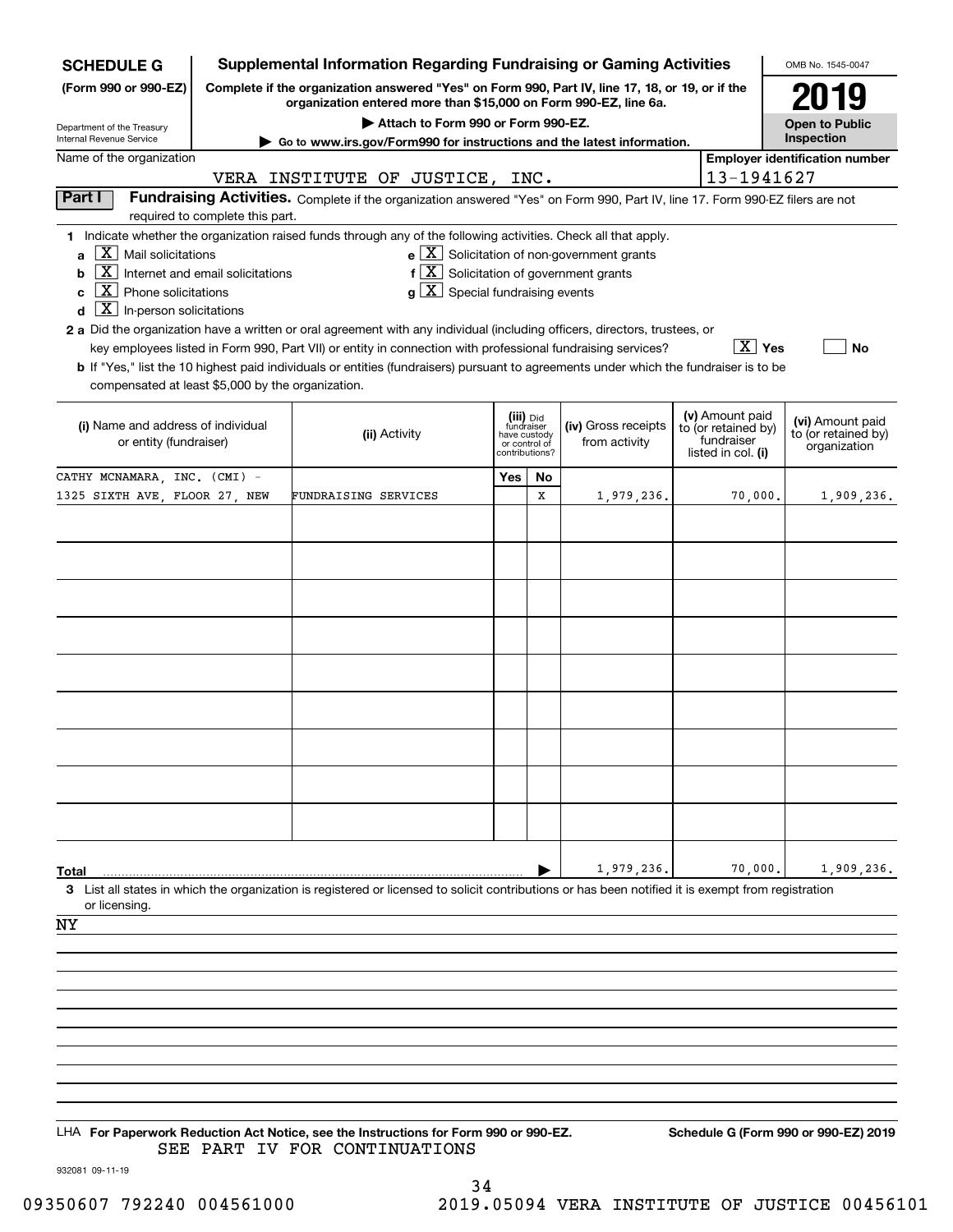**SCHEDULE G**
**(Form 990 or 990-EZ)**

Department of the Treasury
Internal Revenue Service

# Supplemental Information Regarding Fundraising or Gaming Activities

**Complete if the organization answered "Yes" on Form 990, Part IV, line 17, 18, or 19, or if the organization entered more than $15,000 on Form 990-EZ, line 6a.**

**▶ Attach to Form 990 or Form 990-EZ.**

**▶ Go to www.irs.gov/Form990 for instructions and the latest information.**

OMB No. 1545-0047

**2019**

**Open to Public Inspection**

Name of the organization: VERA INSTITUTE OF JUSTICE, INC.

**Employer identification number:** 13-1941627

**Part I** **Fundraising Activities.** Complete if the organization answered "Yes" on Form 990, Part IV, line 17. Form 990-EZ filers are not required to complete this part.

**1** Indicate whether the organization raised funds through any of the following activities. Check all that apply.

- **a** [X] Mail solicitations
- **b** [X] Internet and email solicitations
- **c** [X] Phone solicitations
- **d** [X] In-person solicitations
- **e** [X] Solicitation of non-government grants
- **f** [X] Solicitation of government grants
- **g** [X] Special fundraising events

**2 a** Did the organization have a written or oral agreement with any individual (including officers, directors, trustees, or key employees listed in Form 990, Part VII) or entity in connection with professional fundraising services? [X] Yes [ ] No

**b** If "Yes," list the 10 highest paid individuals or entities (fundraisers) pursuant to agreements under which the fundraiser is to be compensated at least $5,000 by the organization.

| (i) Name and address of individual or entity (fundraiser) | (ii) Activity | (iii) Did fundraiser have custody or control of contributions? Yes | No | (iv) Gross receipts from activity | (v) Amount paid to (or retained by) fundraiser listed in col. (i) | (vi) Amount paid to (or retained by) organization |
|---|---|---|---|---|---|---|
| CATHY MCNAMARA, INC. (CMI) - 1325 SIXTH AVE, FLOOR 27, NEW | FUNDRAISING SERVICES | | X | 1,979,236. | 70,000. | 1,909,236. |
| | | | | | | |
| | | | | | | |
| | | | | | | |
| | | | | | | |
| | | | | | | |
| | | | | | | |
| | | | | | | |
| | | | | | | |
| | | | | | | |
| **Total** ▶ | | | | 1,979,236. | 70,000. | 1,909,236. |

**3** List all states in which the organization is registered or licensed to solicit contributions or has been notified it is exempt from registration or licensing.

NY

LHA **For Paperwork Reduction Act Notice, see the Instructions for Form 990 or 990-EZ.** **Schedule G (Form 990 or 990-EZ) 2019**

SEE PART IV FOR CONTINUATIONS

932081 09-11-19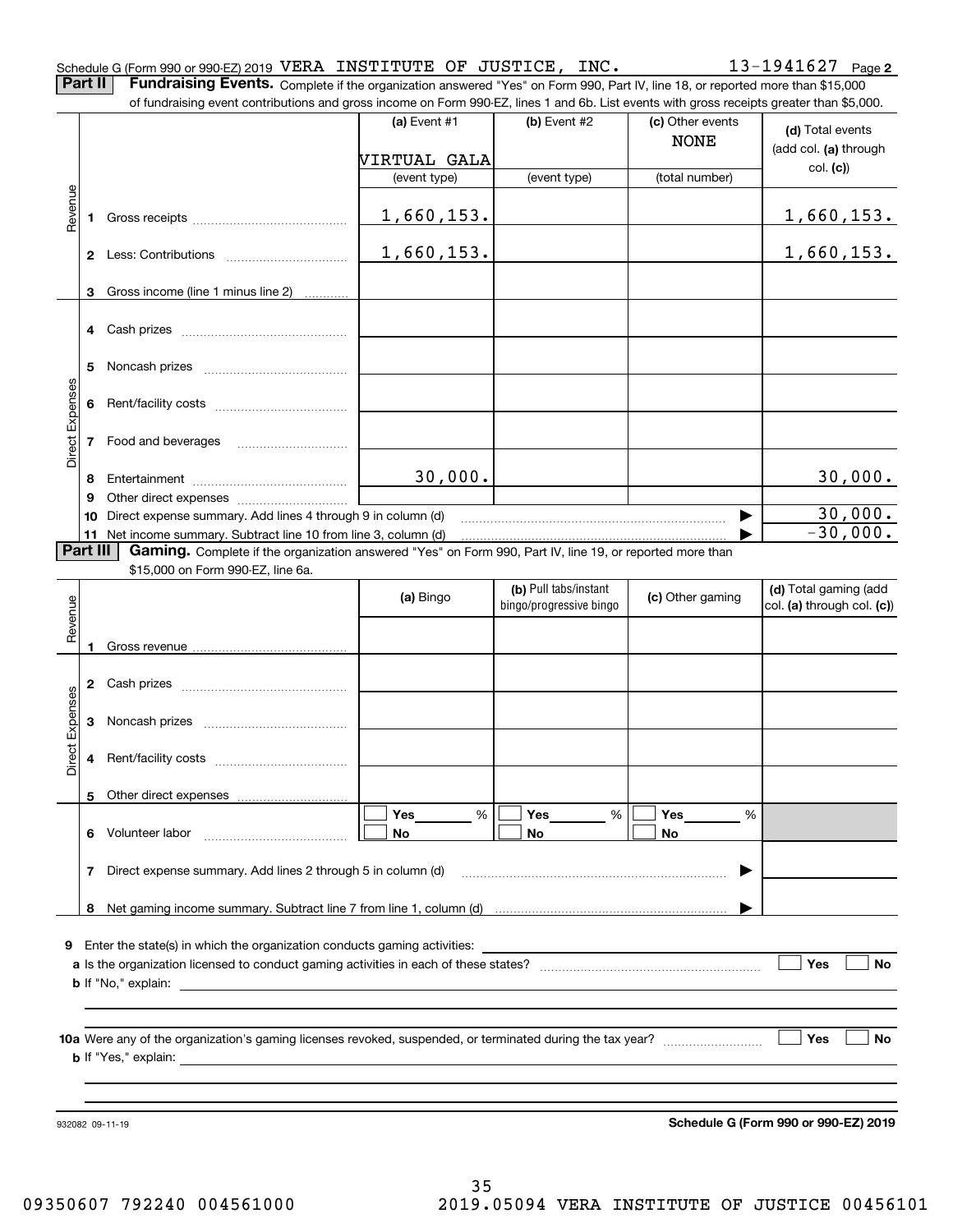Schedule G (Form 990 or 990-EZ) 2019 VERA INSTITUTE OF JUSTICE, INC. 13-1941627 Page 2

**Part II** **Fundraising Events.** Complete if the organization answered "Yes" on Form 990, Part IV, line 18, or reported more than $15,000 of fundraising event contributions and gross income on Form 990-EZ, lines 1 and 6b. List events with gross receipts greater than $5,000.

| | | (a) Event #1 | (b) Event #2 | (c) Other events | (d) Total events (add col. (a) through col. (c)) |
|---|---|---|---|---|---|
| | | VIRTUAL GALA | | NONE | |
| | | (event type) | (event type) | (total number) | |
| Revenue | 1 Gross receipts | 1,660,153. | | | 1,660,153. |
| | 2 Less: Contributions | 1,660,153. | | | 1,660,153. |
| | 3 Gross income (line 1 minus line 2) | | | | |
| Direct Expenses | 4 Cash prizes | | | | |
| | 5 Noncash prizes | | | | |
| | 6 Rent/facility costs | | | | |
| | 7 Food and beverages | | | | |
| | 8 Entertainment | 30,000. | | | 30,000. |
| | 9 Other direct expenses | | | | |
| | 10 Direct expense summary. Add lines 4 through 9 in column (d) | | | ▶ | 30,000. |
| | 11 Net income summary. Subtract line 10 from line 3, column (d) | | | ▶ | -30,000. |

**Part III** **Gaming.** Complete if the organization answered "Yes" on Form 990, Part IV, line 19, or reported more than $15,000 on Form 990-EZ, line 6a.

| | | (a) Bingo | (b) Pull tabs/instant bingo/progressive bingo | (c) Other gaming | (d) Total gaming (add col. (a) through col. (c)) |
|---|---|---|---|---|---|
| Revenue | 1 Gross revenue | | | | |
| Direct Expenses | 2 Cash prizes | | | | |
| | 3 Noncash prizes | | | | |
| | 4 Rent/facility costs | | | | |
| | 5 Other direct expenses | | | | |
| | 6 Volunteer labor | ☐ Yes ____ % ☐ No | ☐ Yes ____ % ☐ No | ☐ Yes ____ % ☐ No | |
| | 7 Direct expense summary. Add lines 2 through 5 in column (d) | | | ▶ | |
| | 8 Net gaming income summary. Subtract line 7 from line 1, column (d) | | | ▶ | |

9 Enter the state(s) in which the organization conducts gaming activities: ______

a Is the organization licensed to conduct gaming activities in each of these states? ☐ Yes ☐ No

b If "No," explain: ______

10a Were any of the organization's gaming licenses revoked, suspended, or terminated during the tax year? ☐ Yes ☐ No

b If "Yes," explain: ______

932082 09-11-19 **Schedule G (Form 990 or 990-EZ) 2019**

09350607 792240 004561000 2019.05094 VERA INSTITUTE OF JUSTICE 00456101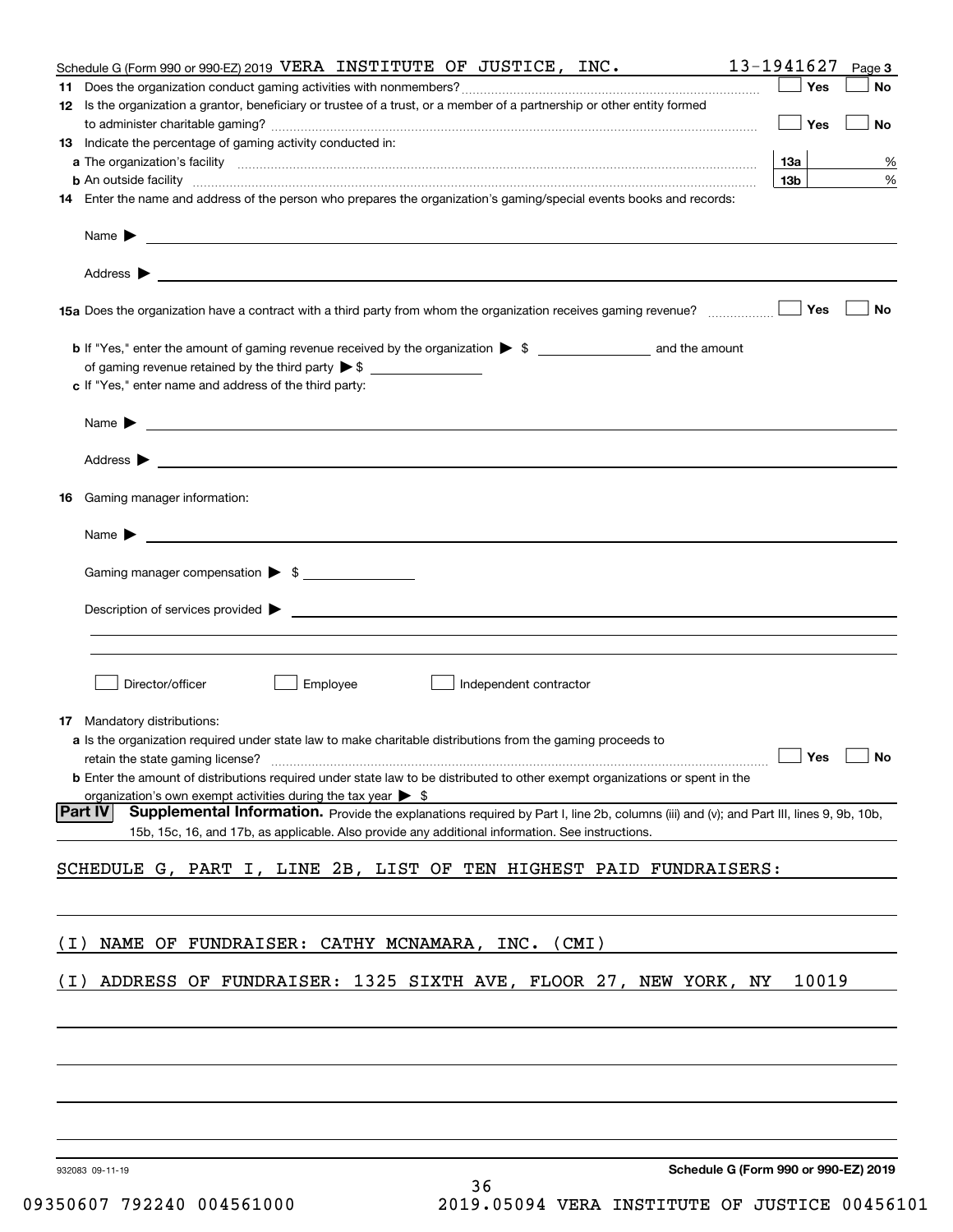Schedule G (Form 990 or 990-EZ) 2019 VERA INSTITUTE OF JUSTICE, INC. 13-1941627 Page 3

**11** Does the organization conduct gaming activities with nonmembers? ☐ Yes ☐ No

**12** Is the organization a grantor, beneficiary or trustee of a trust, or a member of a partnership or other entity formed to administer charitable gaming? ☐ Yes ☐ No

**13** Indicate the percentage of gaming activity conducted in:

**a** The organization's facility **13a** %

**b** An outside facility **13b** %

**14** Enter the name and address of the person who prepares the organization's gaming/special events books and records:

Name ▶

Address ▶

**15a** Does the organization have a contract with a third party from whom the organization receives gaming revenue? ☐ Yes ☐ No

**b** If "Yes," enter the amount of gaming revenue received by the organization ▶ $ ______ and the amount of gaming revenue retained by the third party ▶ $ ______

**c** If "Yes," enter name and address of the third party:

Name ▶

Address ▶

**16** Gaming manager information:

Name ▶

Gaming manager compensation ▶ $

Description of services provided ▶

☐ Director/officer ☐ Employee ☐ Independent contractor

**17** Mandatory distributions:

**a** Is the organization required under state law to make charitable distributions from the gaming proceeds to retain the state gaming license? ☐ Yes ☐ No

**b** Enter the amount of distributions required under state law to be distributed to other exempt organizations or spent in the organization's own exempt activities during the tax year ▶ $

**Part IV** **Supplemental Information.** Provide the explanations required by Part I, line 2b, columns (iii) and (v); and Part III, lines 9, 9b, 10b, 15b, 15c, 16, and 17b, as applicable. Also provide any additional information. See instructions.

SCHEDULE G, PART I, LINE 2B, LIST OF TEN HIGHEST PAID FUNDRAISERS:

(I) NAME OF FUNDRAISER: CATHY MCNAMARA, INC. (CMI)

(I) ADDRESS OF FUNDRAISER: 1325 SIXTH AVE, FLOOR 27, NEW YORK, NY 10019

932083 09-11-19

**Schedule G (Form 990 or 990-EZ) 2019**

09350607 792240 004561000 2019.05094 VERA INSTITUTE OF JUSTICE 00456101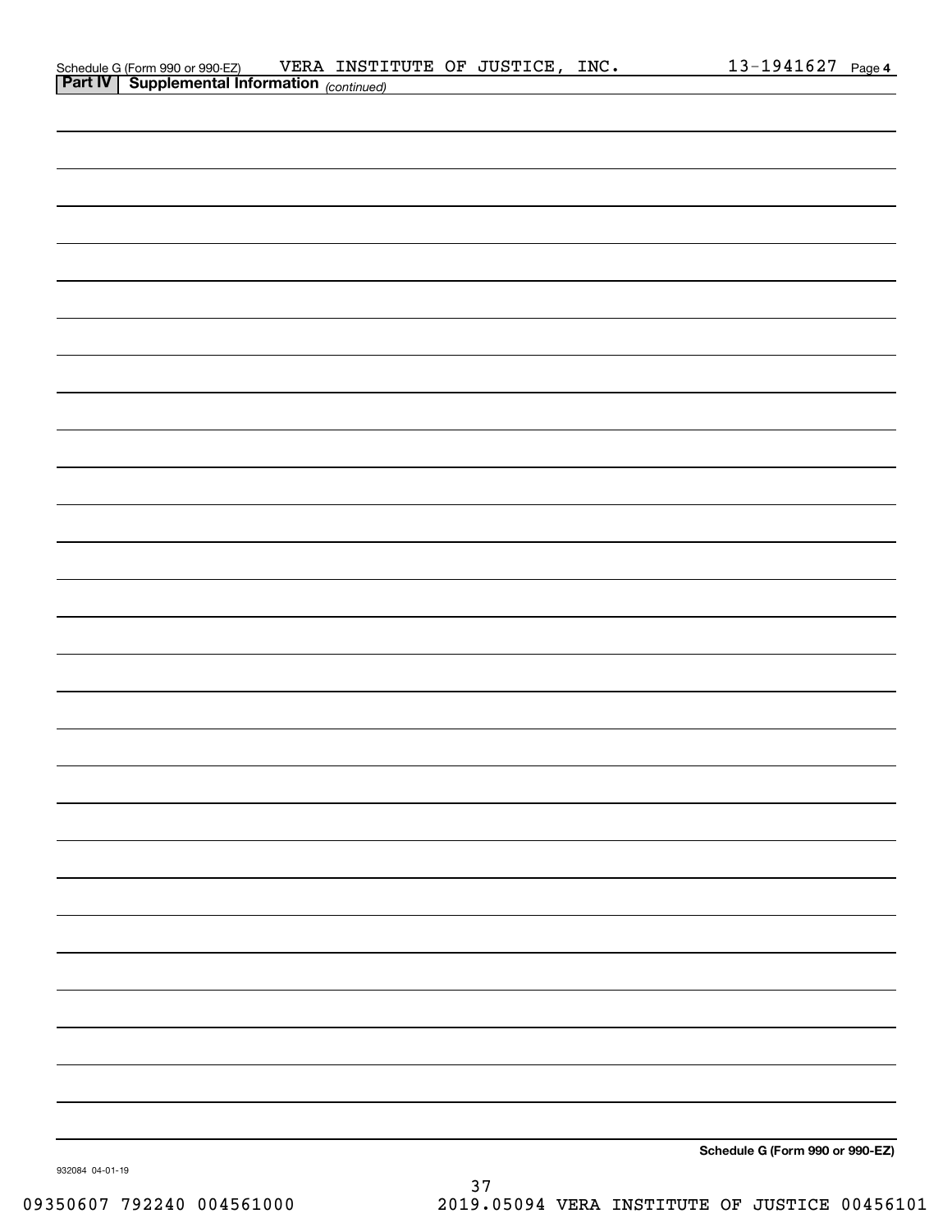Schedule G (Form 990 or 990-EZ) VERA INSTITUTE OF JUSTICE, INC. 13-1941627 Page 4

**Part IV | Supplemental Information** *(continued)*

**Schedule G (Form 990 or 990-EZ)**

932084 04-01-19

09350607 792240 004561000 2019.05094 VERA INSTITUTE OF JUSTICE 00456101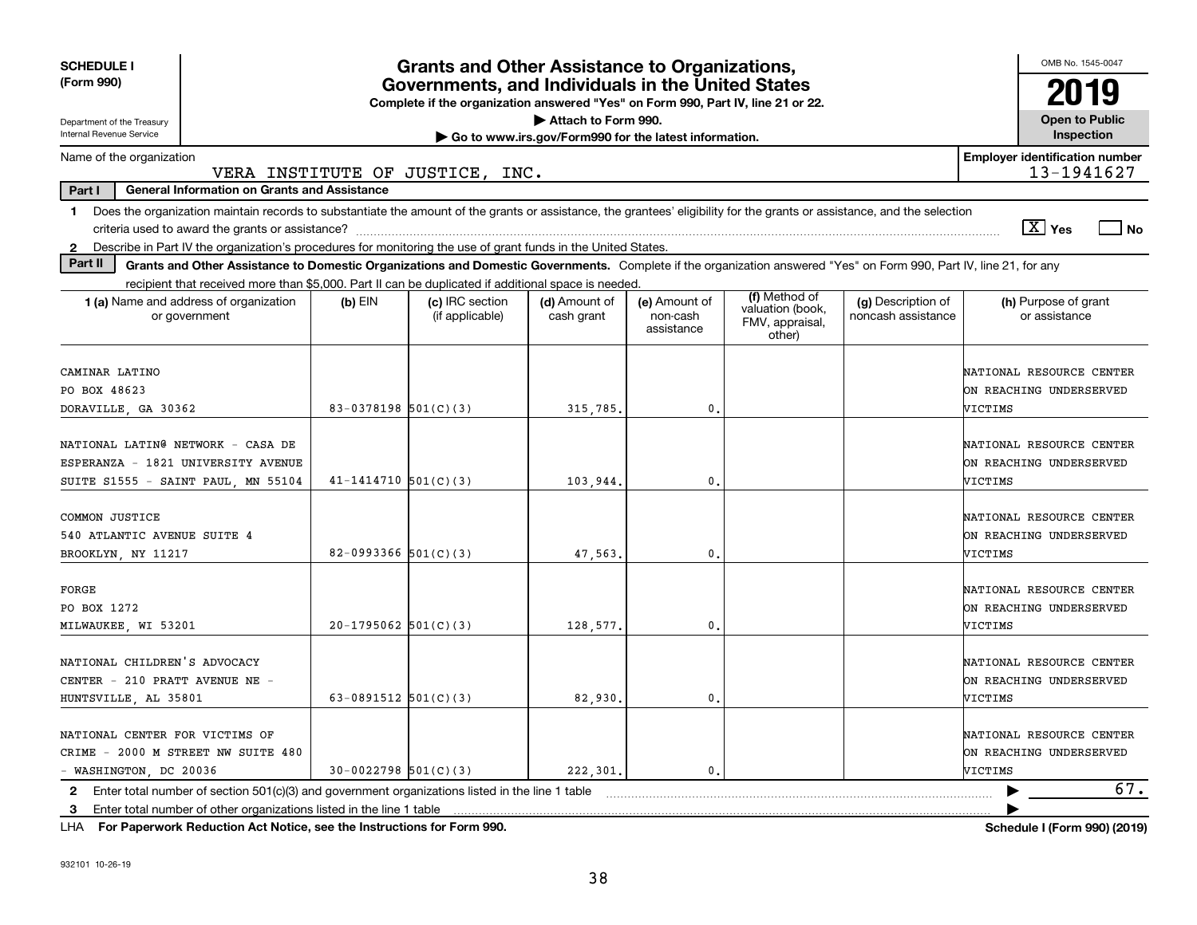**SCHEDULE I (Form 990)**

Department of the Treasury
Internal Revenue Service

# Grants and Other Assistance to Organizations, Governments, and Individuals in the United States

**Complete if the organization answered "Yes" on Form 990, Part IV, line 21 or 22.**

▶ Attach to Form 990.

▶ Go to www.irs.gov/Form990 for the latest information.

OMB No. 1545-0047

**2019**

**Open to Public Inspection**

Name of the organization: VERA INSTITUTE OF JUSTICE, INC.

**Employer identification number:** 13-1941627

**Part I — General Information on Grants and Assistance**

1 Does the organization maintain records to substantiate the amount of the grants or assistance, the grantees' eligibility for the grants or assistance, and the selection criteria used to award the grants or assistance? [X] Yes [ ] No

2 Describe in Part IV the organization's procedures for monitoring the use of grant funds in the United States.

**Part II — Grants and Other Assistance to Domestic Organizations and Domestic Governments.** Complete if the organization answered "Yes" on Form 990, Part IV, line 21, for any recipient that received more than $5,000. Part II can be duplicated if additional space is needed.

| 1 (a) Name and address of organization or government | (b) EIN | (c) IRC section (if applicable) | (d) Amount of cash grant | (e) Amount of non-cash assistance | (f) Method of valuation (book, FMV, appraisal, other) | (g) Description of noncash assistance | (h) Purpose of grant or assistance |
|---|---|---|---|---|---|---|---|
| CAMINAR LATINO PO BOX 48623 DORAVILLE, GA 30362 | 83-0378198 | 501(C)(3) | 315,785. | 0. | | | NATIONAL RESOURCE CENTER ON REACHING UNDERSERVED VICTIMS |
| NATIONAL LATIN@ NETWORK - CASA DE ESPERANZA - 1821 UNIVERSITY AVENUE SUITE S1555 - SAINT PAUL, MN 55104 | 41-1414710 | 501(C)(3) | 103,944. | 0. | | | NATIONAL RESOURCE CENTER ON REACHING UNDERSERVED VICTIMS |
| COMMON JUSTICE 540 ATLANTIC AVENUE SUITE 4 BROOKLYN, NY 11217 | 82-0993366 | 501(C)(3) | 47,563. | 0. | | | NATIONAL RESOURCE CENTER ON REACHING UNDERSERVED VICTIMS |
| FORGE PO BOX 1272 MILWAUKEE, WI 53201 | 20-1795062 | 501(C)(3) | 128,577. | 0. | | | NATIONAL RESOURCE CENTER ON REACHING UNDERSERVED VICTIMS |
| NATIONAL CHILDREN'S ADVOCACY CENTER - 210 PRATT AVENUE NE - HUNTSVILLE, AL 35801 | 63-0891512 | 501(C)(3) | 82,930. | 0. | | | NATIONAL RESOURCE CENTER ON REACHING UNDERSERVED VICTIMS |
| NATIONAL CENTER FOR VICTIMS OF CRIME - 2000 M STREET NW SUITE 480 - WASHINGTON, DC 20036 | 30-0022798 | 501(C)(3) | 222,301. | 0. | | | NATIONAL RESOURCE CENTER ON REACHING UNDERSERVED VICTIMS |

2 Enter total number of section 501(c)(3) and government organizations listed in the line 1 table ▶ 67.

3 Enter total number of other organizations listed in the line 1 table ▶

LHA **For Paperwork Reduction Act Notice, see the Instructions for Form 990.** **Schedule I (Form 990) (2019)**

932101 10-26-19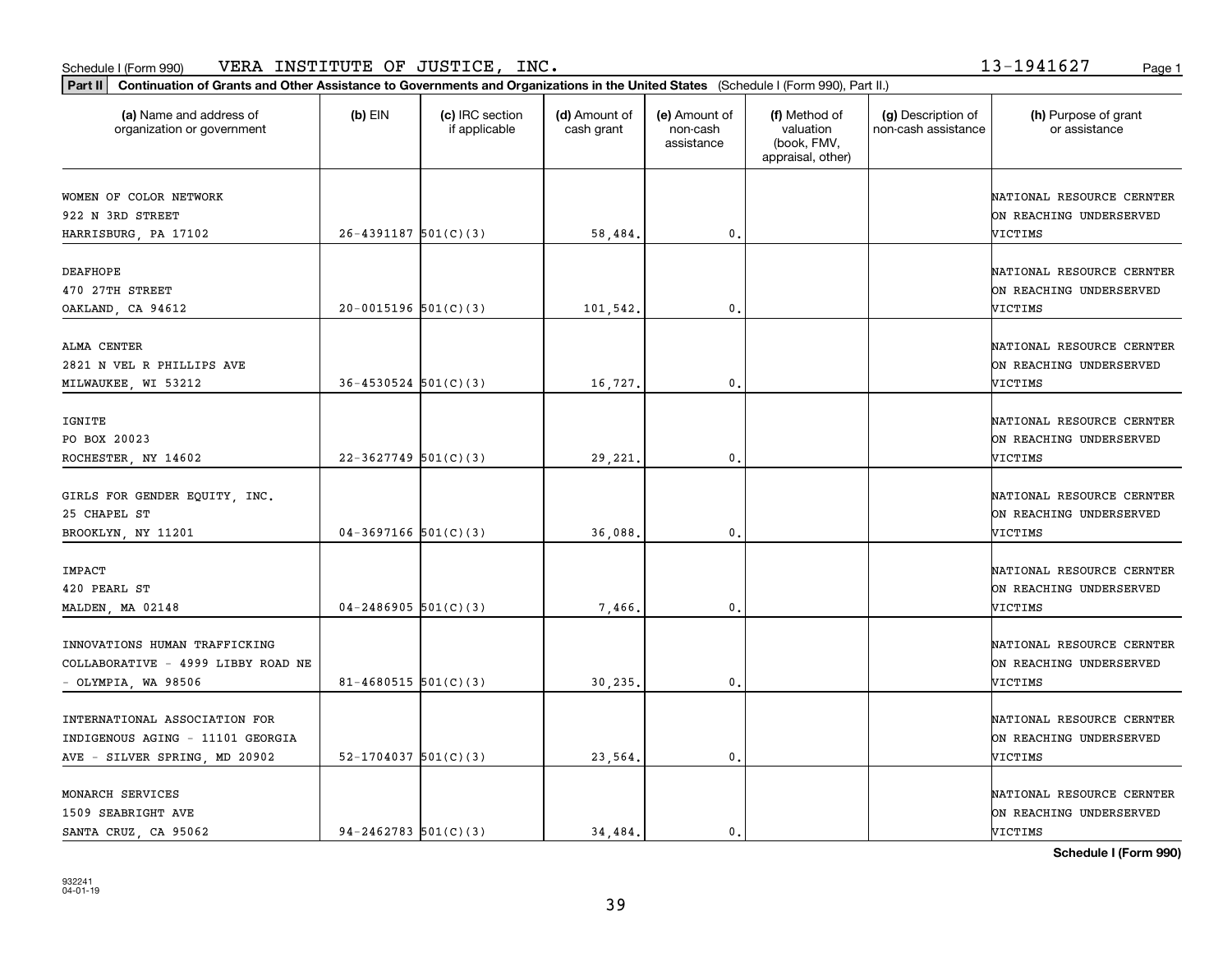Schedule I (Form 990) VERA INSTITUTE OF JUSTICE, INC. 13-1941627

**Part II Continuation of Grants and Other Assistance to Governments and Organizations in the United States** (Schedule I (Form 990), Part II.)

| (a) Name and address of organization or government | (b) EIN | (c) IRC section if applicable | (d) Amount of cash grant | (e) Amount of non-cash assistance | (f) Method of valuation (book, FMV, appraisal, other) | (g) Description of non-cash assistance | (h) Purpose of grant or assistance |
|---|---|---|---|---|---|---|---|
| WOMEN OF COLOR NETWORK 922 N 3RD STREET HARRISBURG, PA 17102 | 26-4391187 | 501(C)(3) | 58,484. | 0. | | | NATIONAL RESOURCE CERNTER ON REACHING UNDERSERVED VICTIMS |
| DEAFHOPE 470 27TH STREET OAKLAND, CA 94612 | 20-0015196 | 501(C)(3) | 101,542. | 0. | | | NATIONAL RESOURCE CERNTER ON REACHING UNDERSERVED VICTIMS |
| ALMA CENTER 2821 N VEL R PHILLIPS AVE MILWAUKEE, WI 53212 | 36-4530524 | 501(C)(3) | 16,727. | 0. | | | NATIONAL RESOURCE CERNTER ON REACHING UNDERSERVED VICTIMS |
| IGNITE PO BOX 20023 ROCHESTER, NY 14602 | 22-3627749 | 501(C)(3) | 29,221. | 0. | | | NATIONAL RESOURCE CERNTER ON REACHING UNDERSERVED VICTIMS |
| GIRLS FOR GENDER EQUITY, INC. 25 CHAPEL ST BROOKLYN, NY 11201 | 04-3697166 | 501(C)(3) | 36,088. | 0. | | | NATIONAL RESOURCE CERNTER ON REACHING UNDERSERVED VICTIMS |
| IMPACT 420 PEARL ST MALDEN, MA 02148 | 04-2486905 | 501(C)(3) | 7,466. | 0. | | | NATIONAL RESOURCE CERNTER ON REACHING UNDERSERVED VICTIMS |
| INNOVATIONS HUMAN TRAFFICKING COLLABORATIVE - 4999 LIBBY ROAD NE - OLYMPIA, WA 98506 | 81-4680515 | 501(C)(3) | 30,235. | 0. | | | NATIONAL RESOURCE CERNTER ON REACHING UNDERSERVED VICTIMS |
| INTERNATIONAL ASSOCIATION FOR INDIGENOUS AGING - 11101 GEORGIA AVE - SILVER SPRING, MD 20902 | 52-1704037 | 501(C)(3) | 23,564. | 0. | | | NATIONAL RESOURCE CERNTER ON REACHING UNDERSERVED VICTIMS |
| MONARCH SERVICES 1509 SEABRIGHT AVE SANTA CRUZ, CA 95062 | 94-2462783 | 501(C)(3) | 34,484. | 0. | | | NATIONAL RESOURCE CERNTER ON REACHING UNDERSERVED VICTIMS |

**Schedule I (Form 990)**

932241 04-01-19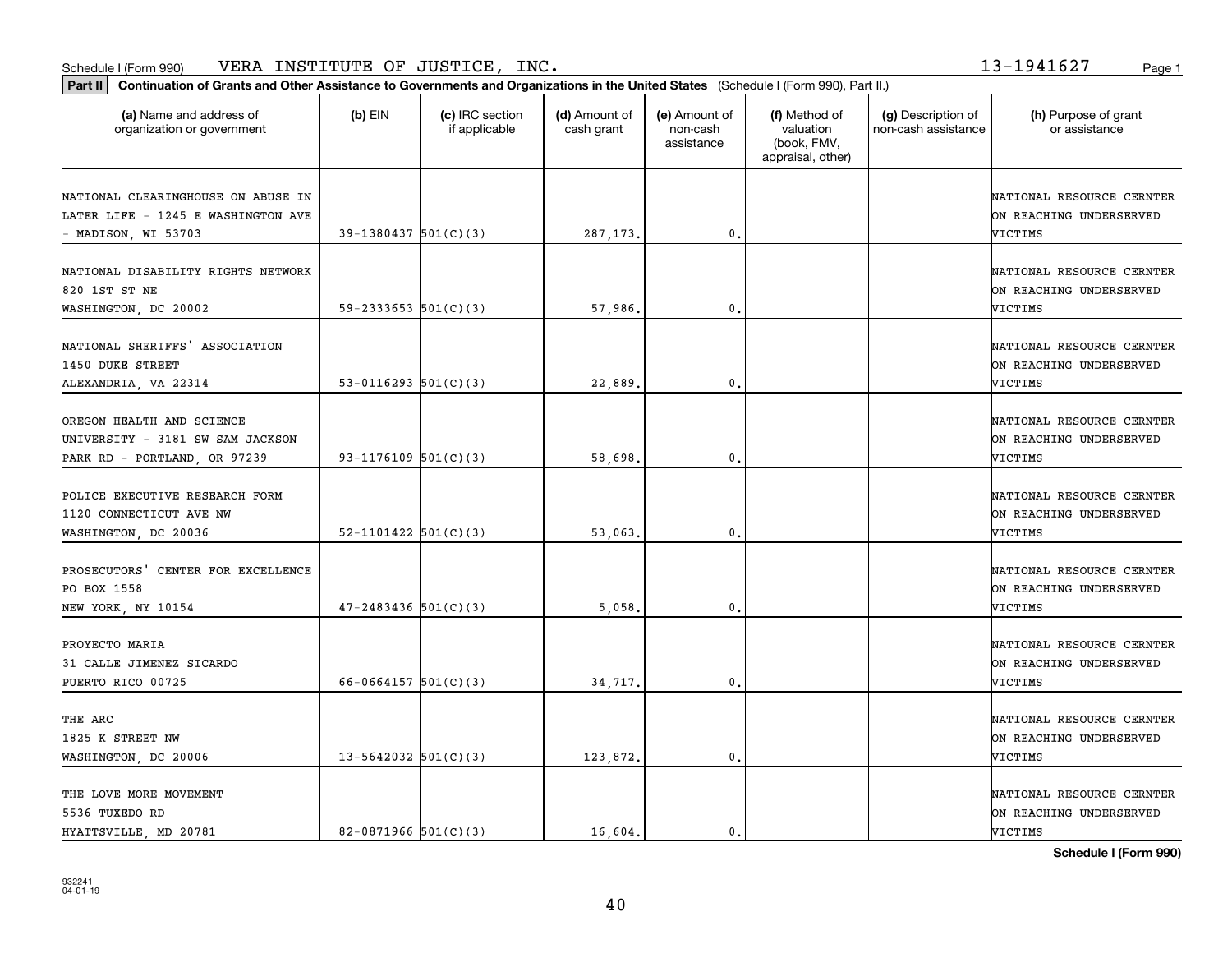Schedule I (Form 990) VERA INSTITUTE OF JUSTICE, INC. 13-1941627

**Part II Continuation of Grants and Other Assistance to Governments and Organizations in the United States** (Schedule I (Form 990), Part II.)

| (a) Name and address of organization or government | (b) EIN | (c) IRC section if applicable | (d) Amount of cash grant | (e) Amount of non-cash assistance | (f) Method of valuation (book, FMV, appraisal, other) | (g) Description of non-cash assistance | (h) Purpose of grant or assistance |
|---|---|---|---|---|---|---|---|
| NATIONAL CLEARINGHOUSE ON ABUSE IN LATER LIFE - 1245 E WASHINGTON AVE - MADISON, WI 53703 | 39-1380437 | 501(C)(3) | 287,173. | 0. | | | NATIONAL RESOURCE CERNTER ON REACHING UNDERSERVED VICTIMS |
| NATIONAL DISABILITY RIGHTS NETWORK 820 1ST ST NE WASHINGTON, DC 20002 | 59-2333653 | 501(C)(3) | 57,986. | 0. | | | NATIONAL RESOURCE CERNTER ON REACHING UNDERSERVED VICTIMS |
| NATIONAL SHERIFFS' ASSOCIATION 1450 DUKE STREET ALEXANDRIA, VA 22314 | 53-0116293 | 501(C)(3) | 22,889. | 0. | | | NATIONAL RESOURCE CERNTER ON REACHING UNDERSERVED VICTIMS |
| OREGON HEALTH AND SCIENCE UNIVERSITY - 3181 SW SAM JACKSON PARK RD - PORTLAND, OR 97239 | 93-1176109 | 501(C)(3) | 58,698. | 0. | | | NATIONAL RESOURCE CERNTER ON REACHING UNDERSERVED VICTIMS |
| POLICE EXECUTIVE RESEARCH FORM 1120 CONNECTICUT AVE NW WASHINGTON, DC 20036 | 52-1101422 | 501(C)(3) | 53,063. | 0. | | | NATIONAL RESOURCE CERNTER ON REACHING UNDERSERVED VICTIMS |
| PROSECUTORS' CENTER FOR EXCELLENCE PO BOX 1558 NEW YORK, NY 10154 | 47-2483436 | 501(C)(3) | 5,058. | 0. | | | NATIONAL RESOURCE CERNTER ON REACHING UNDERSERVED VICTIMS |
| PROYECTO MARIA 31 CALLE JIMENEZ SICARDO PUERTO RICO 00725 | 66-0664157 | 501(C)(3) | 34,717. | 0. | | | NATIONAL RESOURCE CERNTER ON REACHING UNDERSERVED VICTIMS |
| THE ARC 1825 K STREET NW WASHINGTON, DC 20006 | 13-5642032 | 501(C)(3) | 123,872. | 0. | | | NATIONAL RESOURCE CERNTER ON REACHING UNDERSERVED VICTIMS |
| THE LOVE MORE MOVEMENT 5536 TUXEDO RD HYATTSVILLE, MD 20781 | 82-0871966 | 501(C)(3) | 16,604. | 0. | | | NATIONAL RESOURCE CERNTER ON REACHING UNDERSERVED VICTIMS |

**Schedule I (Form 990)**

932241
04-01-19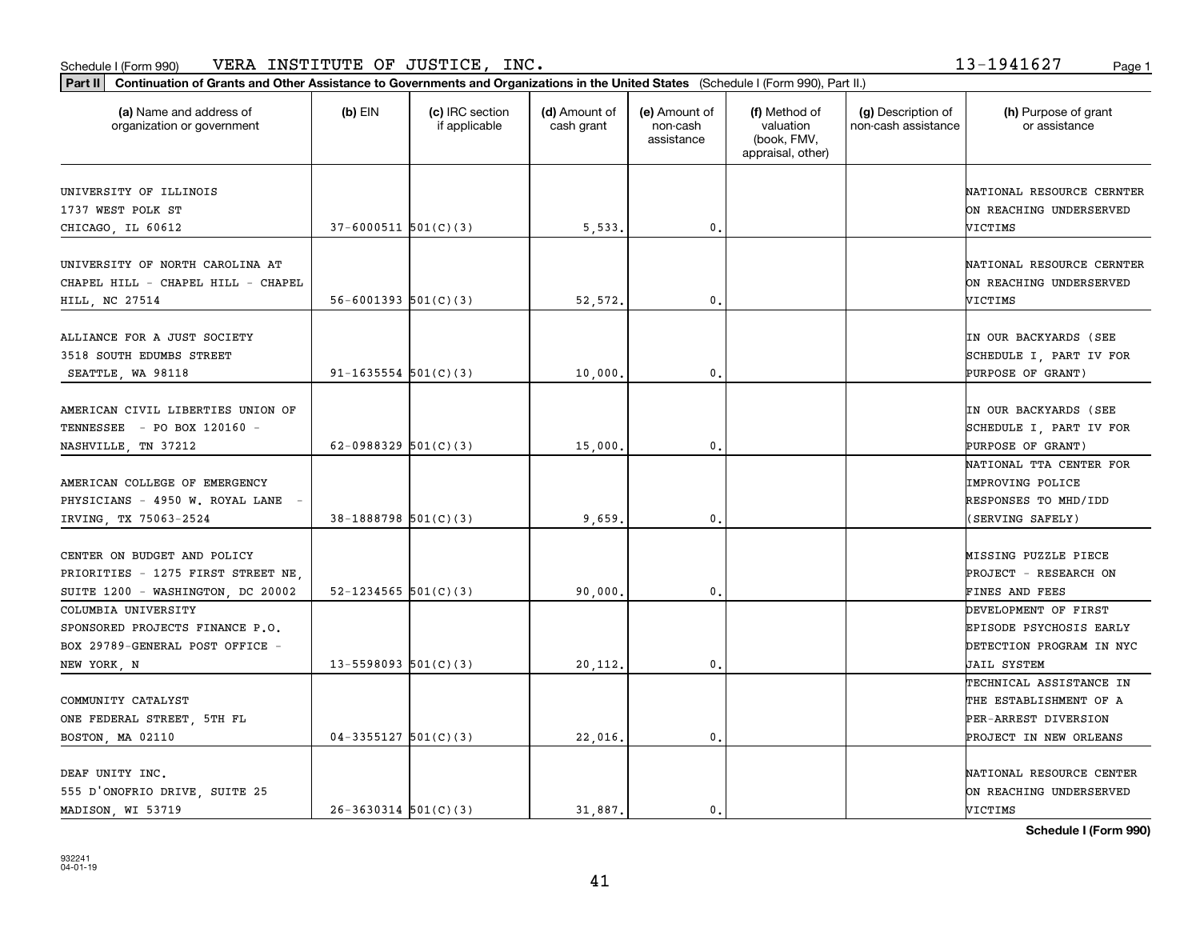Schedule I (Form 990) VERA INSTITUTE OF JUSTICE, INC. 13-1941627

**Part II** **Continuation of Grants and Other Assistance to Governments and Organizations in the United States** (Schedule I (Form 990), Part II.)

| (a) Name and address of organization or government | (b) EIN | (c) IRC section if applicable | (d) Amount of cash grant | (e) Amount of non-cash assistance | (f) Method of valuation (book, FMV, appraisal, other) | (g) Description of non-cash assistance | (h) Purpose of grant or assistance |
|---|---|---|---|---|---|---|---|
| UNIVERSITY OF ILLINOIS 1737 WEST POLK ST CHICAGO, IL 60612 | 37-6000511 | 501(C)(3) | 5,533. | 0. | | | NATIONAL RESOURCE CERNTER ON REACHING UNDERSERVED VICTIMS |
| UNIVERSITY OF NORTH CAROLINA AT CHAPEL HILL - CHAPEL HILL - CHAPEL HILL, NC 27514 | 56-6001393 | 501(C)(3) | 52,572. | 0. | | | NATIONAL RESOURCE CERNTER ON REACHING UNDERSERVED VICTIMS |
| ALLIANCE FOR A JUST SOCIETY 3518 SOUTH EDUMBS STREET SEATTLE, WA 98118 | 91-1635554 | 501(C)(3) | 10,000. | 0. | | | IN OUR BACKYARDS (SEE SCHEDULE I, PART IV FOR PURPOSE OF GRANT) |
| AMERICAN CIVIL LIBERTIES UNION OF TENNESSEE - PO BOX 120160 - NASHVILLE, TN 37212 | 62-0988329 | 501(C)(3) | 15,000. | 0. | | | IN OUR BACKYARDS (SEE SCHEDULE I, PART IV FOR PURPOSE OF GRANT) |
| AMERICAN COLLEGE OF EMERGENCY PHYSICIANS - 4950 W. ROYAL LANE - IRVING, TX 75063-2524 | 38-1888798 | 501(C)(3) | 9,659. | 0. | | | NATIONAL TTA CENTER FOR IMPROVING POLICE RESPONSES TO MHD/IDD (SERVING SAFELY) |
| CENTER ON BUDGET AND POLICY PRIORITIES - 1275 FIRST STREET NE, SUITE 1200 - WASHINGTON, DC 20002 | 52-1234565 | 501(C)(3) | 90,000. | 0. | | | MISSING PUZZLE PIECE PROJECT - RESEARCH ON FINES AND FEES |
| COLUMBIA UNIVERSITY SPONSORED PROJECTS FINANCE P.O. BOX 29789-GENERAL POST OFFICE - NEW YORK, N | 13-5598093 | 501(C)(3) | 20,112. | 0. | | | DEVELOPMENT OF FIRST EPISODE PSYCHOSIS EARLY DETECTION PROGRAM IN NYC JAIL SYSTEM |
| COMMUNITY CATALYST ONE FEDERAL STREET, 5TH FL BOSTON, MA 02110 | 04-3355127 | 501(C)(3) | 22,016. | 0. | | | TECHNICAL ASSISTANCE IN THE ESTABLISHMENT OF A PER-ARREST DIVERSION PROJECT IN NEW ORLEANS |
| DEAF UNITY INC. 555 D'ONOFRIO DRIVE, SUITE 25 MADISON, WI 53719 | 26-3630314 | 501(C)(3) | 31,887. | 0. | | | NATIONAL RESOURCE CENTER ON REACHING UNDERSERVED VICTIMS |

932241 04-01-19

**Schedule I (Form 990)**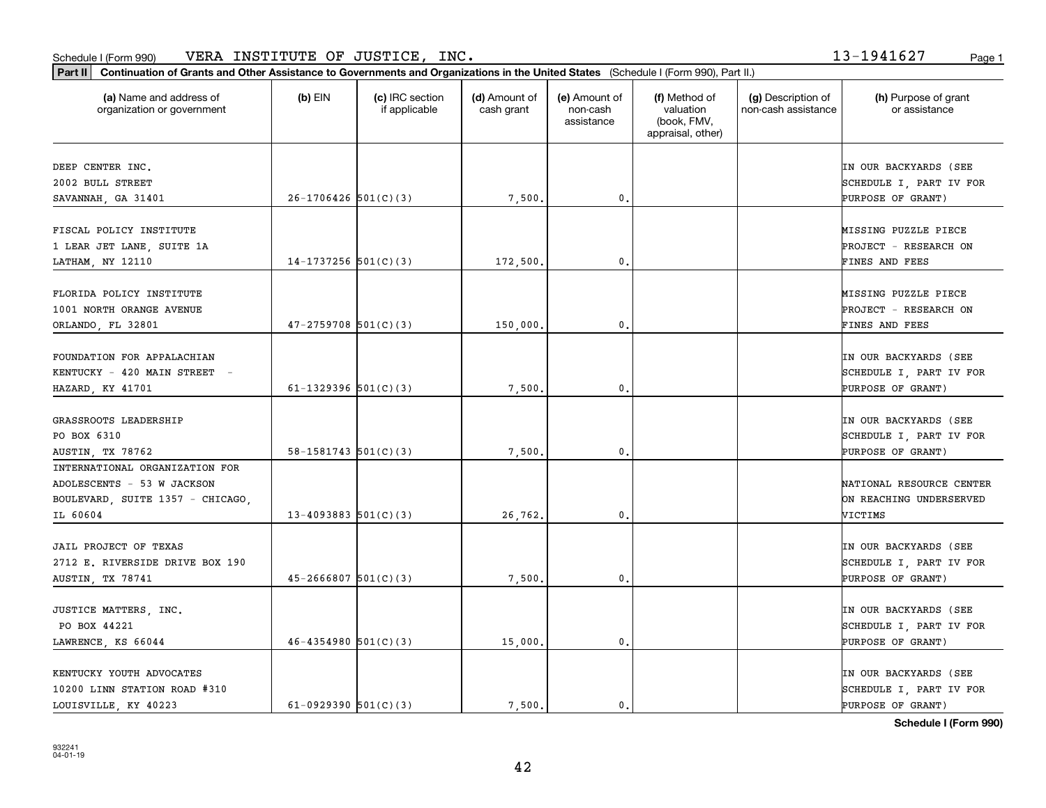Schedule I (Form 990) VERA INSTITUTE OF JUSTICE, INC. 13-1941627

**Part II** **Continuation of Grants and Other Assistance to Governments and Organizations in the United States** (Schedule I (Form 990), Part II.)

| (a) Name and address of organization or government | (b) EIN | (c) IRC section if applicable | (d) Amount of cash grant | (e) Amount of non-cash assistance | (f) Method of valuation (book, FMV, appraisal, other) | (g) Description of non-cash assistance | (h) Purpose of grant or assistance |
|---|---|---|---|---|---|---|---|
| DEEP CENTER INC. 2002 BULL STREET SAVANNAH, GA 31401 | 26-1706426 | 501(C)(3) | 7,500. | 0. | | | IN OUR BACKYARDS (SEE SCHEDULE I, PART IV FOR PURPOSE OF GRANT) |
| FISCAL POLICY INSTITUTE 1 LEAR JET LANE, SUITE 1A LATHAM, NY 12110 | 14-1737256 | 501(C)(3) | 172,500. | 0. | | | MISSING PUZZLE PIECE PROJECT - RESEARCH ON FINES AND FEES |
| FLORIDA POLICY INSTITUTE 1001 NORTH ORANGE AVENUE ORLANDO, FL 32801 | 47-2759708 | 501(C)(3) | 150,000. | 0. | | | MISSING PUZZLE PIECE PROJECT - RESEARCH ON FINES AND FEES |
| FOUNDATION FOR APPALACHIAN KENTUCKY - 420 MAIN STREET - HAZARD, KY 41701 | 61-1329396 | 501(C)(3) | 7,500. | 0. | | | IN OUR BACKYARDS (SEE SCHEDULE I, PART IV FOR PURPOSE OF GRANT) |
| GRASSROOTS LEADERSHIP PO BOX 6310 AUSTIN, TX 78762 | 58-1581743 | 501(C)(3) | 7,500. | 0. | | | IN OUR BACKYARDS (SEE SCHEDULE I, PART IV FOR PURPOSE OF GRANT) |
| INTERNATIONAL ORGANIZATION FOR ADOLESCENTS - 53 W JACKSON BOULEVARD, SUITE 1357 - CHICAGO, IL 60604 | 13-4093883 | 501(C)(3) | 26,762. | 0. | | | NATIONAL RESOURCE CENTER ON REACHING UNDERSERVED VICTIMS |
| JAIL PROJECT OF TEXAS 2712 E. RIVERSIDE DRIVE BOX 190 AUSTIN, TX 78741 | 45-2666807 | 501(C)(3) | 7,500. | 0. | | | IN OUR BACKYARDS (SEE SCHEDULE I, PART IV FOR PURPOSE OF GRANT) |
| JUSTICE MATTERS, INC. PO BOX 44221 LAWRENCE, KS 66044 | 46-4354980 | 501(C)(3) | 15,000. | 0. | | | IN OUR BACKYARDS (SEE SCHEDULE I, PART IV FOR PURPOSE OF GRANT) |
| KENTUCKY YOUTH ADVOCATES 10200 LINN STATION ROAD #310 LOUISVILLE, KY 40223 | 61-0929390 | 501(C)(3) | 7,500. | 0. | | | IN OUR BACKYARDS (SEE SCHEDULE I, PART IV FOR PURPOSE OF GRANT) |

**Schedule I (Form 990)**

932241 04-01-19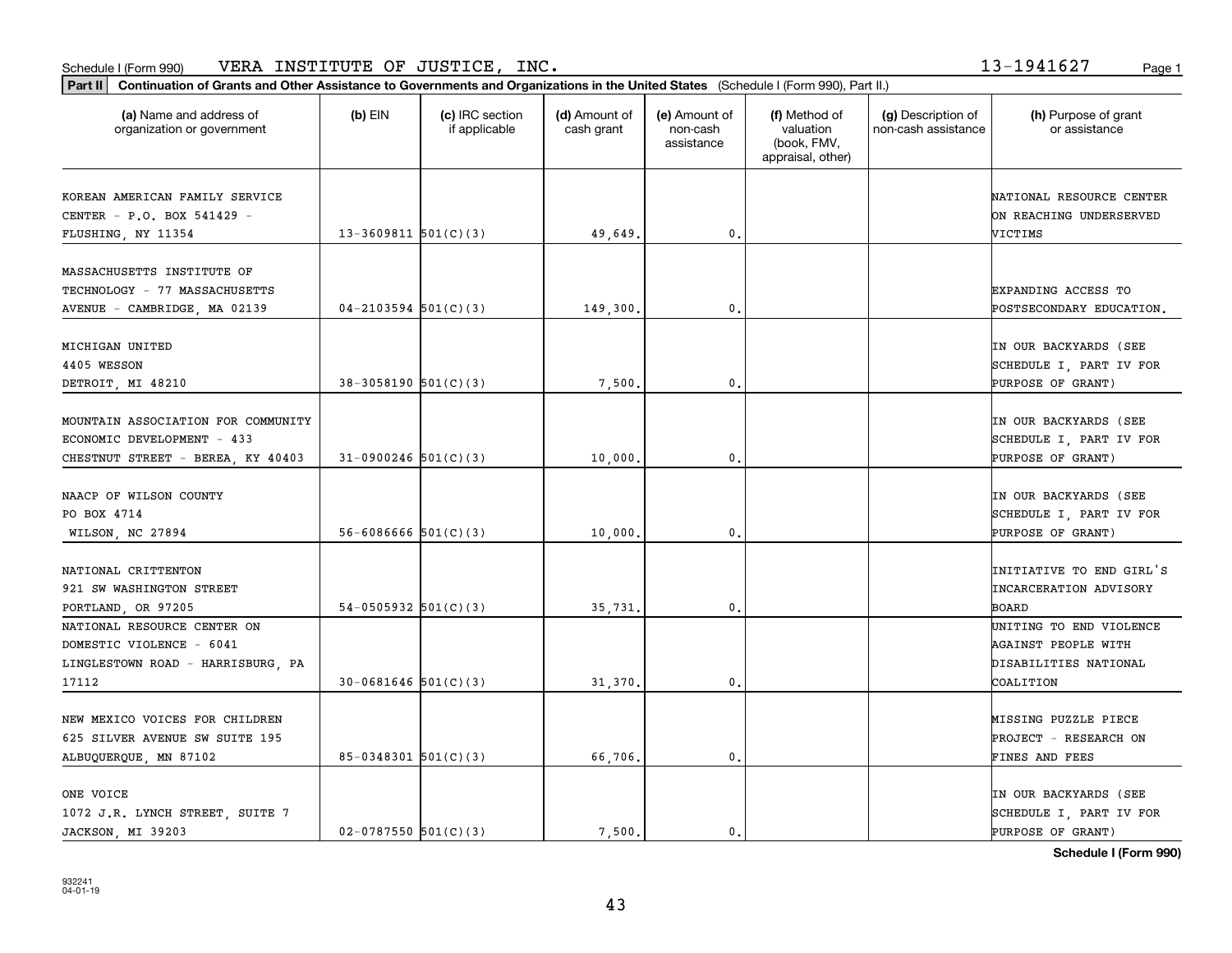Schedule I (Form 990) VERA INSTITUTE OF JUSTICE, INC. 13-1941627

**Part II Continuation of Grants and Other Assistance to Governments and Organizations in the United States** (Schedule I (Form 990), Part II.)

| (a) Name and address of organization or government | (b) EIN | (c) IRC section if applicable | (d) Amount of cash grant | (e) Amount of non-cash assistance | (f) Method of valuation (book, FMV, appraisal, other) | (g) Description of non-cash assistance | (h) Purpose of grant or assistance |
|---|---|---|---|---|---|---|---|
| KOREAN AMERICAN FAMILY SERVICE CENTER - P.O. BOX 541429 - FLUSHING, NY 11354 | 13-3609811 | 501(C)(3) | 49,649. | 0. | | | NATIONAL RESOURCE CENTER ON REACHING UNDERSERVED VICTIMS |
| MASSACHUSETTS INSTITUTE OF TECHNOLOGY - 77 MASSACHUSETTS AVENUE - CAMBRIDGE, MA 02139 | 04-2103594 | 501(C)(3) | 149,300. | 0. | | | EXPANDING ACCESS TO POSTSECONDARY EDUCATION. |
| MICHIGAN UNITED 4405 WESSON DETROIT, MI 48210 | 38-3058190 | 501(C)(3) | 7,500. | 0. | | | IN OUR BACKYARDS (SEE SCHEDULE I, PART IV FOR PURPOSE OF GRANT) |
| MOUNTAIN ASSOCIATION FOR COMMUNITY ECONOMIC DEVELOPMENT - 433 CHESTNUT STREET - BEREA, KY 40403 | 31-0900246 | 501(C)(3) | 10,000. | 0. | | | IN OUR BACKYARDS (SEE SCHEDULE I, PART IV FOR PURPOSE OF GRANT) |
| NAACP OF WILSON COUNTY PO BOX 4714 WILSON, NC 27894 | 56-6086666 | 501(C)(3) | 10,000. | 0. | | | IN OUR BACKYARDS (SEE SCHEDULE I, PART IV FOR PURPOSE OF GRANT) |
| NATIONAL CRITTENTON 921 SW WASHINGTON STREET PORTLAND, OR 97205 | 54-0505932 | 501(C)(3) | 35,731. | 0. | | | INITIATIVE TO END GIRL'S INCARCERATION ADVISORY BOARD |
| NATIONAL RESOURCE CENTER ON DOMESTIC VIOLENCE - 6041 LINGLESTOWN ROAD - HARRISBURG, PA 17112 | 30-0681646 | 501(C)(3) | 31,370. | 0. | | | UNITING TO END VIOLENCE AGAINST PEOPLE WITH DISABILITIES NATIONAL COALITION |
| NEW MEXICO VOICES FOR CHILDREN 625 SILVER AVENUE SW SUITE 195 ALBUQUERQUE, MN 87102 | 85-0348301 | 501(C)(3) | 66,706. | 0. | | | MISSING PUZZLE PIECE PROJECT - RESEARCH ON FINES AND FEES |
| ONE VOICE 1072 J.R. LYNCH STREET, SUITE 7 JACKSON, MI 39203 | 02-0787550 | 501(C)(3) | 7,500. | 0. | | | IN OUR BACKYARDS (SEE SCHEDULE I, PART IV FOR PURPOSE OF GRANT) |

932241
04-01-19

**Schedule I (Form 990)**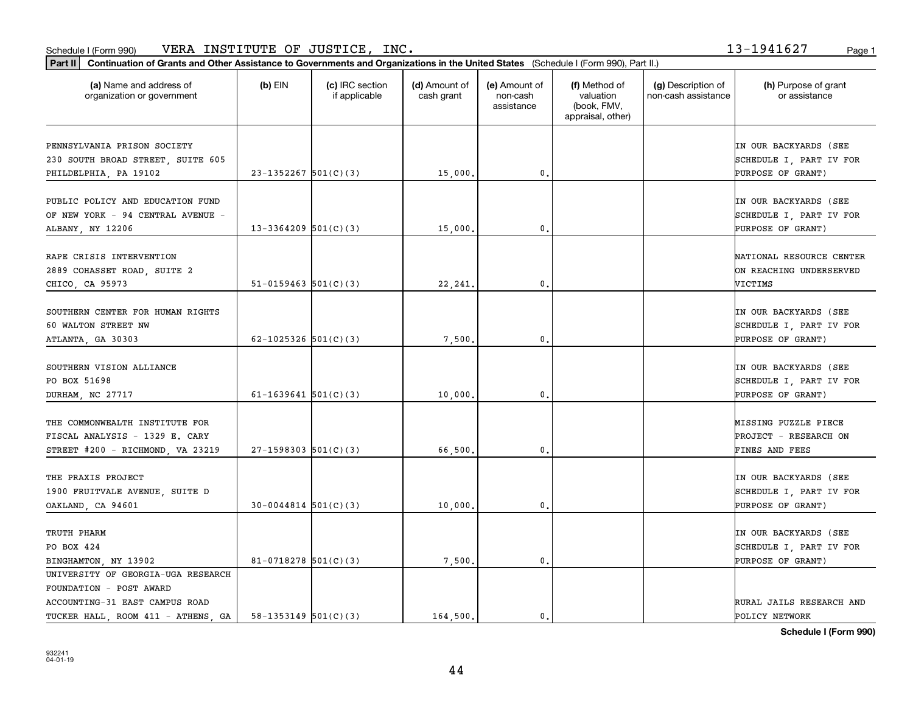Schedule I (Form 990) VERA INSTITUTE OF JUSTICE, INC. 13-1941627

**Part II Continuation of Grants and Other Assistance to Governments and Organizations in the United States** (Schedule I (Form 990), Part II.)

| (a) Name and address of organization or government | (b) EIN | (c) IRC section if applicable | (d) Amount of cash grant | (e) Amount of non-cash assistance | (f) Method of valuation (book, FMV, appraisal, other) | (g) Description of non-cash assistance | (h) Purpose of grant or assistance |
|---|---|---|---|---|---|---|---|
| PENNSYLVANIA PRISON SOCIETY 230 SOUTH BROAD STREET, SUITE 605 PHILDELPHIA, PA 19102 | 23-1352267 | 501(C)(3) | 15,000. | 0. | | | IN OUR BACKYARDS (SEE SCHEDULE I, PART IV FOR PURPOSE OF GRANT) |
| PUBLIC POLICY AND EDUCATION FUND OF NEW YORK - 94 CENTRAL AVENUE - ALBANY, NY 12206 | 13-3364209 | 501(C)(3) | 15,000. | 0. | | | IN OUR BACKYARDS (SEE SCHEDULE I, PART IV FOR PURPOSE OF GRANT) |
| RAPE CRISIS INTERVENTION 2889 COHASSET ROAD, SUITE 2 CHICO, CA 95973 | 51-0159463 | 501(C)(3) | 22,241. | 0. | | | NATIONAL RESOURCE CENTER ON REACHING UNDERSERVED VICTIMS |
| SOUTHERN CENTER FOR HUMAN RIGHTS 60 WALTON STREET NW ATLANTA, GA 30303 | 62-1025326 | 501(C)(3) | 7,500. | 0. | | | IN OUR BACKYARDS (SEE SCHEDULE I, PART IV FOR PURPOSE OF GRANT) |
| SOUTHERN VISION ALLIANCE PO BOX 51698 DURHAM, NC 27717 | 61-1639641 | 501(C)(3) | 10,000. | 0. | | | IN OUR BACKYARDS (SEE SCHEDULE I, PART IV FOR PURPOSE OF GRANT) |
| THE COMMONWEALTH INSTITUTE FOR FISCAL ANALYSIS - 1329 E. CARY STREET #200 - RICHMOND, VA 23219 | 27-1598303 | 501(C)(3) | 66,500. | 0. | | | MISSING PUZZLE PIECE PROJECT - RESEARCH ON FINES AND FEES |
| THE PRAXIS PROJECT 1900 FRUITVALE AVENUE, SUITE D OAKLAND, CA 94601 | 30-0044814 | 501(C)(3) | 10,000. | 0. | | | IN OUR BACKYARDS (SEE SCHEDULE I, PART IV FOR PURPOSE OF GRANT) |
| TRUTH PHARM PO BOX 424 BINGHAMTON, NY 13902 | 81-0718278 | 501(C)(3) | 7,500. | 0. | | | IN OUR BACKYARDS (SEE SCHEDULE I, PART IV FOR PURPOSE OF GRANT) |
| UNIVERSITY OF GEORGIA-UGA RESEARCH FOUNDATION - POST AWARD ACCOUNTING-31 EAST CAMPUS ROAD TUCKER HALL, ROOM 411 - ATHENS, GA | 58-1353149 | 501(C)(3) | 164,500. | 0. | | | RURAL JAILS RESEARCH AND POLICY NETWORK |

**Schedule I (Form 990)**

932241 04-01-19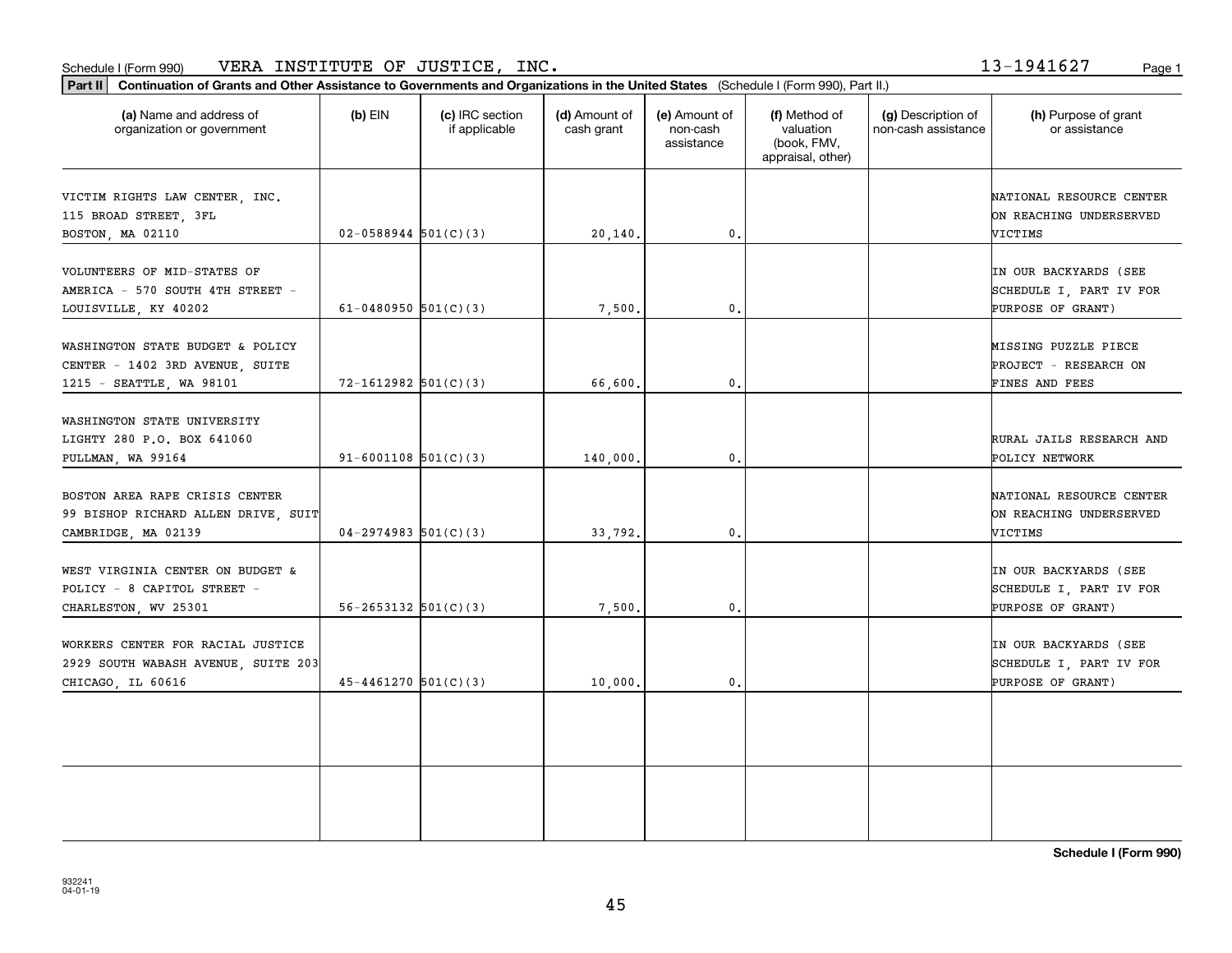Schedule I (Form 990) VERA INSTITUTE OF JUSTICE, INC. 13-1941627

**Part II** **Continuation of Grants and Other Assistance to Governments and Organizations in the United States** (Schedule I (Form 990), Part II.)

| (a) Name and address of organization or government | (b) EIN | (c) IRC section if applicable | (d) Amount of cash grant | (e) Amount of non-cash assistance | (f) Method of valuation (book, FMV, appraisal, other) | (g) Description of non-cash assistance | (h) Purpose of grant or assistance |
|---|---|---|---|---|---|---|---|
| VICTIM RIGHTS LAW CENTER, INC. 115 BROAD STREET, 3FL BOSTON, MA 02110 | 02-0588944 | 501(C)(3) | 20,140. | 0. | | | NATIONAL RESOURCE CENTER ON REACHING UNDERSERVED VICTIMS |
| VOLUNTEERS OF MID-STATES OF AMERICA - 570 SOUTH 4TH STREET - LOUISVILLE, KY 40202 | 61-0480950 | 501(C)(3) | 7,500. | 0. | | | IN OUR BACKYARDS (SEE SCHEDULE I, PART IV FOR PURPOSE OF GRANT) |
| WASHINGTON STATE BUDGET & POLICY CENTER - 1402 3RD AVENUE, SUITE 1215 - SEATTLE, WA 98101 | 72-1612982 | 501(C)(3) | 66,600. | 0. | | | MISSING PUZZLE PIECE PROJECT - RESEARCH ON FINES AND FEES |
| WASHINGTON STATE UNIVERSITY LIGHTY 280 P.O. BOX 641060 PULLMAN, WA 99164 | 91-6001108 | 501(C)(3) | 140,000. | 0. | | | RURAL JAILS RESEARCH AND POLICY NETWORK |
| BOSTON AREA RAPE CRISIS CENTER 99 BISHOP RICHARD ALLEN DRIVE, SUIT CAMBRIDGE, MA 02139 | 04-2974983 | 501(C)(3) | 33,792. | 0. | | | NATIONAL RESOURCE CENTER ON REACHING UNDERSERVED VICTIMS |
| WEST VIRGINIA CENTER ON BUDGET & POLICY - 8 CAPITOL STREET - CHARLESTON, WV 25301 | 56-2653132 | 501(C)(3) | 7,500. | 0. | | | IN OUR BACKYARDS (SEE SCHEDULE I, PART IV FOR PURPOSE OF GRANT) |
| WORKERS CENTER FOR RACIAL JUSTICE 2929 SOUTH WABASH AVENUE, SUITE 203 CHICAGO, IL 60616 | 45-4461270 | 501(C)(3) | 10,000. | 0. | | | IN OUR BACKYARDS (SEE SCHEDULE I, PART IV FOR PURPOSE OF GRANT) |
| | | | | | | | |
| | | | | | | | |

**Schedule I (Form 990)**

932241 04-01-19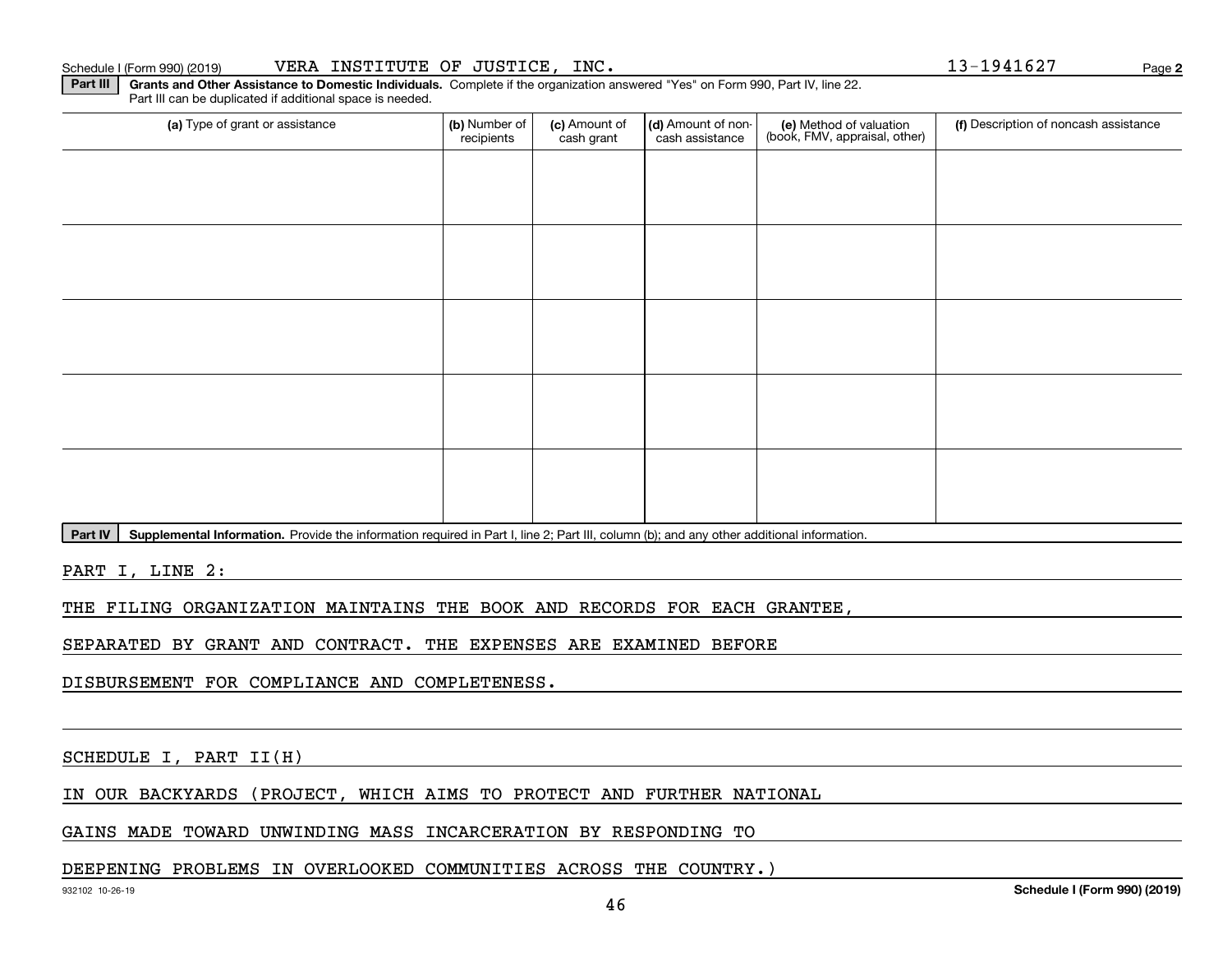Schedule I (Form 990) (2019) VERA INSTITUTE OF JUSTICE, INC. 13-1941627 Page 2

**Part III** **Grants and Other Assistance to Domestic Individuals.** Complete if the organization answered "Yes" on Form 990, Part IV, line 22. Part III can be duplicated if additional space is needed.

| (a) Type of grant or assistance | (b) Number of recipients | (c) Amount of cash grant | (d) Amount of non-cash assistance | (e) Method of valuation (book, FMV, appraisal, other) | (f) Description of noncash assistance |
|---|---|---|---|---|---|
| | | | | | |
| | | | | | |
| | | | | | |
| | | | | | |
| | | | | | |

**Part IV** **Supplemental Information.** Provide the information required in Part I, line 2; Part III, column (b); and any other additional information.

PART I, LINE 2:

THE FILING ORGANIZATION MAINTAINS THE BOOK AND RECORDS FOR EACH GRANTEE, SEPARATED BY GRANT AND CONTRACT. THE EXPENSES ARE EXAMINED BEFORE DISBURSEMENT FOR COMPLIANCE AND COMPLETENESS.

SCHEDULE I, PART II(H)

IN OUR BACKYARDS (PROJECT, WHICH AIMS TO PROTECT AND FURTHER NATIONAL GAINS MADE TOWARD UNWINDING MASS INCARCERATION BY RESPONDING TO DEEPENING PROBLEMS IN OVERLOOKED COMMUNITIES ACROSS THE COUNTRY.)

932102 10-26-19 **Schedule I (Form 990) (2019)**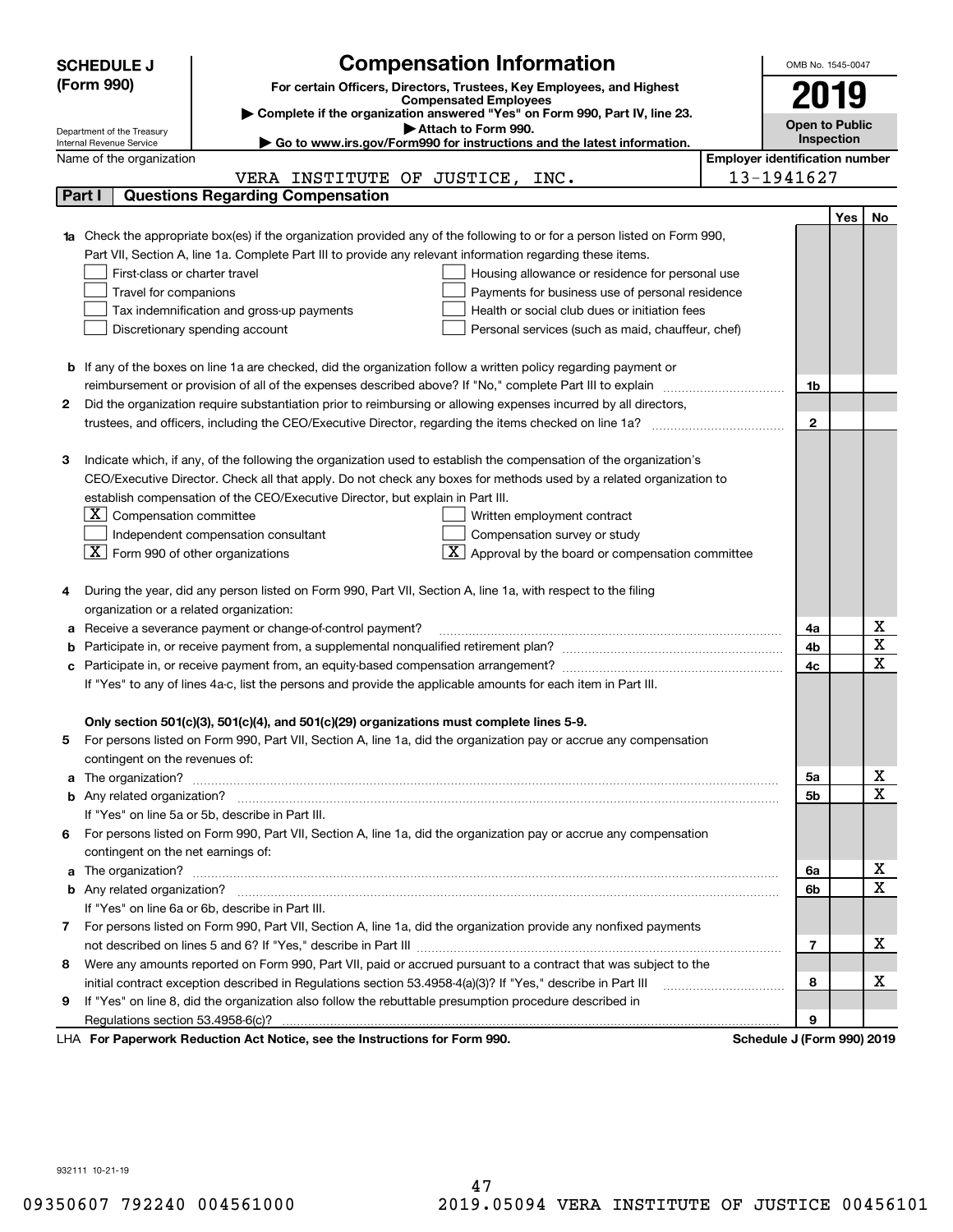**SCHEDULE J (Form 990)**

Department of the Treasury
Internal Revenue Service

# Compensation Information

**For certain Officers, Directors, Trustees, Key Employees, and Highest Compensated Employees**

▶ **Complete if the organization answered "Yes" on Form 990, Part IV, line 23.**

▶ **Attach to Form 990.**

▶ **Go to www.irs.gov/Form990 for instructions and the latest information.**

OMB No. 1545-0047

**2019**

**Open to Public Inspection**

Name of the organization: VERA INSTITUTE OF JUSTICE, INC.

**Employer identification number:** 13-1941627

## Part I — Questions Regarding Compensation

| | | | Yes | No |
|---|---|---|---|---|
| **1a** | Check the appropriate box(es) if the organization provided any of the following to or for a person listed on Form 990, Part VII, Section A, line 1a. Complete Part III to provide any relevant information regarding these items.<br>☐ First-class or charter travel ☐ Housing allowance or residence for personal use<br>☐ Travel for companions ☐ Payments for business use of personal residence<br>☐ Tax indemnification and gross-up payments ☐ Health or social club dues or initiation fees<br>☐ Discretionary spending account ☐ Personal services (such as maid, chauffeur, chef) | | | |
| **b** | If any of the boxes on line 1a are checked, did the organization follow a written policy regarding payment or reimbursement or provision of all of the expenses described above? If "No," complete Part III to explain | 1b | | |
| **2** | Did the organization require substantiation prior to reimbursing or allowing expenses incurred by all directors, trustees, and officers, including the CEO/Executive Director, regarding the items checked on line 1a? | 2 | | |
| **3** | Indicate which, if any, of the following the organization used to establish the compensation of the organization's CEO/Executive Director. Check all that apply. Do not check any boxes for methods used by a related organization to establish compensation of the CEO/Executive Director, but explain in Part III.<br>☒ Compensation committee ☐ Written employment contract<br>☐ Independent compensation consultant ☐ Compensation survey or study<br>☒ Form 990 of other organizations ☒ Approval by the board or compensation committee | | | |
| **4** | During the year, did any person listed on Form 990, Part VII, Section A, line 1a, with respect to the filing organization or a related organization: | | | |
| **a** | Receive a severance payment or change-of-control payment? | 4a | | X |
| **b** | Participate in, or receive payment from, a supplemental nonqualified retirement plan? | 4b | | X |
| **c** | Participate in, or receive payment from, an equity-based compensation arrangement? | 4c | | X |
| | If "Yes" to any of lines 4a-c, list the persons and provide the applicable amounts for each item in Part III. | | | |
| | **Only section 501(c)(3), 501(c)(4), and 501(c)(29) organizations must complete lines 5-9.** | | | |
| **5** | For persons listed on Form 990, Part VII, Section A, line 1a, did the organization pay or accrue any compensation contingent on the revenues of: | | | |
| **a** | The organization? | 5a | | X |
| **b** | Any related organization? | 5b | | X |
| | If "Yes" on line 5a or 5b, describe in Part III. | | | |
| **6** | For persons listed on Form 990, Part VII, Section A, line 1a, did the organization pay or accrue any compensation contingent on the net earnings of: | | | |
| **a** | The organization? | 6a | | X |
| **b** | Any related organization? | 6b | | X |
| | If "Yes" on line 6a or 6b, describe in Part III. | | | |
| **7** | For persons listed on Form 990, Part VII, Section A, line 1a, did the organization provide any nonfixed payments not described on lines 5 and 6? If "Yes," describe in Part III | 7 | | X |
| **8** | Were any amounts reported on Form 990, Part VII, paid or accrued pursuant to a contract that was subject to the initial contract exception described in Regulations section 53.4958-4(a)(3)? If "Yes," describe in Part III | 8 | | X |
| **9** | If "Yes" on line 8, did the organization also follow the rebuttable presumption procedure described in Regulations section 53.4958-6(c)? | 9 | | |

LHA **For Paperwork Reduction Act Notice, see the Instructions for Form 990.** **Schedule J (Form 990) 2019**

932111 10-21-19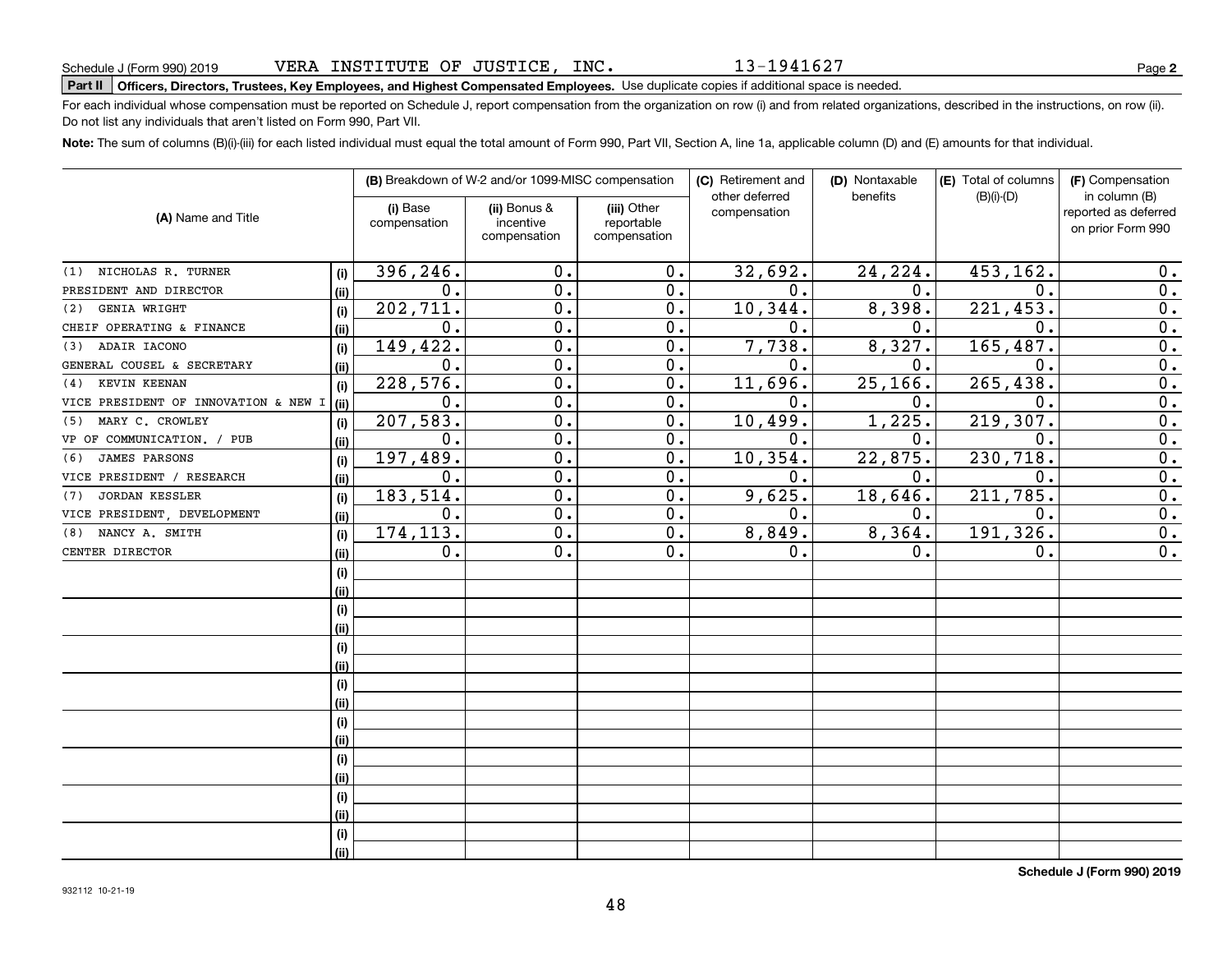Schedule J (Form 990) 2019 VERA INSTITUTE OF JUSTICE, INC. 13-1941627

**Part II** **Officers, Directors, Trustees, Key Employees, and Highest Compensated Employees.** Use duplicate copies if additional space is needed.

For each individual whose compensation must be reported on Schedule J, report compensation from the organization on row (i) and from related organizations, described in the instructions, on row (ii). Do not list any individuals that aren't listed on Form 990, Part VII.

**Note:** The sum of columns (B)(i)-(iii) for each listed individual must equal the total amount of Form 990, Part VII, Section A, line 1a, applicable column (D) and (E) amounts for that individual.

| (A) Name and Title | | (B) Breakdown of W-2 and/or 1099-MISC compensation | | | (C) Retirement and other deferred compensation | (D) Nontaxable benefits | (E) Total of columns (B)(i)-(D) | (F) Compensation in column (B) reported as deferred on prior Form 990 |
|---|---|---|---|---|---|---|---|---|
| | | (i) Base compensation | (ii) Bonus & incentive compensation | (iii) Other reportable compensation | | | | |
| (1) NICHOLAS R. TURNER | (i) | 396,246. | 0. | 0. | 32,692. | 24,224. | 453,162. | 0. |
| PRESIDENT AND DIRECTOR | (ii) | 0. | 0. | 0. | 0. | 0. | 0. | 0. |
| (2) GENIA WRIGHT | (i) | 202,711. | 0. | 0. | 10,344. | 8,398. | 221,453. | 0. |
| CHEIF OPERATING & FINANCE | (ii) | 0. | 0. | 0. | 0. | 0. | 0. | 0. |
| (3) ADAIR IACONO | (i) | 149,422. | 0. | 0. | 7,738. | 8,327. | 165,487. | 0. |
| GENERAL COUSEL & SECRETARY | (ii) | 0. | 0. | 0. | 0. | 0. | 0. | 0. |
| (4) KEVIN KEENAN | (i) | 228,576. | 0. | 0. | 11,696. | 25,166. | 265,438. | 0. |
| VICE PRESIDENT OF INNOVATION & NEW I | (ii) | 0. | 0. | 0. | 0. | 0. | 0. | 0. |
| (5) MARY C. CROWLEY | (i) | 207,583. | 0. | 0. | 10,499. | 1,225. | 219,307. | 0. |
| VP OF COMMUNICATION. / PUB | (ii) | 0. | 0. | 0. | 0. | 0. | 0. | 0. |
| (6) JAMES PARSONS | (i) | 197,489. | 0. | 0. | 10,354. | 22,875. | 230,718. | 0. |
| VICE PRESIDENT / RESEARCH | (ii) | 0. | 0. | 0. | 0. | 0. | 0. | 0. |
| (7) JORDAN KESSLER | (i) | 183,514. | 0. | 0. | 9,625. | 18,646. | 211,785. | 0. |
| VICE PRESIDENT, DEVELOPMENT | (ii) | 0. | 0. | 0. | 0. | 0. | 0. | 0. |
| (8) NANCY A. SMITH | (i) | 174,113. | 0. | 0. | 8,849. | 8,364. | 191,326. | 0. |
| CENTER DIRECTOR | (ii) | 0. | 0. | 0. | 0. | 0. | 0. | 0. |
| | (i) | | | | | | | |
| | (ii) | | | | | | | |
| | (i) | | | | | | | |
| | (ii) | | | | | | | |
| | (i) | | | | | | | |
| | (ii) | | | | | | | |
| | (i) | | | | | | | |
| | (ii) | | | | | | | |
| | (i) | | | | | | | |
| | (ii) | | | | | | | |
| | (i) | | | | | | | |
| | (ii) | | | | | | | |
| | (i) | | | | | | | |
| | (ii) | | | | | | | |
| | (i) | | | | | | | |
| | (ii) | | | | | | | |

**Schedule J (Form 990) 2019**

932112 10-21-19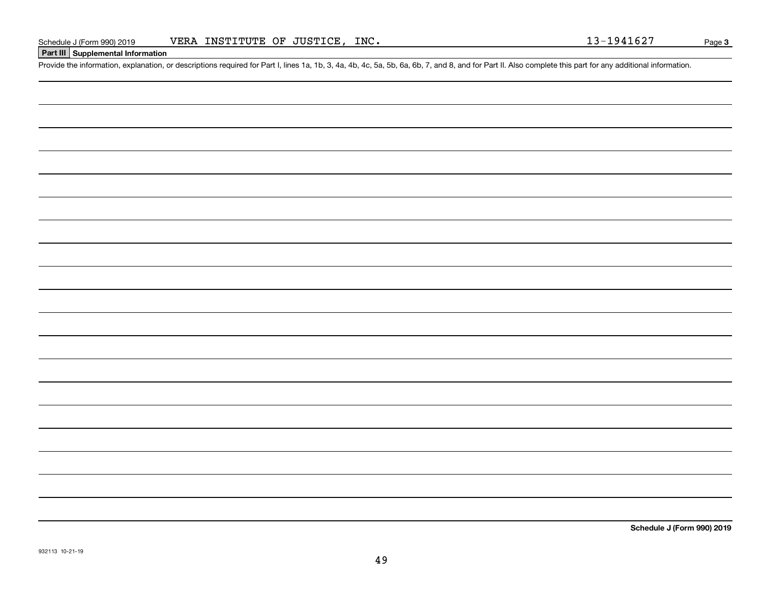Schedule J (Form 990) 2019 VERA INSTITUTE OF JUSTICE, INC. 13-1941627 Page **3**

## Part III Supplemental Information

Provide the information, explanation, or descriptions required for Part I, lines 1a, 1b, 3, 4a, 4b, 4c, 5a, 5b, 6a, 6b, 7, and 8, and for Part II. Also complete this part for any additional information.

**Schedule J (Form 990) 2019**

932113 10-21-19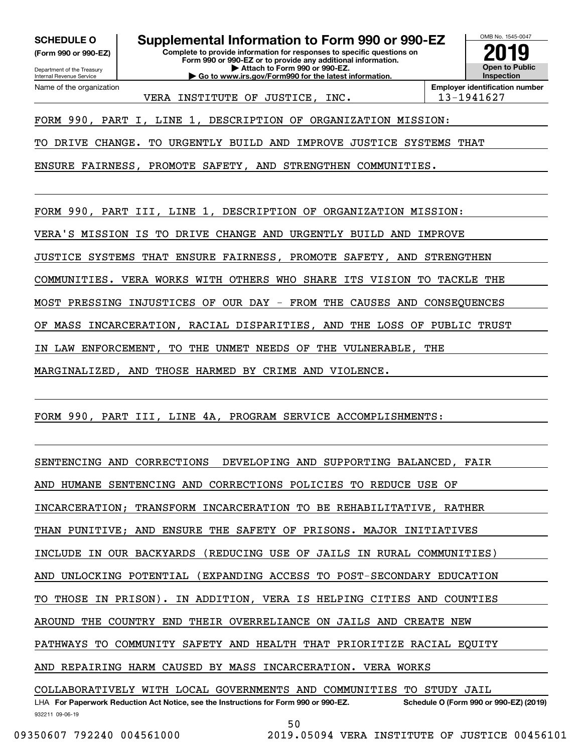**SCHEDULE O**
**(Form 990 or 990-EZ)**

Department of the Treasury
Internal Revenue Service

# Supplemental Information to Form 990 or 990-EZ

**Complete to provide information for responses to specific questions on Form 990 or 990-EZ or to provide any additional information.**
**▶ Attach to Form 990 or 990-EZ.**
**▶ Go to www.irs.gov/Form990 for the latest information.**

OMB No. 1545-0047

**2019**

**Open to Public Inspection**

Name of the organization: VERA INSTITUTE OF JUSTICE, INC.

**Employer identification number**: 13-1941627

FORM 990, PART I, LINE 1, DESCRIPTION OF ORGANIZATION MISSION:

TO DRIVE CHANGE. TO URGENTLY BUILD AND IMPROVE JUSTICE SYSTEMS THAT ENSURE FAIRNESS, PROMOTE SAFETY, AND STRENGTHEN COMMUNITIES.

FORM 990, PART III, LINE 1, DESCRIPTION OF ORGANIZATION MISSION:

VERA'S MISSION IS TO DRIVE CHANGE AND URGENTLY BUILD AND IMPROVE JUSTICE SYSTEMS THAT ENSURE FAIRNESS, PROMOTE SAFETY, AND STRENGTHEN COMMUNITIES. VERA WORKS WITH OTHERS WHO SHARE ITS VISION TO TACKLE THE MOST PRESSING INJUSTICES OF OUR DAY - FROM THE CAUSES AND CONSEQUENCES OF MASS INCARCERATION, RACIAL DISPARITIES, AND THE LOSS OF PUBLIC TRUST IN LAW ENFORCEMENT, TO THE UNMET NEEDS OF THE VULNERABLE, THE MARGINALIZED, AND THOSE HARMED BY CRIME AND VIOLENCE.

FORM 990, PART III, LINE 4A, PROGRAM SERVICE ACCOMPLISHMENTS:

SENTENCING AND CORRECTIONS DEVELOPING AND SUPPORTING BALANCED, FAIR AND HUMANE SENTENCING AND CORRECTIONS POLICIES TO REDUCE USE OF INCARCERATION; TRANSFORM INCARCERATION TO BE REHABILITATIVE, RATHER THAN PUNITIVE; AND ENSURE THE SAFETY OF PRISONS. MAJOR INITIATIVES INCLUDE IN OUR BACKYARDS (REDUCING USE OF JAILS IN RURAL COMMUNITIES) AND UNLOCKING POTENTIAL (EXPANDING ACCESS TO POST-SECONDARY EDUCATION TO THOSE IN PRISON). IN ADDITION, VERA IS HELPING CITIES AND COUNTIES AROUND THE COUNTRY END THEIR OVERRELIANCE ON JAILS AND CREATE NEW PATHWAYS TO COMMUNITY SAFETY AND HEALTH THAT PRIORITIZE RACIAL EQUITY AND REPAIRING HARM CAUSED BY MASS INCARCERATION. VERA WORKS COLLABORATIVELY WITH LOCAL GOVERNMENTS AND COMMUNITIES TO STUDY JAIL

LHA **For Paperwork Reduction Act Notice, see the Instructions for Form 990 or 990-EZ.** **Schedule O (Form 990 or 990-EZ) (2019)**

932211 09-06-19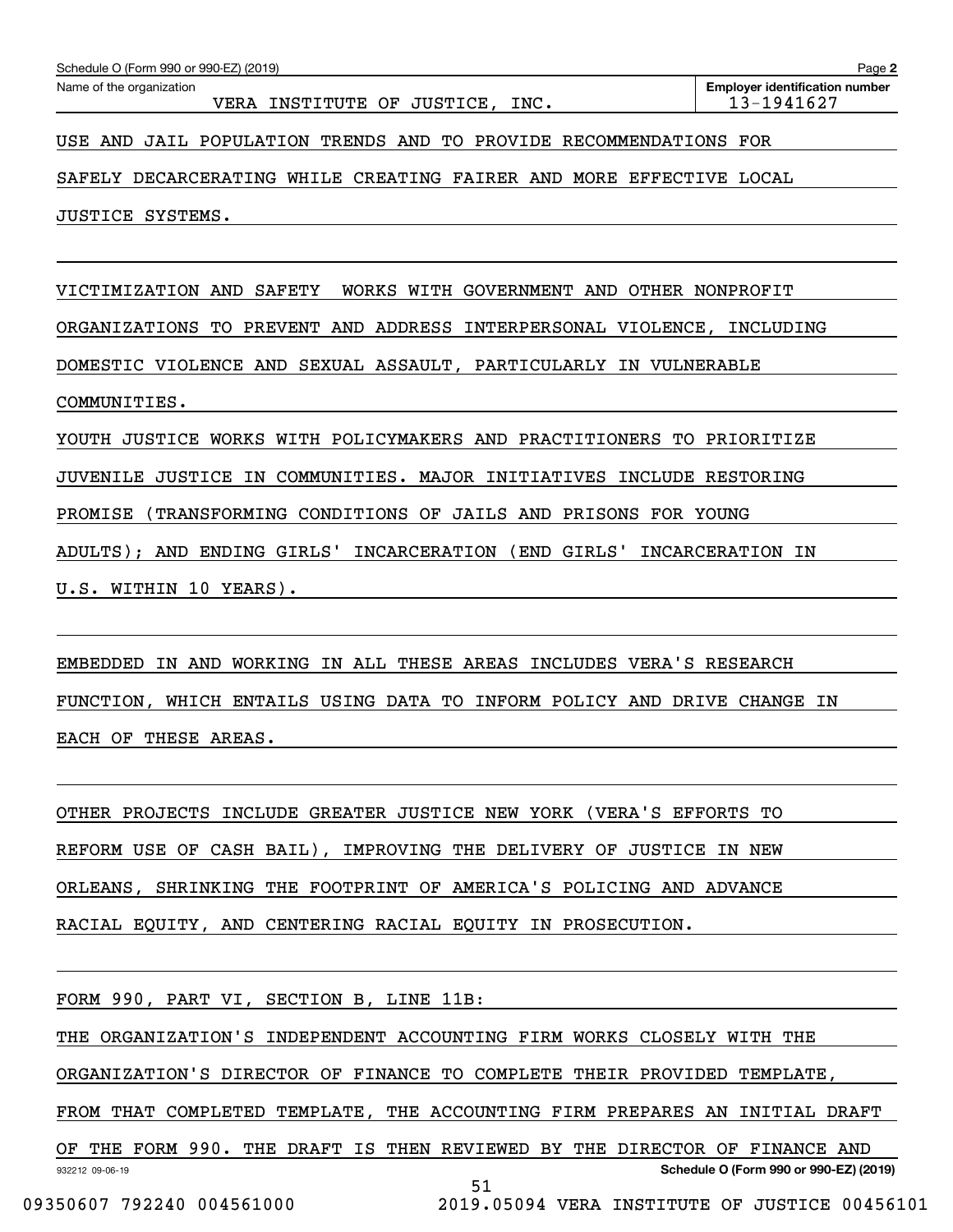Schedule O (Form 990 or 990-EZ) (2019)

Name of the organization: VERA INSTITUTE OF JUSTICE, INC.

Employer identification number: 13-1941627

USE AND JAIL POPULATION TRENDS AND TO PROVIDE RECOMMENDATIONS FOR SAFELY DECARCERATING WHILE CREATING FAIRER AND MORE EFFECTIVE LOCAL JUSTICE SYSTEMS.

VICTIMIZATION AND SAFETY WORKS WITH GOVERNMENT AND OTHER NONPROFIT ORGANIZATIONS TO PREVENT AND ADDRESS INTERPERSONAL VIOLENCE, INCLUDING DOMESTIC VIOLENCE AND SEXUAL ASSAULT, PARTICULARLY IN VULNERABLE COMMUNITIES.

YOUTH JUSTICE WORKS WITH POLICYMAKERS AND PRACTITIONERS TO PRIORITIZE JUVENILE JUSTICE IN COMMUNITIES. MAJOR INITIATIVES INCLUDE RESTORING PROMISE (TRANSFORMING CONDITIONS OF JAILS AND PRISONS FOR YOUNG ADULTS); AND ENDING GIRLS' INCARCERATION (END GIRLS' INCARCERATION IN U.S. WITHIN 10 YEARS).

EMBEDDED IN AND WORKING IN ALL THESE AREAS INCLUDES VERA'S RESEARCH FUNCTION, WHICH ENTAILS USING DATA TO INFORM POLICY AND DRIVE CHANGE IN EACH OF THESE AREAS.

OTHER PROJECTS INCLUDE GREATER JUSTICE NEW YORK (VERA'S EFFORTS TO REFORM USE OF CASH BAIL), IMPROVING THE DELIVERY OF JUSTICE IN NEW ORLEANS, SHRINKING THE FOOTPRINT OF AMERICA'S POLICING AND ADVANCE RACIAL EQUITY, AND CENTERING RACIAL EQUITY IN PROSECUTION.

FORM 990, PART VI, SECTION B, LINE 11B:

THE ORGANIZATION'S INDEPENDENT ACCOUNTING FIRM WORKS CLOSELY WITH THE ORGANIZATION'S DIRECTOR OF FINANCE TO COMPLETE THEIR PROVIDED TEMPLATE, FROM THAT COMPLETED TEMPLATE, THE ACCOUNTING FIRM PREPARES AN INITIAL DRAFT OF THE FORM 990. THE DRAFT IS THEN REVIEWED BY THE DIRECTOR OF FINANCE AND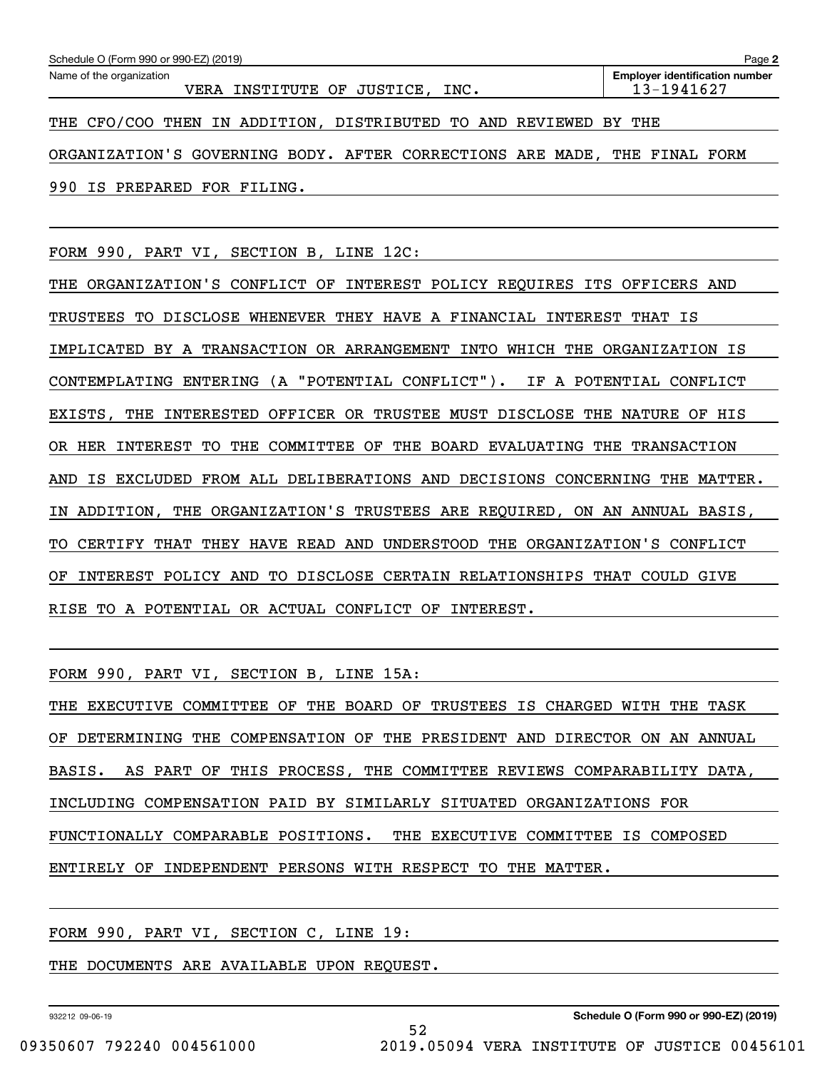Schedule O (Form 990 or 990-EZ) (2019) Page **2**

Name of the organization: VERA INSTITUTE OF JUSTICE, INC.

**Employer identification number**: 13-1941627

THE CFO/COO THEN IN ADDITION, DISTRIBUTED TO AND REVIEWED BY THE ORGANIZATION'S GOVERNING BODY. AFTER CORRECTIONS ARE MADE, THE FINAL FORM 990 IS PREPARED FOR FILING.

FORM 990, PART VI, SECTION B, LINE 12C:

THE ORGANIZATION'S CONFLICT OF INTEREST POLICY REQUIRES ITS OFFICERS AND TRUSTEES TO DISCLOSE WHENEVER THEY HAVE A FINANCIAL INTEREST THAT IS IMPLICATED BY A TRANSACTION OR ARRANGEMENT INTO WHICH THE ORGANIZATION IS CONTEMPLATING ENTERING (A "POTENTIAL CONFLICT"). IF A POTENTIAL CONFLICT EXISTS, THE INTERESTED OFFICER OR TRUSTEE MUST DISCLOSE THE NATURE OF HIS OR HER INTEREST TO THE COMMITTEE OF THE BOARD EVALUATING THE TRANSACTION AND IS EXCLUDED FROM ALL DELIBERATIONS AND DECISIONS CONCERNING THE MATTER. IN ADDITION, THE ORGANIZATION'S TRUSTEES ARE REQUIRED, ON AN ANNUAL BASIS, TO CERTIFY THAT THEY HAVE READ AND UNDERSTOOD THE ORGANIZATION'S CONFLICT OF INTEREST POLICY AND TO DISCLOSE CERTAIN RELATIONSHIPS THAT COULD GIVE RISE TO A POTENTIAL OR ACTUAL CONFLICT OF INTEREST.

FORM 990, PART VI, SECTION B, LINE 15A:

THE EXECUTIVE COMMITTEE OF THE BOARD OF TRUSTEES IS CHARGED WITH THE TASK OF DETERMINING THE COMPENSATION OF THE PRESIDENT AND DIRECTOR ON AN ANNUAL BASIS. AS PART OF THIS PROCESS, THE COMMITTEE REVIEWS COMPARABILITY DATA, INCLUDING COMPENSATION PAID BY SIMILARLY SITUATED ORGANIZATIONS FOR FUNCTIONALLY COMPARABLE POSITIONS. THE EXECUTIVE COMMITTEE IS COMPOSED ENTIRELY OF INDEPENDENT PERSONS WITH RESPECT TO THE MATTER.

FORM 990, PART VI, SECTION C, LINE 19:

THE DOCUMENTS ARE AVAILABLE UPON REQUEST.

932212 09-06-19 **Schedule O (Form 990 or 990-EZ) (2019)**

09350607 792240 004561000 2019.05094 VERA INSTITUTE OF JUSTICE 00456101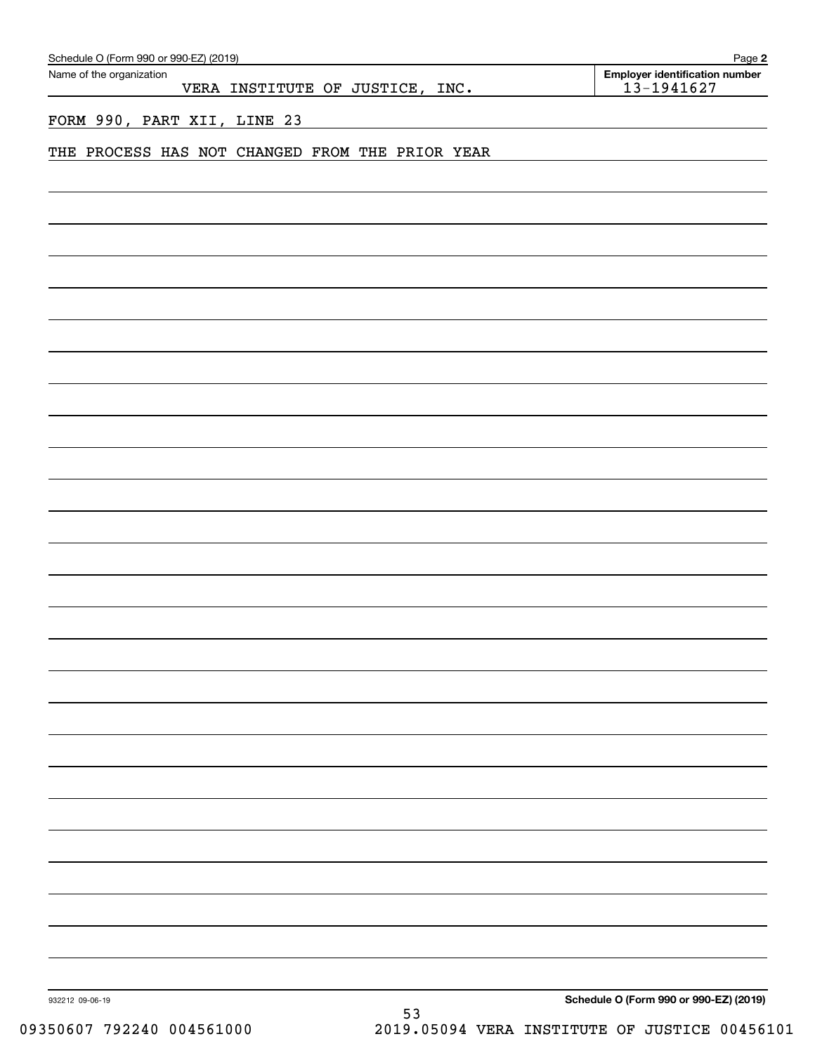Schedule O (Form 990 or 990-EZ) (2019) Page **2**

Name of the organization: VERA INSTITUTE OF JUSTICE, INC.

**Employer identification number**: 13-1941627

FORM 990, PART XII, LINE 23

THE PROCESS HAS NOT CHANGED FROM THE PRIOR YEAR

932212 09-06-19 **Schedule O (Form 990 or 990-EZ) (2019)**

09350607 792240 004561000 2019.05094 VERA INSTITUTE OF JUSTICE 00456101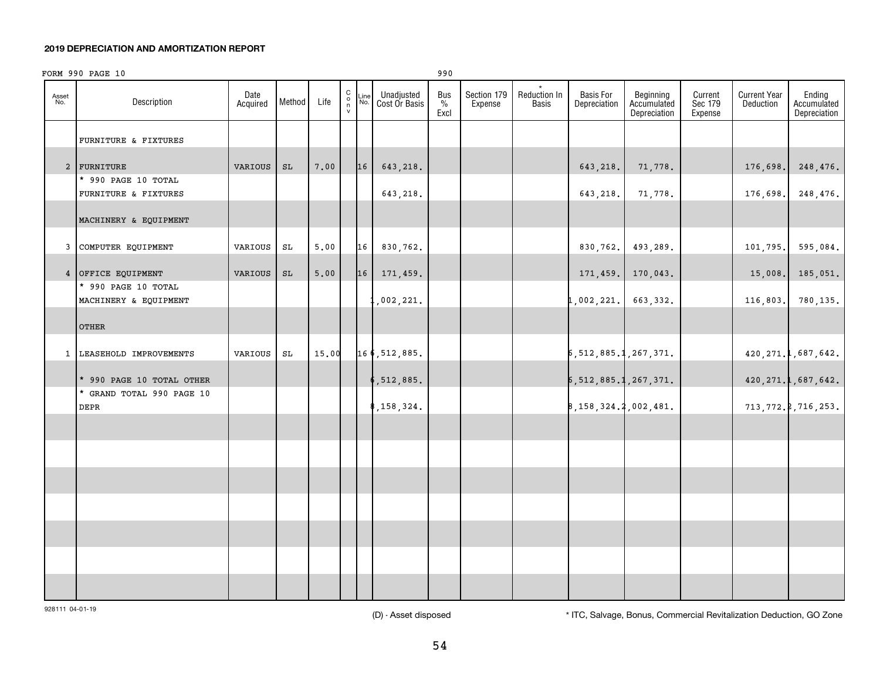**2019 DEPRECIATION AND AMORTIZATION REPORT**

FORM 990 PAGE 10 990

| Asset No. | Description | Date Acquired | Method | Life | C o n v | Line No. | Unadjusted Cost Or Basis | Bus % Excl | Section 179 Expense | * Reduction In Basis | Basis For Depreciation | Beginning Accumulated Depreciation | Current Sec 179 Expense | Current Year Deduction | Ending Accumulated Depreciation |
|---|---|---|---|---|---|---|---|---|---|---|---|---|---|---|---|
| | FURNITURE & FIXTURES | | | | | | | | | | | | | | |
| 2 | FURNITURE | VARIOUS | SL | 7.00 | | 16 | 643,218. | | | | 643,218. | 71,778. | | 176,698. | 248,476. |
| | * 990 PAGE 10 TOTAL FURNITURE & FIXTURES | | | | | | 643,218. | | | | 643,218. | 71,778. | | 176,698. | 248,476. |
| | MACHINERY & EQUIPMENT | | | | | | | | | | | | | | |
| 3 | COMPUTER EQUIPMENT | VARIOUS | SL | 5.00 | | 16 | 830,762. | | | | 830,762. | 493,289. | | 101,795. | 595,084. |
| 4 | OFFICE EQUIPMENT | VARIOUS | SL | 5.00 | | 16 | 171,459. | | | | 171,459. | 170,043. | | 15,008. | 185,051. |
| | * 990 PAGE 10 TOTAL MACHINERY & EQUIPMENT | | | | | | 1,002,221. | | | | 1,002,221. | 663,332. | | 116,803. | 780,135. |
| | OTHER | | | | | | | | | | | | | | |
| 1 | LEASEHOLD IMPROVEMENTS | VARIOUS | SL | 15.00 | | 16 | 6,512,885. | | | | 6,512,885. | 1,267,371. | | 420,271. | 1,687,642. |
| | * 990 PAGE 10 TOTAL OTHER | | | | | | 6,512,885. | | | | 6,512,885. | 1,267,371. | | 420,271. | 1,687,642. |
| | * GRAND TOTAL 990 PAGE 10 DEPR | | | | | | 8,158,324. | | | | 8,158,324. | 2,002,481. | | 713,772. | 2,716,253. |

928111 04-01-19

(D) - Asset disposed

* ITC, Salvage, Bonus, Commercial Revitalization Deduction, GO Zone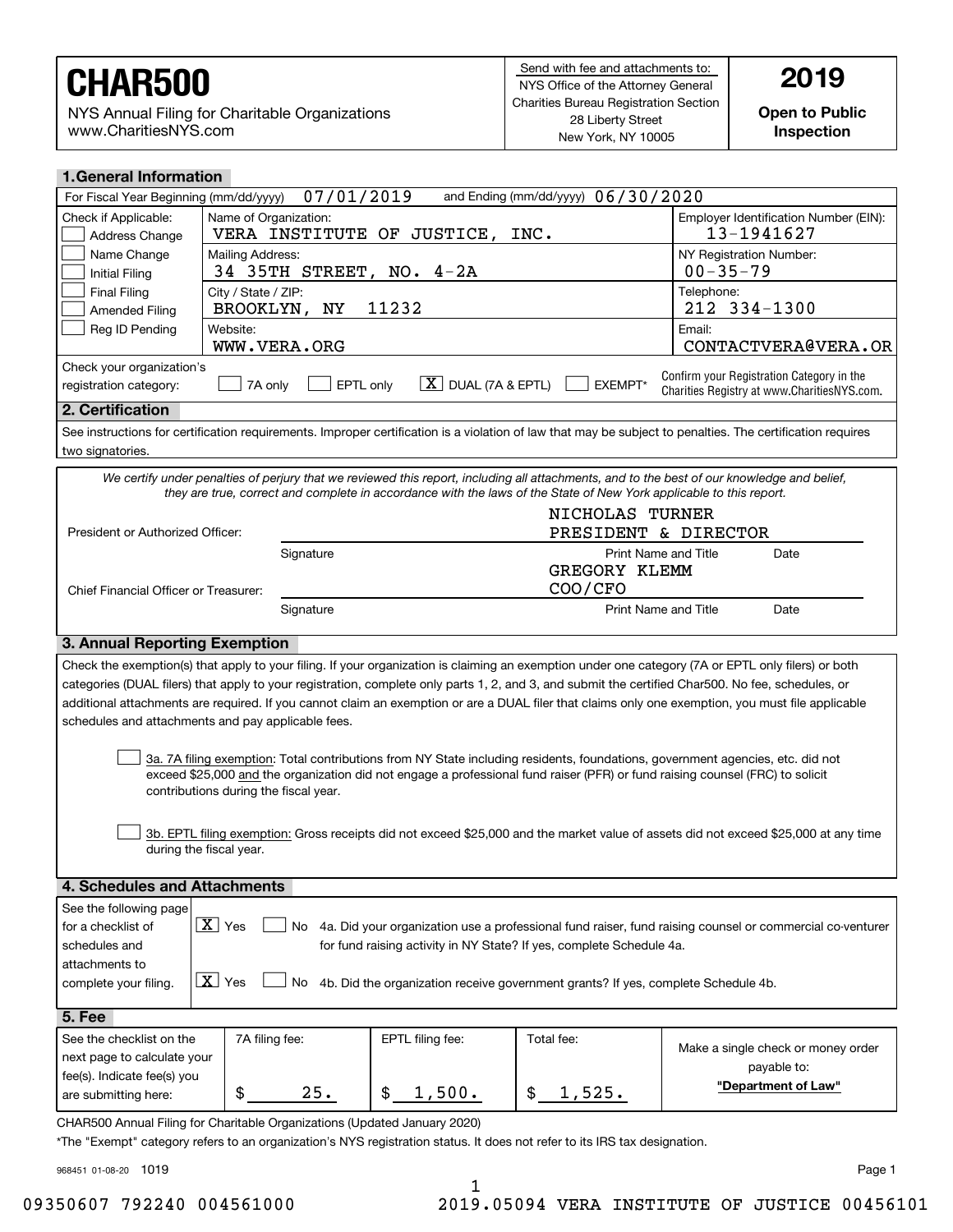# CHAR500

NYS Annual Filing for Charitable Organizations
www.CharitiesNYS.com

Send with fee and attachments to:
NYS Office of the Attorney General
Charities Bureau Registration Section
28 Liberty Street
New York, NY 10005

**2019**

**Open to Public Inspection**

## 1. General Information

For Fiscal Year Beginning (mm/dd/yyyy) 07/01/2019 and Ending (mm/dd/yyyy) 06/30/2020

| Check if Applicable: | Name of Organization: | Employer Identification Number (EIN): |
|---|---|---|
| ☐ Address Change | VERA INSTITUTE OF JUSTICE, INC. | 13-1941627 |
| ☐ Name Change ☐ Initial Filing | Mailing Address: 34 35TH STREET, NO. 4-2A | NY Registration Number: 00-35-79 |
| ☐ Final Filing ☐ Amended Filing | City / State / ZIP: BROOKLYN, NY 11232 | Telephone: 212 334-1300 |
| ☐ Reg ID Pending | Website: WWW.VERA.ORG | Email: CONTACTVERA@VERA.OR |

Check your organization's registration category: ☐ 7A only ☐ EPTL only ☒ DUAL (7A & EPTL) ☐ EXEMPT*

Confirm your Registration Category in the Charities Registry at www.CharitiesNYS.com.

## 2. Certification

See instructions for certification requirements. Improper certification is a violation of law that may be subject to penalties. The certification requires two signatories.

*We certify under penalties of perjury that we reviewed this report, including all attachments, and to the best of our knowledge and belief, they are true, correct and complete in accordance with the laws of the State of New York applicable to this report.*

President or Authorized Officer: ______ Signature    NICHOLAS TURNER PRESIDENT & DIRECTOR (Print Name and Title)    Date

Chief Financial Officer or Treasurer: ______ Signature    GREGORY KLEMM COO/CFO (Print Name and Title)    Date

## 3. Annual Reporting Exemption

Check the exemption(s) that apply to your filing. If your organization is claiming an exemption under one category (7A or EPTL only filers) or both categories (DUAL filers) that apply to your registration, complete only parts 1, 2, and 3, and submit the certified Char500. No fee, schedules, or additional attachments are required. If you cannot claim an exemption or are a DUAL filer that claims only one exemption, you must file applicable schedules and attachments and pay applicable fees.

☐ 3a. 7A filing exemption: Total contributions from NY State including residents, foundations, government agencies, etc. did not exceed $25,000 and the organization did not engage a professional fund raiser (PFR) or fund raising counsel (FRC) to solicit contributions during the fiscal year.

☐ 3b. EPTL filing exemption: Gross receipts did not exceed $25,000 and the market value of assets did not exceed $25,000 at any time during the fiscal year.

## 4. Schedules and Attachments

See the following page for a checklist of schedules and attachments to complete your filing.

☒ Yes ☐ No 4a. Did your organization use a professional fund raiser, fund raising counsel or commercial co-venturer for fund raising activity in NY State? If yes, complete Schedule 4a.

☒ Yes ☐ No 4b. Did the organization receive government grants? If yes, complete Schedule 4b.

## 5. Fee

| See the checklist on the next page to calculate your fee(s). Indicate fee(s) you are submitting here: | 7A filing fee: | EPTL filing fee: | Total fee: | Make a single check or money order payable to: |
|---|---|---|---|---|
| | $ 25. | $ 1,500. | $ 1,525. | **"Department of Law"** |

CHAR500 Annual Filing for Charitable Organizations (Updated January 2020)

*The "Exempt" category refers to an organization's NYS registration status. It does not refer to its IRS tax designation.

968451 01-08-20 1019

09350607 792240 004561000 2019.05094 VERA INSTITUTE OF JUSTICE 00456101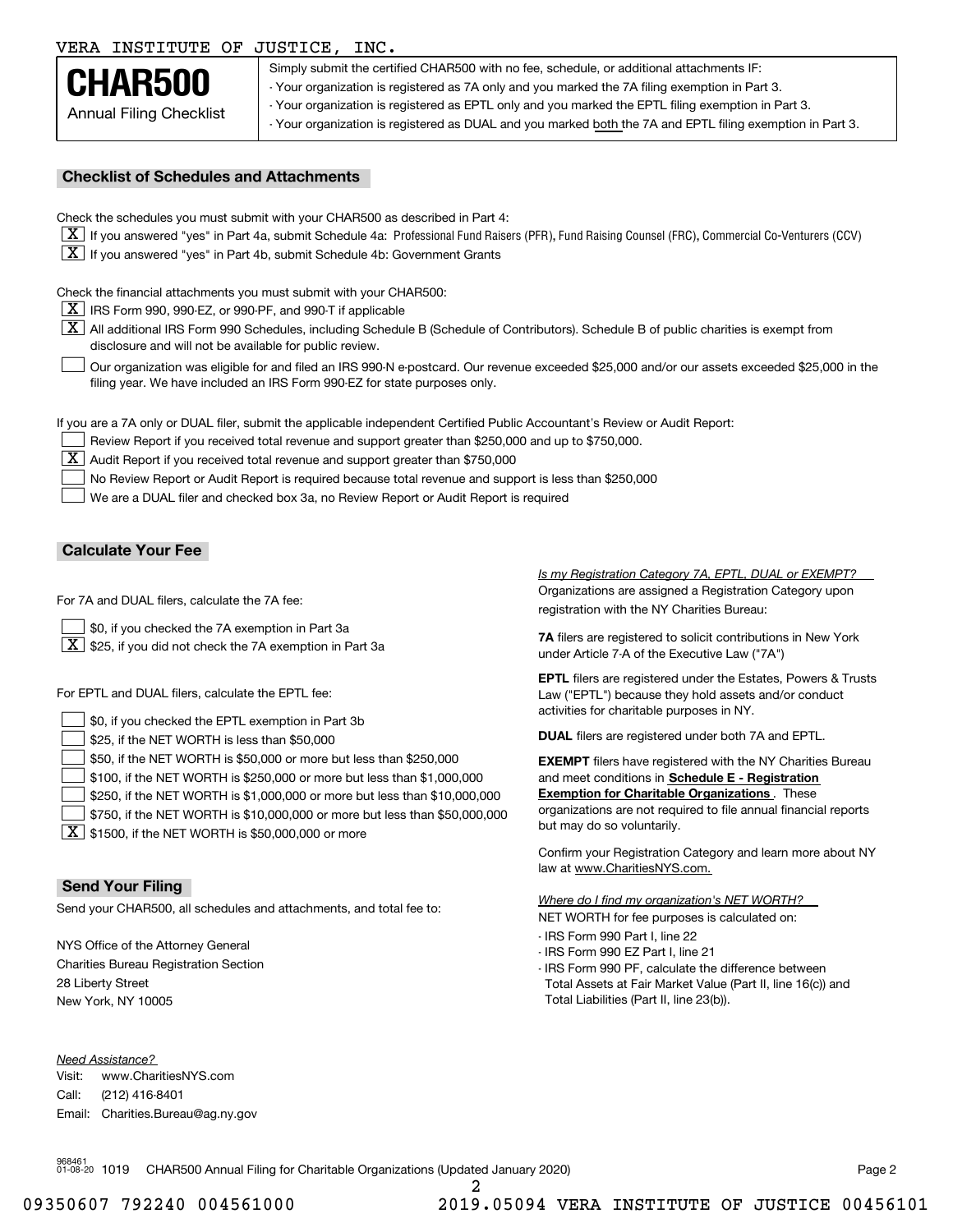VERA INSTITUTE OF JUSTICE, INC.

# CHAR500

Annual Filing Checklist

Simply submit the certified CHAR500 with no fee, schedule, or additional attachments IF:
- Your organization is registered as 7A only and you marked the 7A filing exemption in Part 3.
- Your organization is registered as EPTL only and you marked the EPTL filing exemption in Part 3.
- Your organization is registered as DUAL and you marked both the 7A and EPTL filing exemption in Part 3.

## Checklist of Schedules and Attachments

Check the schedules you must submit with your CHAR500 as described in Part 4:

- [X] If you answered "yes" in Part 4a, submit Schedule 4a: Professional Fund Raisers (PFR), Fund Raising Counsel (FRC), Commercial Co-Venturers (CCV)
- [X] If you answered "yes" in Part 4b, submit Schedule 4b: Government Grants

Check the financial attachments you must submit with your CHAR500:

- [X] IRS Form 990, 990-EZ, or 990-PF, and 990-T if applicable
- [X] All additional IRS Form 990 Schedules, including Schedule B (Schedule of Contributors). Schedule B of public charities is exempt from disclosure and will not be available for public review.
- [ ] Our organization was eligible for and filed an IRS 990-N e-postcard. Our revenue exceeded $25,000 and/or our assets exceeded $25,000 in the filing year. We have included an IRS Form 990-EZ for state purposes only.

If you are a 7A only or DUAL filer, submit the applicable independent Certified Public Accountant's Review or Audit Report:

- [ ] Review Report if you received total revenue and support greater than $250,000 and up to $750,000.
- [X] Audit Report if you received total revenue and support greater than $750,000
- [ ] No Review Report or Audit Report is required because total revenue and support is less than $250,000
- [ ] We are a DUAL filer and checked box 3a, no Review Report or Audit Report is required

## Calculate Your Fee

For 7A and DUAL filers, calculate the 7A fee:

- [ ] $0, if you checked the 7A exemption in Part 3a
- [X] $25, if you did not check the 7A exemption in Part 3a

For EPTL and DUAL filers, calculate the EPTL fee:

- [ ] $0, if you checked the EPTL exemption in Part 3b
- [ ] $25, if the NET WORTH is less than $50,000
- [ ] $50, if the NET WORTH is $50,000 or more but less than $250,000
- [ ] $100, if the NET WORTH is $250,000 or more but less than $1,000,000
- [ ] $250, if the NET WORTH is $1,000,000 or more but less than $10,000,000
- [ ] $750, if the NET WORTH is $10,000,000 or more but less than $50,000,000
- [X] $1500, if the NET WORTH is $50,000,000 or more

*Is my Registration Category 7A, EPTL, DUAL or EXEMPT?*

Organizations are assigned a Registration Category upon registration with the NY Charities Bureau:

**7A** filers are registered to solicit contributions in New York under Article 7-A of the Executive Law ("7A")

**EPTL** filers are registered under the Estates, Powers & Trusts Law ("EPTL") because they hold assets and/or conduct activities for charitable purposes in NY.

**DUAL** filers are registered under both 7A and EPTL.

**EXEMPT** filers have registered with the NY Charities Bureau and meet conditions in **Schedule E - Registration Exemption for Charitable Organizations**. These organizations are not required to file annual financial reports but may do so voluntarily.

Confirm your Registration Category and learn more about NY law at www.CharitiesNYS.com.

*Where do I find my organization's NET WORTH?*

NET WORTH for fee purposes is calculated on:
- IRS Form 990 Part I, line 22
- IRS Form 990 EZ Part I, line 21
- IRS Form 990 PF, calculate the difference between Total Assets at Fair Market Value (Part II, line 16(c)) and Total Liabilities (Part II, line 23(b)).

## Send Your Filing

Send your CHAR500, all schedules and attachments, and total fee to:

NYS Office of the Attorney General
Charities Bureau Registration Section
28 Liberty Street
New York, NY 10005

*Need Assistance?*

Visit: www.CharitiesNYS.com
Call: (212) 416-8401
Email: Charities.Bureau@ag.ny.gov

968461 01-08-20 1019 CHAR500 Annual Filing for Charitable Organizations (Updated January 2020)

09350607 792240 004561000 2019.05094 VERA INSTITUTE OF JUSTICE 00456101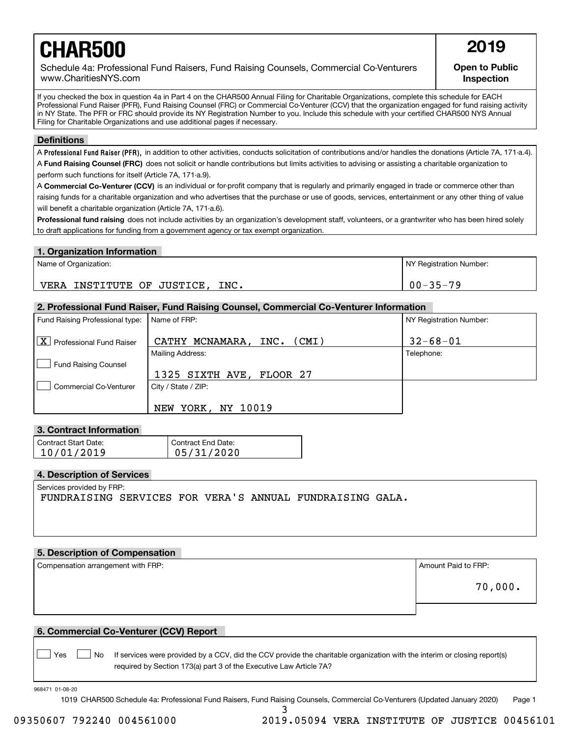# CHAR500

Schedule 4a: Professional Fund Raisers, Fund Raising Counsels, Commercial Co-Venturers
www.CharitiesNYS.com

**2019**

**Open to Public Inspection**

If you checked the box in question 4a in Part 4 on the CHAR500 Annual Filing for Charitable Organizations, complete this schedule for EACH Professional Fund Raiser (PFR), Fund Raising Counsel (FRC) or Commercial Co-Venturer (CCV) that the organization engaged for fund raising activity in NY State. The PFR or FRC should provide its NY Registration Number to you. Include this schedule with your certified CHAR500 NYS Annual Filing for Charitable Organizations and use additional pages if necessary.

## Definitions

A **Professional Fund Raiser (PFR)**, in addition to other activities, conducts solicitation of contributions and/or handles the donations (Article 7A, 171-a.4).

A **Fund Raising Counsel (FRC)** does not solicit or handle contributions but limits activities to advising or assisting a charitable organization to perform such functions for itself (Article 7A, 171-a.9).

A **Commercial Co-Venturer (CCV)** is an individual or for-profit company that is regularly and primarily engaged in trade or commerce other than raising funds for a charitable organization and who advertises that the purchase or use of goods, services, entertainment or any other thing of value will benefit a charitable organization (Article 7A, 171-a.6).

**Professional fund raising** does not include activities by an organization's development staff, volunteers, or a grantwriter who has been hired solely to draft applications for funding from a government agency or tax exempt organization.

## 1. Organization Information

| Name of Organization: | NY Registration Number: |
|---|---|
| VERA INSTITUTE OF JUSTICE, INC. | 00-35-79 |

## 2. Professional Fund Raiser, Fund Raising Counsel, Commercial Co-Venturer Information

| Fund Raising Professional type: | Name of FRP: | NY Registration Number: |
|---|---|---|
| [X] Professional Fund Raiser | CATHY MCNAMARA, INC. (CMI) | 32-68-01 |
| [ ] Fund Raising Counsel | Mailing Address: 1325 SIXTH AVE, FLOOR 27 | Telephone: |
| [ ] Commercial Co-Venturer | City / State / ZIP: NEW YORK, NY 10019 | |

## 3. Contract Information

| Contract Start Date: | Contract End Date: |
|---|---|
| 10/01/2019 | 05/31/2020 |

## 4. Description of Services

Services provided by FRP:

FUNDRAISING SERVICES FOR VERA'S ANNUAL FUNDRAISING GALA.

## 5. Description of Compensation

| Compensation arrangement with FRP: | Amount Paid to FRP: |
|---|---|
| | 70,000. |

## 6. Commercial Co-Venturer (CCV) Report

[ ] Yes [ ] No If services were provided by a CCV, did the CCV provide the charitable organization with the interim or closing report(s) required by Section 173(a) part 3 of the Executive Law Article 7A?

968471 01-08-20

1019 CHAR500 Schedule 4a: Professional Fund Raisers, Fund Raising Counsels, Commercial Co-Venturers (Updated January 2020)

09350607 792240 004561000 2019.05094 VERA INSTITUTE OF JUSTICE 00456101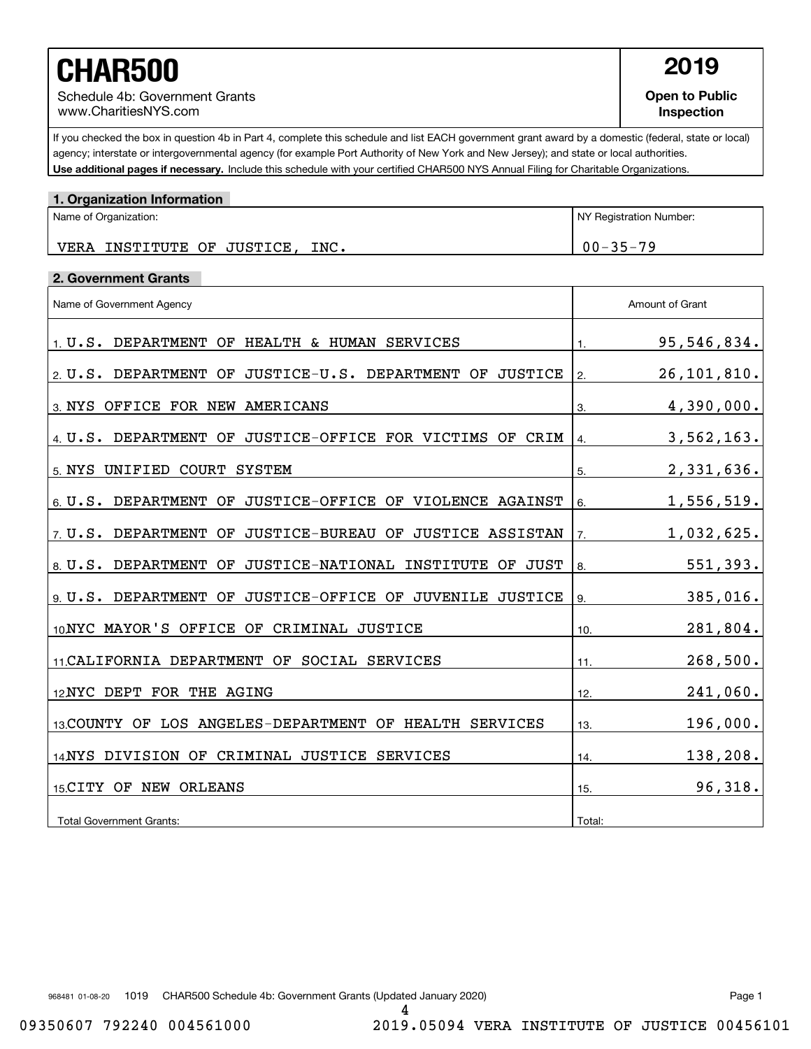# CHAR500

Schedule 4b: Government Grants
www.CharitiesNYS.com

**2019**

**Open to Public Inspection**

If you checked the box in question 4b in Part 4, complete this schedule and list EACH government grant award by a domestic (federal, state or local) agency; interstate or intergovernmental agency (for example Port Authority of New York and New Jersey); and state or local authorities. **Use additional pages if necessary.** Include this schedule with your certified CHAR500 NYS Annual Filing for Charitable Organizations.

## 1. Organization Information

| Name of Organization: | NY Registration Number: |
|---|---|
| VERA INSTITUTE OF JUSTICE, INC. | 00-35-79 |

## 2. Government Grants

| Name of Government Agency | Amount of Grant |
|---|---|
| 1. U.S. DEPARTMENT OF HEALTH & HUMAN SERVICES | 1. 95,546,834. |
| 2. U.S. DEPARTMENT OF JUSTICE-U.S. DEPARTMENT OF JUSTICE | 2. 26,101,810. |
| 3. NYS OFFICE FOR NEW AMERICANS | 3. 4,390,000. |
| 4. U.S. DEPARTMENT OF JUSTICE-OFFICE FOR VICTIMS OF CRIM | 4. 3,562,163. |
| 5. NYS UNIFIED COURT SYSTEM | 5. 2,331,636. |
| 6. U.S. DEPARTMENT OF JUSTICE-OFFICE OF VIOLENCE AGAINST | 6. 1,556,519. |
| 7. U.S. DEPARTMENT OF JUSTICE-BUREAU OF JUSTICE ASSISTAN | 7. 1,032,625. |
| 8. U.S. DEPARTMENT OF JUSTICE-NATIONAL INSTITUTE OF JUST | 8. 551,393. |
| 9. U.S. DEPARTMENT OF JUSTICE-OFFICE OF JUVENILE JUSTICE | 9. 385,016. |
| 10. NYC MAYOR'S OFFICE OF CRIMINAL JUSTICE | 10. 281,804. |
| 11. CALIFORNIA DEPARTMENT OF SOCIAL SERVICES | 11. 268,500. |
| 12. NYC DEPT FOR THE AGING | 12. 241,060. |
| 13. COUNTY OF LOS ANGELES-DEPARTMENT OF HEALTH SERVICES | 13. 196,000. |
| 14. NYS DIVISION OF CRIMINAL JUSTICE SERVICES | 14. 138,208. |
| 15. CITY OF NEW ORLEANS | 15. 96,318. |
| Total Government Grants: | Total: |

968481 01-08-20 1019 CHAR500 Schedule 4b: Government Grants (Updated January 2020)

09350607 792240 004561000 2019.05094 VERA INSTITUTE OF JUSTICE 00456101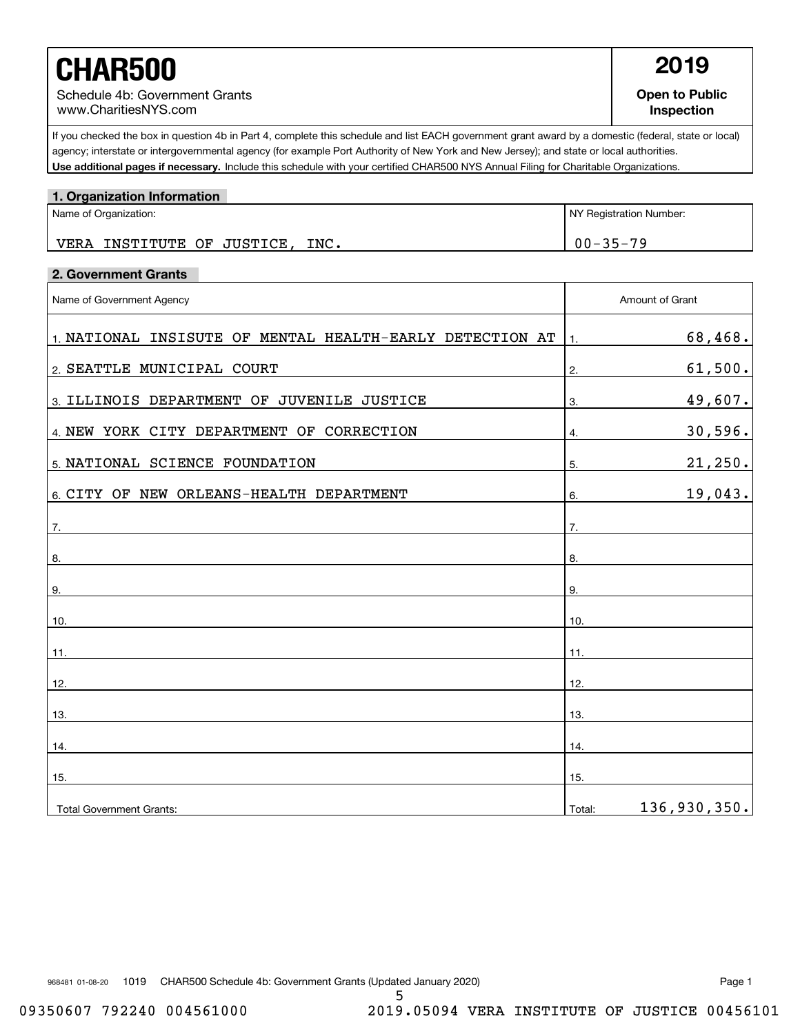# CHAR500

Schedule 4b: Government Grants
www.CharitiesNYS.com

**2019**

**Open to Public Inspection**

If you checked the box in question 4b in Part 4, complete this schedule and list EACH government grant award by a domestic (federal, state or local) agency; interstate or intergovernmental agency (for example Port Authority of New York and New Jersey); and state or local authorities.
**Use additional pages if necessary.** Include this schedule with your certified CHAR500 NYS Annual Filing for Charitable Organizations.

## 1. Organization Information

| Name of Organization: | NY Registration Number: |
|---|---|
| VERA INSTITUTE OF JUSTICE, INC. | 00-35-79 |

## 2. Government Grants

| Name of Government Agency | Amount of Grant |
|---|---|
| 1. NATIONAL INSISUTE OF MENTAL HEALTH-EARLY DETECTION AT | 1. 68,468. |
| 2. SEATTLE MUNICIPAL COURT | 2. 61,500. |
| 3. ILLINOIS DEPARTMENT OF JUVENILE JUSTICE | 3. 49,607. |
| 4. NEW YORK CITY DEPARTMENT OF CORRECTION | 4. 30,596. |
| 5. NATIONAL SCIENCE FOUNDATION | 5. 21,250. |
| 6. CITY OF NEW ORLEANS-HEALTH DEPARTMENT | 6. 19,043. |
| 7. | 7. |
| 8. | 8. |
| 9. | 9. |
| 10. | 10. |
| 11. | 11. |
| 12. | 12. |
| 13. | 13. |
| 14. | 14. |
| 15. | 15. |
| Total Government Grants: | Total: 136,930,350. |

968481 01-08-20 1019 CHAR500 Schedule 4b: Government Grants (Updated January 2020)

09350607 792240 004561000 2019.05094 VERA INSTITUTE OF JUSTICE 00456101